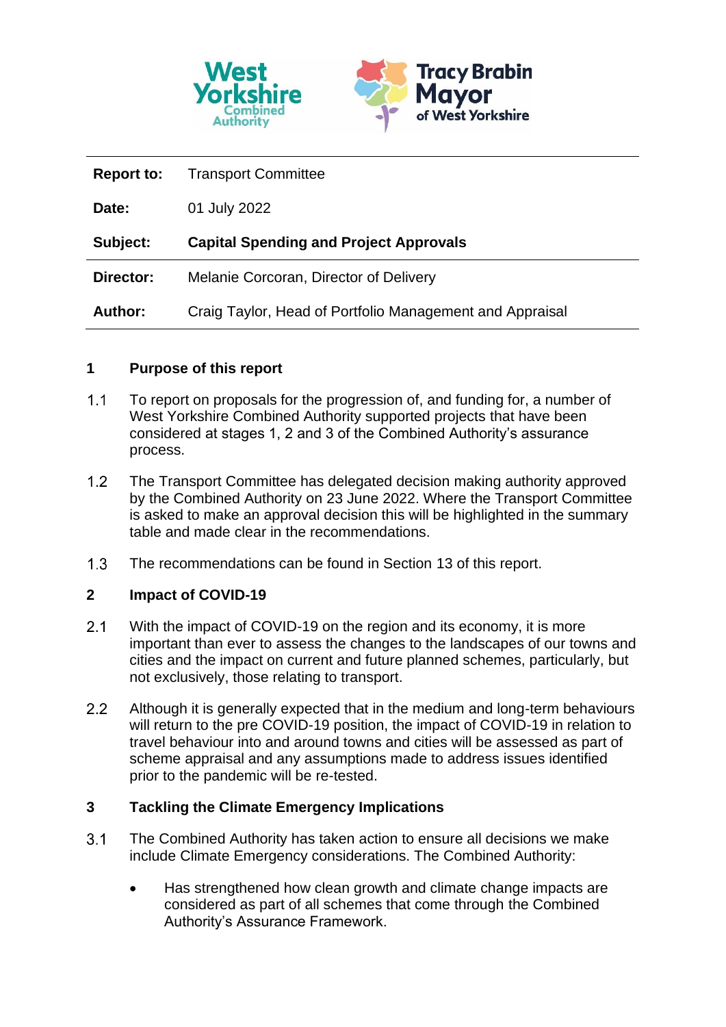| | |
|---|---|
| **Report to:** | Transport Committee |
| **Date:** | 01 July 2022 |
| **Subject:** | **Capital Spending and Project Approvals** |
| **Director:** | Melanie Corcoran, Director of Delivery |
| **Author:** | Craig Taylor, Head of Portfolio Management and Appraisal |

## 1 Purpose of this report

1.1 To report on proposals for the progression of, and funding for, a number of West Yorkshire Combined Authority supported projects that have been considered at stages 1, 2 and 3 of the Combined Authority's assurance process.

1.2 The Transport Committee has delegated decision making authority approved by the Combined Authority on 23 June 2022. Where the Transport Committee is asked to make an approval decision this will be highlighted in the summary table and made clear in the recommendations.

1.3 The recommendations can be found in Section 13 of this report.

## 2 Impact of COVID-19

2.1 With the impact of COVID-19 on the region and its economy, it is more important than ever to assess the changes to the landscapes of our towns and cities and the impact on current and future planned schemes, particularly, but not exclusively, those relating to transport.

2.2 Although it is generally expected that in the medium and long-term behaviours will return to the pre COVID-19 position, the impact of COVID-19 in relation to travel behaviour into and around towns and cities will be assessed as part of scheme appraisal and any assumptions made to address issues identified prior to the pandemic will be re-tested.

## 3 Tackling the Climate Emergency Implications

3.1 The Combined Authority has taken action to ensure all decisions we make include Climate Emergency considerations. The Combined Authority:

- Has strengthened how clean growth and climate change impacts are considered as part of all schemes that come through the Combined Authority's Assurance Framework.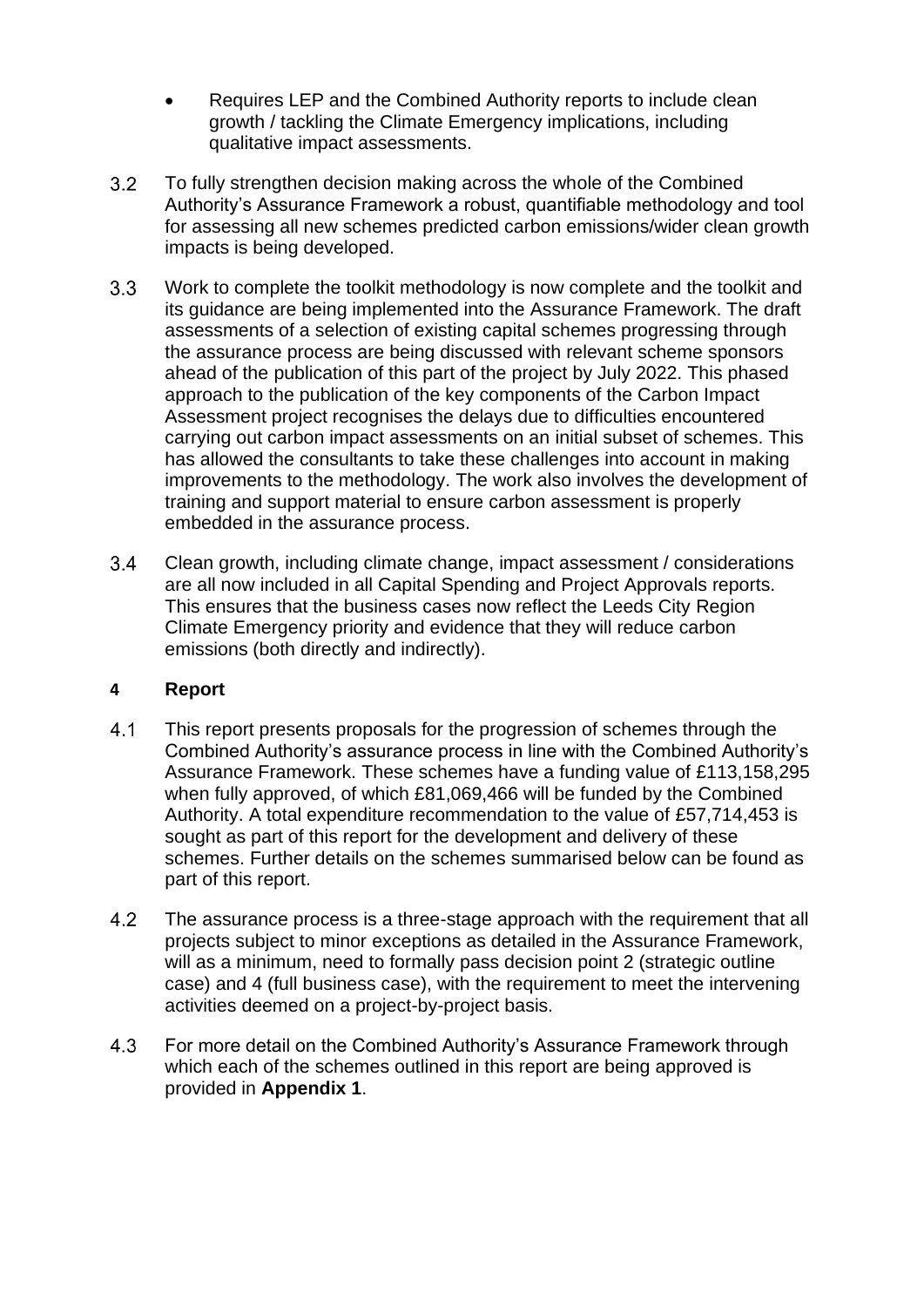- Requires LEP and the Combined Authority reports to include clean growth / tackling the Climate Emergency implications, including qualitative impact assessments.

3.2 To fully strengthen decision making across the whole of the Combined Authority's Assurance Framework a robust, quantifiable methodology and tool for assessing all new schemes predicted carbon emissions/wider clean growth impacts is being developed.

3.3 Work to complete the toolkit methodology is now complete and the toolkit and its guidance are being implemented into the Assurance Framework. The draft assessments of a selection of existing capital schemes progressing through the assurance process are being discussed with relevant scheme sponsors ahead of the publication of this part of the project by July 2022. This phased approach to the publication of the key components of the Carbon Impact Assessment project recognises the delays due to difficulties encountered carrying out carbon impact assessments on an initial subset of schemes. This has allowed the consultants to take these challenges into account in making improvements to the methodology. The work also involves the development of training and support material to ensure carbon assessment is properly embedded in the assurance process.

3.4 Clean growth, including climate change, impact assessment / considerations are all now included in all Capital Spending and Project Approvals reports. This ensures that the business cases now reflect the Leeds City Region Climate Emergency priority and evidence that they will reduce carbon emissions (both directly and indirectly).

## 4 Report

4.1 This report presents proposals for the progression of schemes through the Combined Authority's assurance process in line with the Combined Authority's Assurance Framework. These schemes have a funding value of £113,158,295 when fully approved, of which £81,069,466 will be funded by the Combined Authority. A total expenditure recommendation to the value of £57,714,453 is sought as part of this report for the development and delivery of these schemes. Further details on the schemes summarised below can be found as part of this report.

4.2 The assurance process is a three-stage approach with the requirement that all projects subject to minor exceptions as detailed in the Assurance Framework, will as a minimum, need to formally pass decision point 2 (strategic outline case) and 4 (full business case), with the requirement to meet the intervening activities deemed on a project-by-project basis.

4.3 For more detail on the Combined Authority's Assurance Framework through which each of the schemes outlined in this report are being approved is provided in **Appendix 1**.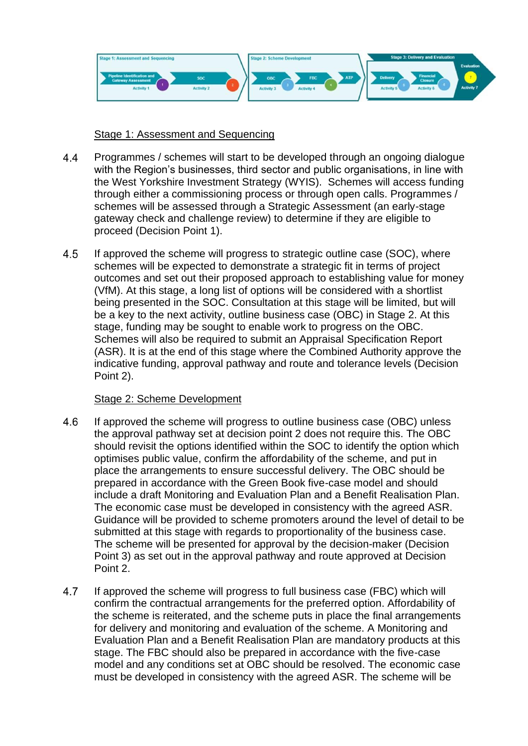Stage 1: Assessment and Sequencing

Stage 2: Scheme Development

Stage 3: Delivery and Evaluation

Pipeline Identification and Gateway Assessment — Activity 1 — SOC — Activity 2 — OBC — Activity 3 — FBC — Activity 4 — ATP — Delivery — Activity 5 — Financial Closure — Activity 6 — Evaluation — Activity 7

<u>Stage 1: Assessment and Sequencing</u>

4.4 Programmes / schemes will start to be developed through an ongoing dialogue with the Region's businesses, third sector and public organisations, in line with the West Yorkshire Investment Strategy (WYIS). Schemes will access funding through either a commissioning process or through open calls. Programmes / schemes will be assessed through a Strategic Assessment (an early-stage gateway check and challenge review) to determine if they are eligible to proceed (Decision Point 1).

4.5 If approved the scheme will progress to strategic outline case (SOC), where schemes will be expected to demonstrate a strategic fit in terms of project outcomes and set out their proposed approach to establishing value for money (VfM). At this stage, a long list of options will be considered with a shortlist being presented in the SOC. Consultation at this stage will be limited, but will be a key to the next activity, outline business case (OBC) in Stage 2. At this stage, funding may be sought to enable work to progress on the OBC. Schemes will also be required to submit an Appraisal Specification Report (ASR). It is at the end of this stage where the Combined Authority approve the indicative funding, approval pathway and route and tolerance levels (Decision Point 2).

<u>Stage 2: Scheme Development</u>

4.6 If approved the scheme will progress to outline business case (OBC) unless the approval pathway set at decision point 2 does not require this. The OBC should revisit the options identified within the SOC to identify the option which optimises public value, confirm the affordability of the scheme, and put in place the arrangements to ensure successful delivery. The OBC should be prepared in accordance with the Green Book five-case model and should include a draft Monitoring and Evaluation Plan and a Benefit Realisation Plan. The economic case must be developed in consistency with the agreed ASR. Guidance will be provided to scheme promoters around the level of detail to be submitted at this stage with regards to proportionality of the business case. The scheme will be presented for approval by the decision-maker (Decision Point 3) as set out in the approval pathway and route approved at Decision Point 2.

4.7 If approved the scheme will progress to full business case (FBC) which will confirm the contractual arrangements for the preferred option. Affordability of the scheme is reiterated, and the scheme puts in place the final arrangements for delivery and monitoring and evaluation of the scheme. A Monitoring and Evaluation Plan and a Benefit Realisation Plan are mandatory products at this stage. The FBC should also be prepared in accordance with the five-case model and any conditions set at OBC should be resolved. The economic case must be developed in consistency with the agreed ASR. The scheme will be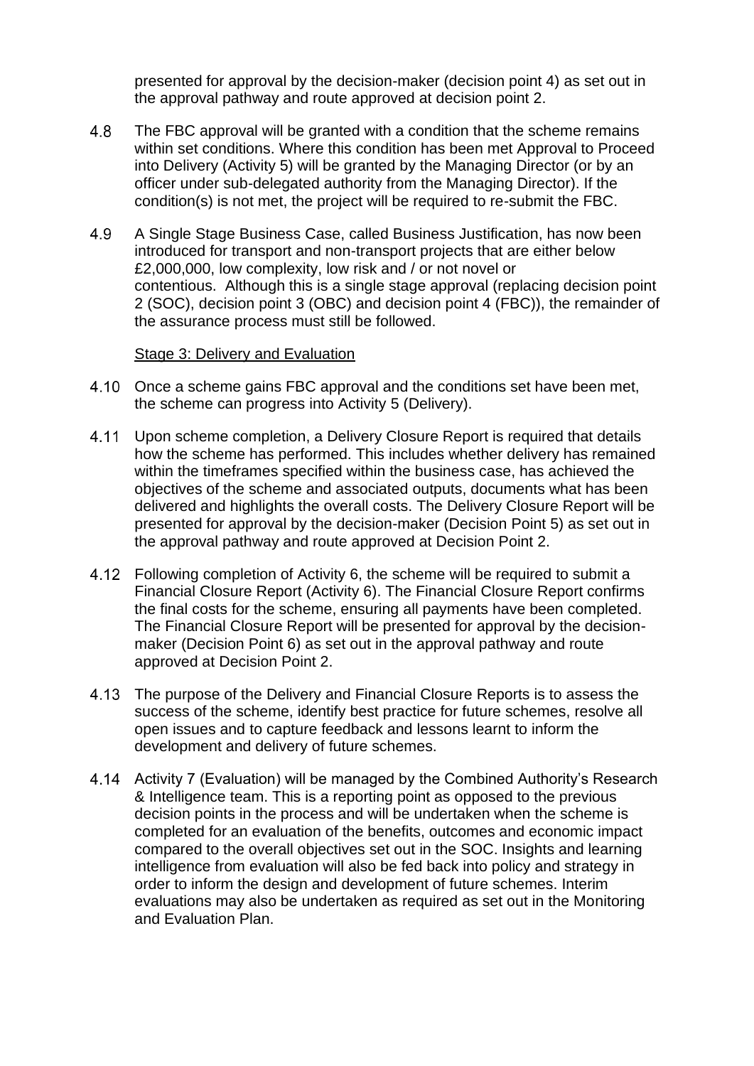presented for approval by the decision-maker (decision point 4) as set out in the approval pathway and route approved at decision point 2.

4.8 The FBC approval will be granted with a condition that the scheme remains within set conditions. Where this condition has been met Approval to Proceed into Delivery (Activity 5) will be granted by the Managing Director (or by an officer under sub-delegated authority from the Managing Director). If the condition(s) is not met, the project will be required to re-submit the FBC.

4.9 A Single Stage Business Case, called Business Justification, has now been introduced for transport and non-transport projects that are either below £2,000,000, low complexity, low risk and / or not novel or contentious. Although this is a single stage approval (replacing decision point 2 (SOC), decision point 3 (OBC) and decision point 4 (FBC)), the remainder of the assurance process must still be followed.

<u>Stage 3: Delivery and Evaluation</u>

4.10 Once a scheme gains FBC approval and the conditions set have been met, the scheme can progress into Activity 5 (Delivery).

4.11 Upon scheme completion, a Delivery Closure Report is required that details how the scheme has performed. This includes whether delivery has remained within the timeframes specified within the business case, has achieved the objectives of the scheme and associated outputs, documents what has been delivered and highlights the overall costs. The Delivery Closure Report will be presented for approval by the decision-maker (Decision Point 5) as set out in the approval pathway and route approved at Decision Point 2.

4.12 Following completion of Activity 6, the scheme will be required to submit a Financial Closure Report (Activity 6). The Financial Closure Report confirms the final costs for the scheme, ensuring all payments have been completed. The Financial Closure Report will be presented for approval by the decision-maker (Decision Point 6) as set out in the approval pathway and route approved at Decision Point 2.

4.13 The purpose of the Delivery and Financial Closure Reports is to assess the success of the scheme, identify best practice for future schemes, resolve all open issues and to capture feedback and lessons learnt to inform the development and delivery of future schemes.

4.14 Activity 7 (Evaluation) will be managed by the Combined Authority's Research & Intelligence team. This is a reporting point as opposed to the previous decision points in the process and will be undertaken when the scheme is completed for an evaluation of the benefits, outcomes and economic impact compared to the overall objectives set out in the SOC. Insights and learning intelligence from evaluation will also be fed back into policy and strategy in order to inform the design and development of future schemes. Interim evaluations may also be undertaken as required as set out in the Monitoring and Evaluation Plan.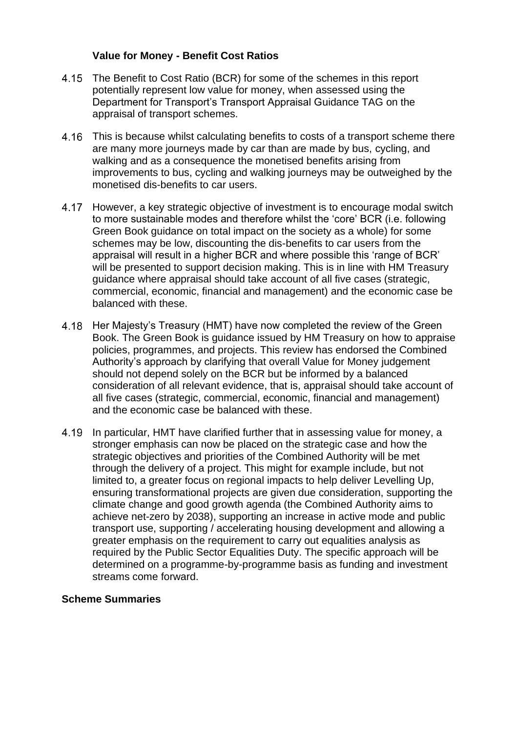**Value for Money - Benefit Cost Ratios**

4.15 The Benefit to Cost Ratio (BCR) for some of the schemes in this report potentially represent low value for money, when assessed using the Department for Transport's Transport Appraisal Guidance TAG on the appraisal of transport schemes.

4.16 This is because whilst calculating benefits to costs of a transport scheme there are many more journeys made by car than are made by bus, cycling, and walking and as a consequence the monetised benefits arising from improvements to bus, cycling and walking journeys may be outweighed by the monetised dis-benefits to car users.

4.17 However, a key strategic objective of investment is to encourage modal switch to more sustainable modes and therefore whilst the 'core' BCR (i.e. following Green Book guidance on total impact on the society as a whole) for some schemes may be low, discounting the dis-benefits to car users from the appraisal will result in a higher BCR and where possible this 'range of BCR' will be presented to support decision making. This is in line with HM Treasury guidance where appraisal should take account of all five cases (strategic, commercial, economic, financial and management) and the economic case be balanced with these.

4.18 Her Majesty's Treasury (HMT) have now completed the review of the Green Book. The Green Book is guidance issued by HM Treasury on how to appraise policies, programmes, and projects. This review has endorsed the Combined Authority's approach by clarifying that overall Value for Money judgement should not depend solely on the BCR but be informed by a balanced consideration of all relevant evidence, that is, appraisal should take account of all five cases (strategic, commercial, economic, financial and management) and the economic case be balanced with these.

4.19 In particular, HMT have clarified further that in assessing value for money, a stronger emphasis can now be placed on the strategic case and how the strategic objectives and priorities of the Combined Authority will be met through the delivery of a project. This might for example include, but not limited to, a greater focus on regional impacts to help deliver Levelling Up, ensuring transformational projects are given due consideration, supporting the climate change and good growth agenda (the Combined Authority aims to achieve net-zero by 2038), supporting an increase in active mode and public transport use, supporting / accelerating housing development and allowing a greater emphasis on the requirement to carry out equalities analysis as required by the Public Sector Equalities Duty. The specific approach will be determined on a programme-by-programme basis as funding and investment streams come forward.

**Scheme Summaries**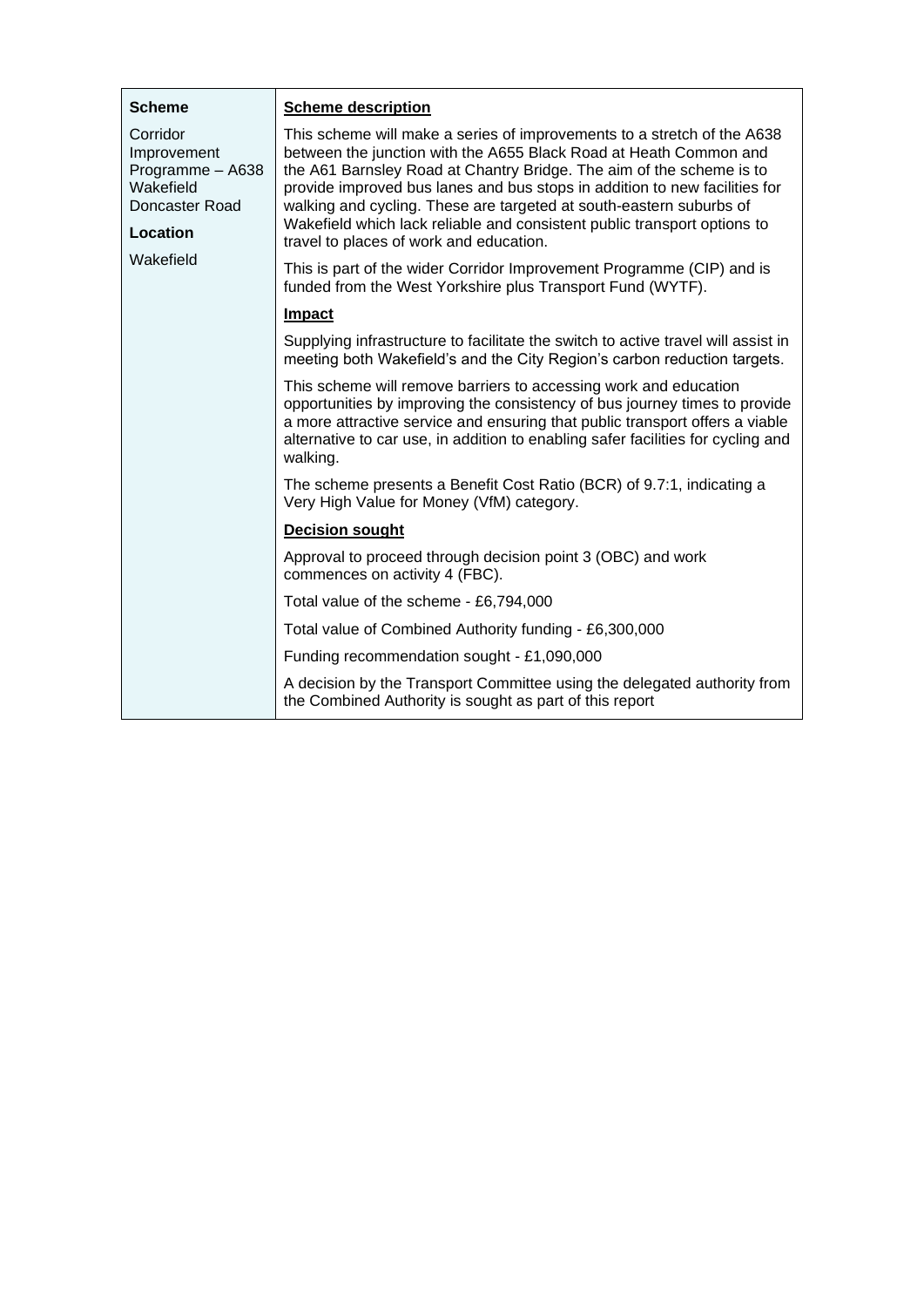| **Scheme** | **Scheme description** |
| --- | --- |
| Corridor Improvement Programme – A638 Wakefield Doncaster Road<br><br>**Location**<br><br>Wakefield | This scheme will make a series of improvements to a stretch of the A638 between the junction with the A655 Black Road at Heath Common and the A61 Barnsley Road at Chantry Bridge. The aim of the scheme is to provide improved bus lanes and bus stops in addition to new facilities for walking and cycling. These are targeted at south-eastern suburbs of Wakefield which lack reliable and consistent public transport options to travel to places of work and education.<br><br>This is part of the wider Corridor Improvement Programme (CIP) and is funded from the West Yorkshire plus Transport Fund (WYTF).<br><br>**Impact**<br><br>Supplying infrastructure to facilitate the switch to active travel will assist in meeting both Wakefield's and the City Region's carbon reduction targets.<br><br>This scheme will remove barriers to accessing work and education opportunities by improving the consistency of bus journey times to provide a more attractive service and ensuring that public transport offers a viable alternative to car use, in addition to enabling safer facilities for cycling and walking.<br><br>The scheme presents a Benefit Cost Ratio (BCR) of 9.7:1, indicating a Very High Value for Money (VfM) category.<br><br>**Decision sought**<br><br>Approval to proceed through decision point 3 (OBC) and work commences on activity 4 (FBC).<br><br>Total value of the scheme - £6,794,000<br><br>Total value of Combined Authority funding - £6,300,000<br><br>Funding recommendation sought - £1,090,000<br><br>A decision by the Transport Committee using the delegated authority from the Combined Authority is sought as part of this report |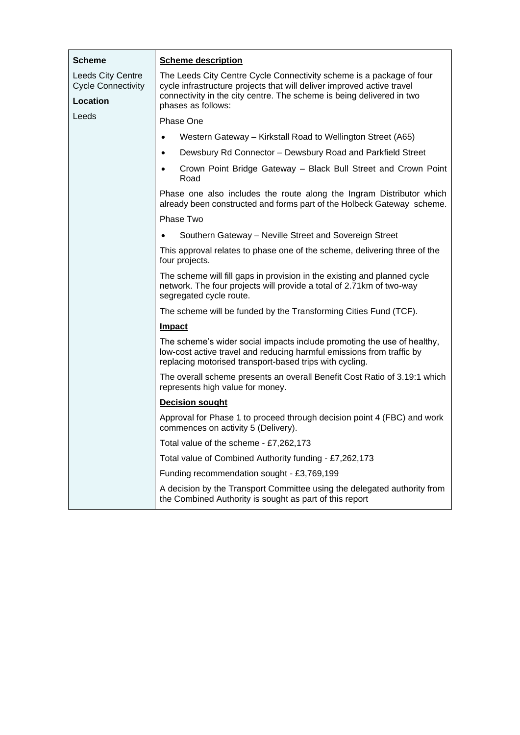| **Scheme** | **<u>Scheme description</u>** |
|---|---|
| Leeds City Centre Cycle Connectivity<br><br>**Location**<br><br>Leeds | The Leeds City Centre Cycle Connectivity scheme is a package of four cycle infrastructure projects that will deliver improved active travel connectivity in the city centre. The scheme is being delivered in two phases as follows:<br><br>Phase One<br><br>• Western Gateway – Kirkstall Road to Wellington Street (A65)<br>• Dewsbury Rd Connector – Dewsbury Road and Parkfield Street<br>• Crown Point Bridge Gateway – Black Bull Street and Crown Point Road<br><br>Phase one also includes the route along the Ingram Distributor which already been constructed and forms part of the Holbeck Gateway scheme.<br><br>Phase Two<br><br>• Southern Gateway – Neville Street and Sovereign Street<br><br>This approval relates to phase one of the scheme, delivering three of the four projects.<br><br>The scheme will fill gaps in provision in the existing and planned cycle network. The four projects will provide a total of 2.71km of two-way segregated cycle route.<br><br>The scheme will be funded by the Transforming Cities Fund (TCF).<br><br>**<u>Impact</u>**<br><br>The scheme's wider social impacts include promoting the use of healthy, low-cost active travel and reducing harmful emissions from traffic by replacing motorised transport-based trips with cycling.<br><br>The overall scheme presents an overall Benefit Cost Ratio of 3.19:1 which represents high value for money.<br><br>**<u>Decision sought</u>**<br><br>Approval for Phase 1 to proceed through decision point 4 (FBC) and work commences on activity 5 (Delivery).<br><br>Total value of the scheme - £7,262,173<br><br>Total value of Combined Authority funding - £7,262,173<br><br>Funding recommendation sought - £3,769,199<br><br>A decision by the Transport Committee using the delegated authority from the Combined Authority is sought as part of this report |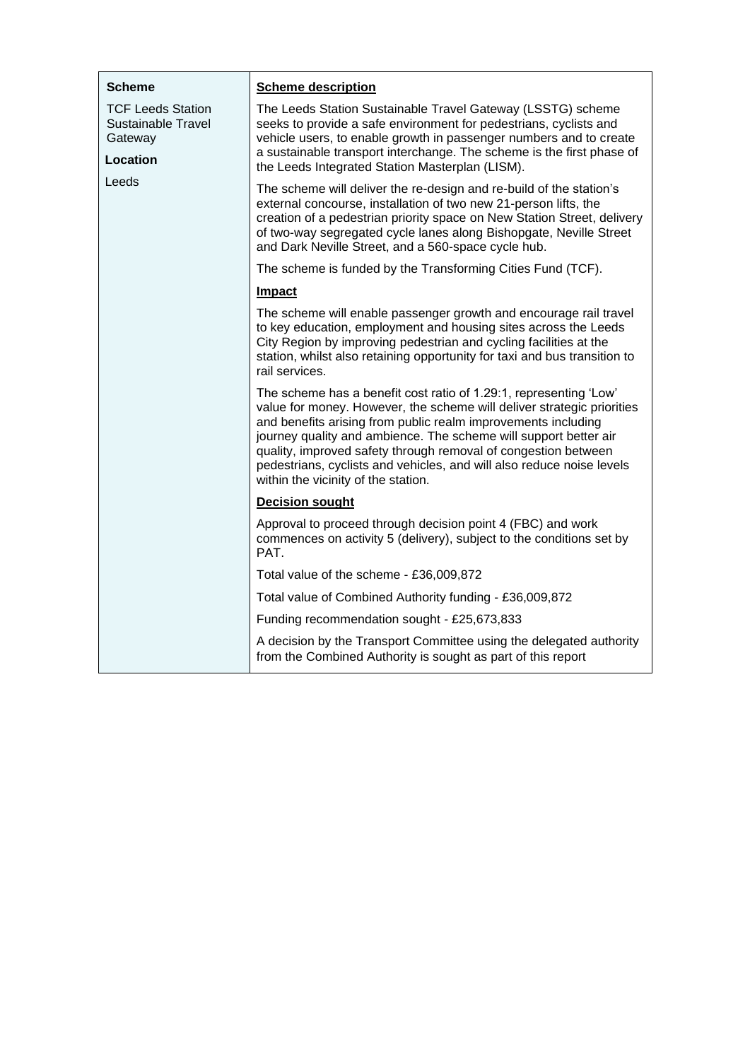| **Scheme** | **Scheme description** |
|---|---|
| TCF Leeds Station Sustainable Travel Gateway<br><br>**Location**<br><br>Leeds | The Leeds Station Sustainable Travel Gateway (LSSTG) scheme seeks to provide a safe environment for pedestrians, cyclists and vehicle users, to enable growth in passenger numbers and to create a sustainable transport interchange. The scheme is the first phase of the Leeds Integrated Station Masterplan (LISM).<br><br>The scheme will deliver the re-design and re-build of the station's external concourse, installation of two new 21-person lifts, the creation of a pedestrian priority space on New Station Street, delivery of two-way segregated cycle lanes along Bishopgate, Neville Street and Dark Neville Street, and a 560-space cycle hub.<br><br>The scheme is funded by the Transforming Cities Fund (TCF).<br><br>**Impact**<br><br>The scheme will enable passenger growth and encourage rail travel to key education, employment and housing sites across the Leeds City Region by improving pedestrian and cycling facilities at the station, whilst also retaining opportunity for taxi and bus transition to rail services.<br><br>The scheme has a benefit cost ratio of 1.29:1, representing 'Low' value for money. However, the scheme will deliver strategic priorities and benefits arising from public realm improvements including journey quality and ambience. The scheme will support better air quality, improved safety through removal of congestion between pedestrians, cyclists and vehicles, and will also reduce noise levels within the vicinity of the station.<br><br>**Decision sought**<br><br>Approval to proceed through decision point 4 (FBC) and work commences on activity 5 (delivery), subject to the conditions set by PAT.<br><br>Total value of the scheme - £36,009,872<br><br>Total value of Combined Authority funding - £36,009,872<br><br>Funding recommendation sought - £25,673,833<br><br>A decision by the Transport Committee using the delegated authority from the Combined Authority is sought as part of this report |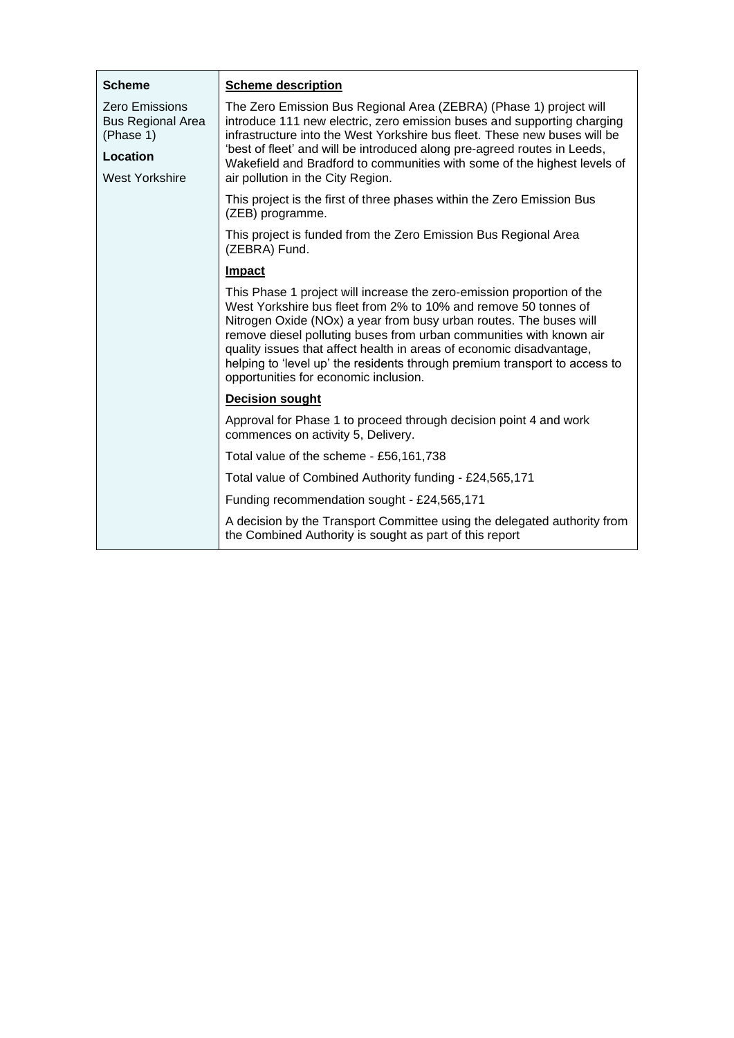| **Scheme** | **Scheme description** |
| --- | --- |
| Zero Emissions Bus Regional Area (Phase 1)<br><br>**Location**<br><br>West Yorkshire | The Zero Emission Bus Regional Area (ZEBRA) (Phase 1) project will introduce 111 new electric, zero emission buses and supporting charging infrastructure into the West Yorkshire bus fleet. These new buses will be 'best of fleet' and will be introduced along pre-agreed routes in Leeds, Wakefield and Bradford to communities with some of the highest levels of air pollution in the City Region.<br><br>This project is the first of three phases within the Zero Emission Bus (ZEB) programme.<br><br>This project is funded from the Zero Emission Bus Regional Area (ZEBRA) Fund.<br><br>**Impact**<br><br>This Phase 1 project will increase the zero-emission proportion of the West Yorkshire bus fleet from 2% to 10% and remove 50 tonnes of Nitrogen Oxide (NOx) a year from busy urban routes. The buses will remove diesel polluting buses from urban communities with known air quality issues that affect health in areas of economic disadvantage, helping to 'level up' the residents through premium transport to access to opportunities for economic inclusion.<br><br>**Decision sought**<br><br>Approval for Phase 1 to proceed through decision point 4 and work commences on activity 5, Delivery.<br><br>Total value of the scheme - £56,161,738<br><br>Total value of Combined Authority funding - £24,565,171<br><br>Funding recommendation sought - £24,565,171<br><br>A decision by the Transport Committee using the delegated authority from the Combined Authority is sought as part of this report |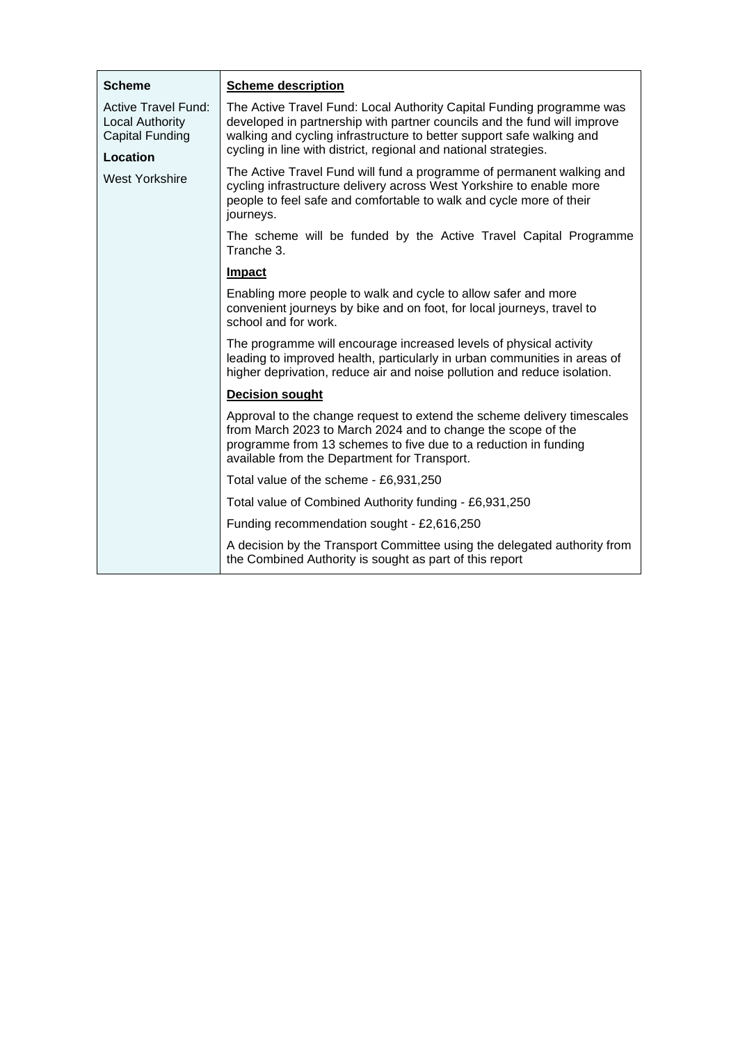| Scheme | Scheme description |
|---|---|
| Active Travel Fund: Local Authority Capital Funding<br><br>**Location**<br><br>West Yorkshire | The Active Travel Fund: Local Authority Capital Funding programme was developed in partnership with partner councils and the fund will improve walking and cycling infrastructure to better support safe walking and cycling in line with district, regional and national strategies.<br><br>The Active Travel Fund will fund a programme of permanent walking and cycling infrastructure delivery across West Yorkshire to enable more people to feel safe and comfortable to walk and cycle more of their journeys.<br><br>The scheme will be funded by the Active Travel Capital Programme Tranche 3.<br><br>**Impact**<br><br>Enabling more people to walk and cycle to allow safer and more convenient journeys by bike and on foot, for local journeys, travel to school and for work.<br><br>The programme will encourage increased levels of physical activity leading to improved health, particularly in urban communities in areas of higher deprivation, reduce air and noise pollution and reduce isolation.<br><br>**Decision sought**<br><br>Approval to the change request to extend the scheme delivery timescales from March 2023 to March 2024 and to change the scope of the programme from 13 schemes to five due to a reduction in funding available from the Department for Transport.<br><br>Total value of the scheme - £6,931,250<br><br>Total value of Combined Authority funding - £6,931,250<br><br>Funding recommendation sought - £2,616,250<br><br>A decision by the Transport Committee using the delegated authority from the Combined Authority is sought as part of this report |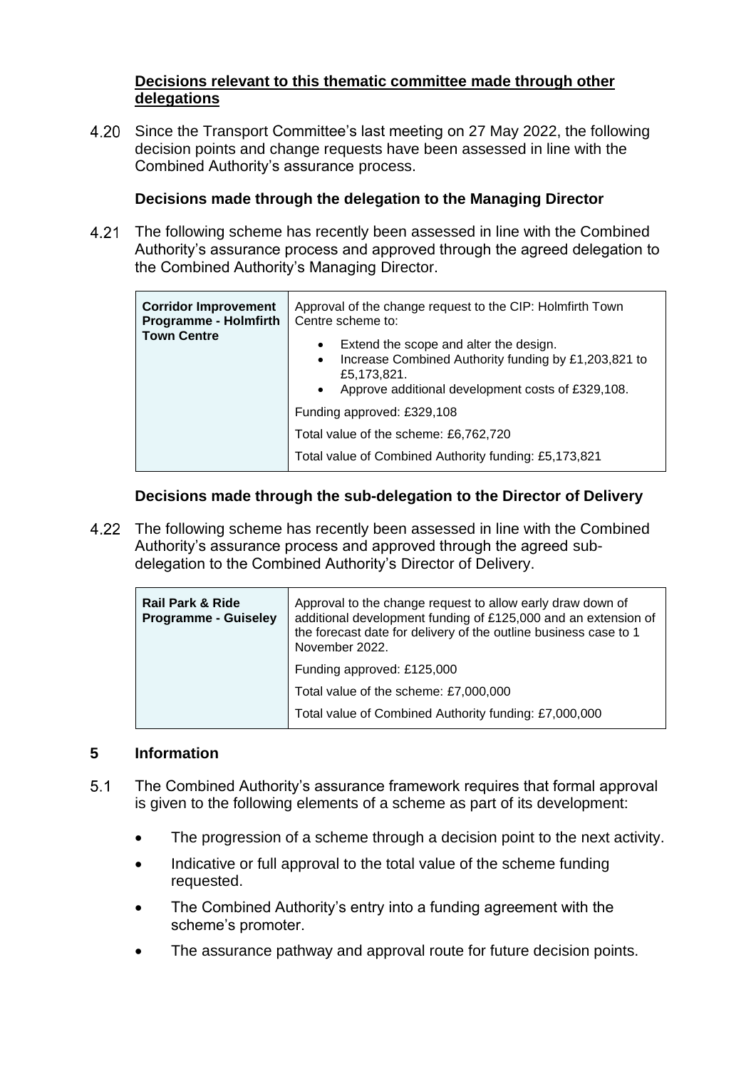**Decisions relevant to this thematic committee made through other delegations**

4.20 Since the Transport Committee's last meeting on 27 May 2022, the following decision points and change requests have been assessed in line with the Combined Authority's assurance process.

### Decisions made through the delegation to the Managing Director

4.21 The following scheme has recently been assessed in line with the Combined Authority's assurance process and approved through the agreed delegation to the Combined Authority's Managing Director.

| **Corridor Improvement Programme - Holmfirth Town Centre** | Approval of the change request to the CIP: Holmfirth Town Centre scheme to:<br>• Extend the scope and alter the design.<br>• Increase Combined Authority funding by £1,203,821 to £5,173,821.<br>• Approve additional development costs of £329,108.<br><br>Funding approved: £329,108<br><br>Total value of the scheme: £6,762,720<br><br>Total value of Combined Authority funding: £5,173,821 |
|---|---|

### Decisions made through the sub-delegation to the Director of Delivery

4.22 The following scheme has recently been assessed in line with the Combined Authority's assurance process and approved through the agreed sub-delegation to the Combined Authority's Director of Delivery.

| **Rail Park & Ride Programme - Guiseley** | Approval to the change request to allow early draw down of additional development funding of £125,000 and an extension of the forecast date for delivery of the outline business case to 1 November 2022.<br><br>Funding approved: £125,000<br><br>Total value of the scheme: £7,000,000<br><br>Total value of Combined Authority funding: £7,000,000 |
|---|---|

## 5 Information

5.1 The Combined Authority's assurance framework requires that formal approval is given to the following elements of a scheme as part of its development:

- The progression of a scheme through a decision point to the next activity.
- Indicative or full approval to the total value of the scheme funding requested.
- The Combined Authority's entry into a funding agreement with the scheme's promoter.
- The assurance pathway and approval route for future decision points.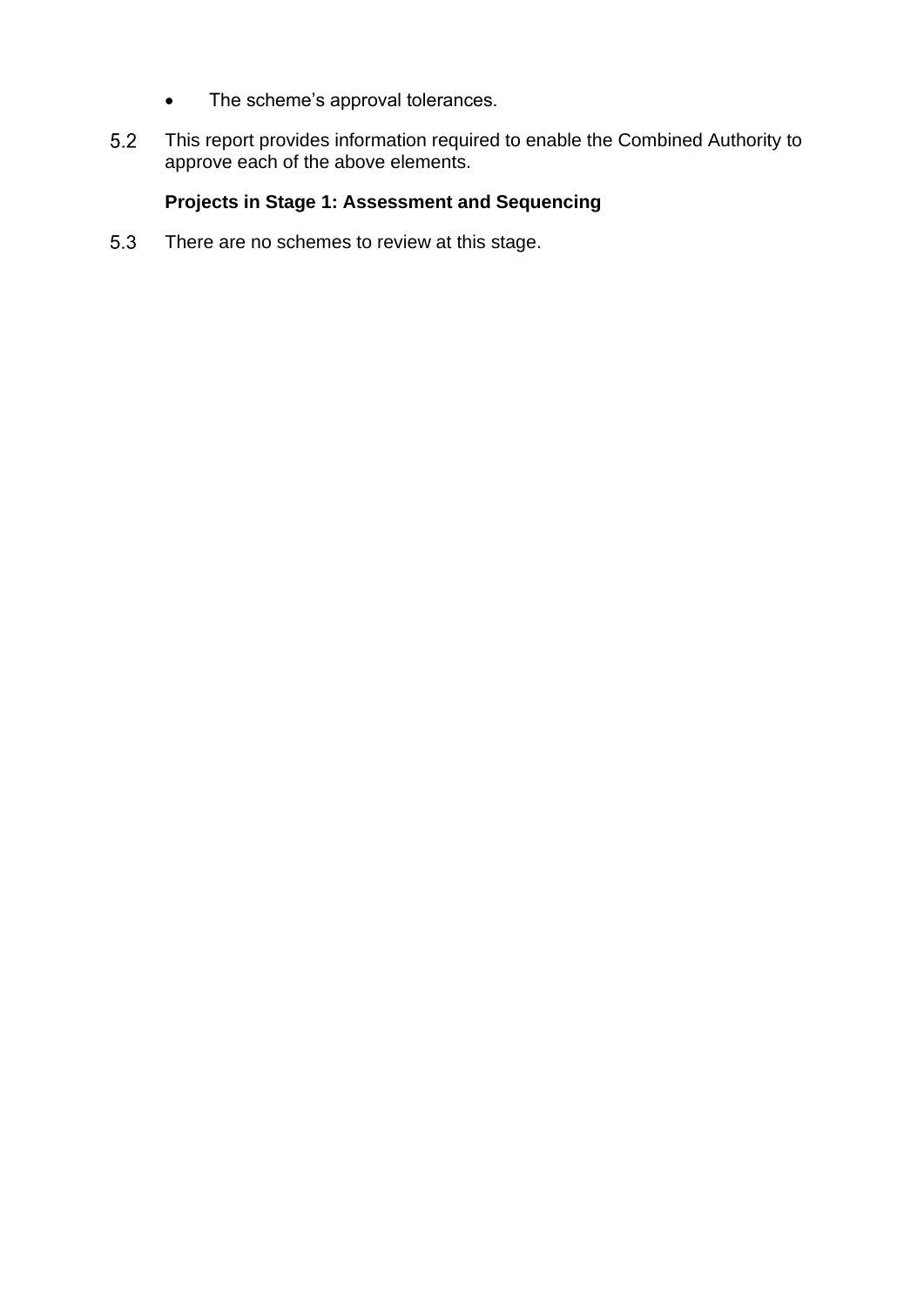- The scheme's approval tolerances.

5.2 This report provides information required to enable the Combined Authority to approve each of the above elements.

**Projects in Stage 1: Assessment and Sequencing**

5.3 There are no schemes to review at this stage.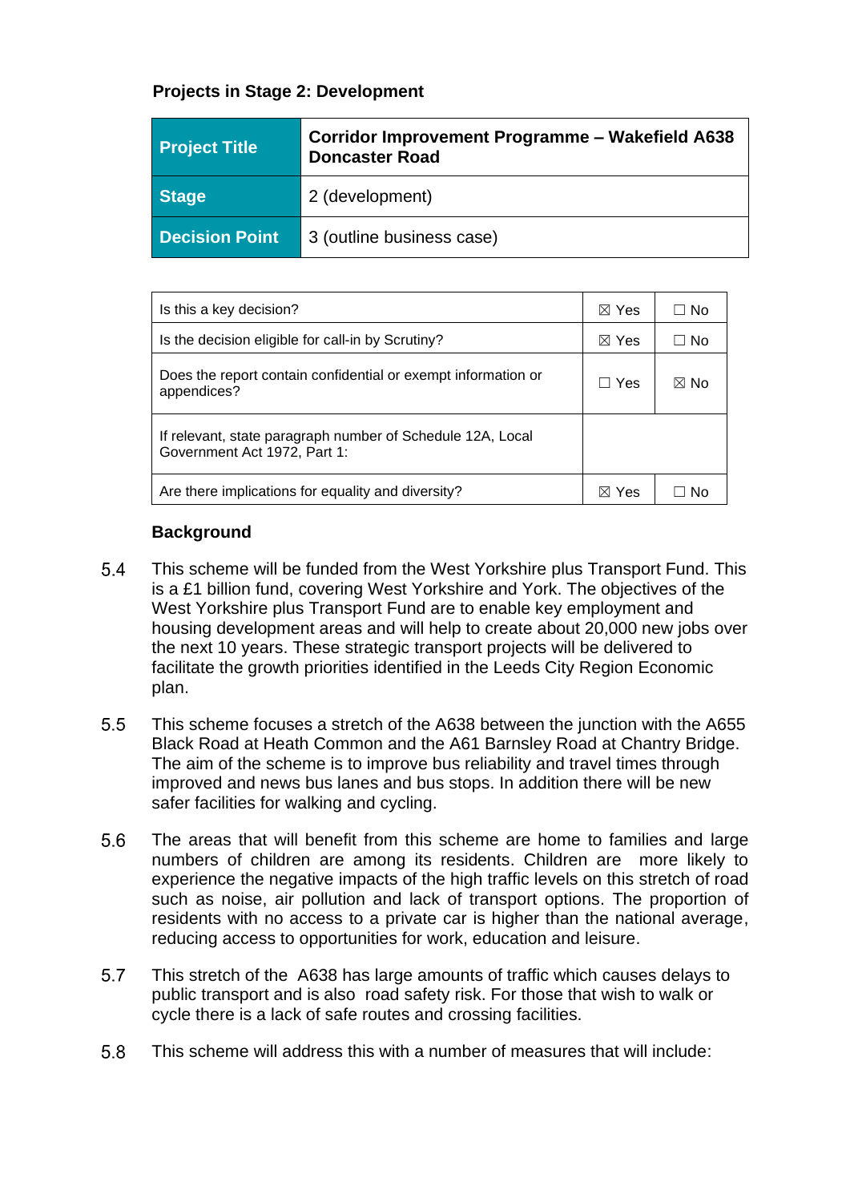**Projects in Stage 2: Development**

| **Project Title** | **Corridor Improvement Programme – Wakefield A638 Doncaster Road** |
|---|---|
| **Stage** | 2 (development) |
| **Decision Point** | 3 (outline business case) |

| | | |
|---|---|---|
| Is this a key decision? | ☒ Yes | ☐ No |
| Is the decision eligible for call-in by Scrutiny? | ☒ Yes | ☐ No |
| Does the report contain confidential or exempt information or appendices? | ☐ Yes | ☒ No |
| If relevant, state paragraph number of Schedule 12A, Local Government Act 1972, Part 1: | | |
| Are there implications for equality and diversity? | ☒ Yes | ☐ No |

**Background**

5.4 This scheme will be funded from the West Yorkshire plus Transport Fund. This is a £1 billion fund, covering West Yorkshire and York. The objectives of the West Yorkshire plus Transport Fund are to enable key employment and housing development areas and will help to create about 20,000 new jobs over the next 10 years. These strategic transport projects will be delivered to facilitate the growth priorities identified in the Leeds City Region Economic plan.

5.5 This scheme focuses a stretch of the A638 between the junction with the A655 Black Road at Heath Common and the A61 Barnsley Road at Chantry Bridge. The aim of the scheme is to improve bus reliability and travel times through improved and news bus lanes and bus stops. In addition there will be new safer facilities for walking and cycling.

5.6 The areas that will benefit from this scheme are home to families and large numbers of children are among its residents. Children are more likely to experience the negative impacts of the high traffic levels on this stretch of road such as noise, air pollution and lack of transport options. The proportion of residents with no access to a private car is higher than the national average, reducing access to opportunities for work, education and leisure.

5.7 This stretch of the A638 has large amounts of traffic which causes delays to public transport and is also road safety risk. For those that wish to walk or cycle there is a lack of safe routes and crossing facilities.

5.8 This scheme will address this with a number of measures that will include: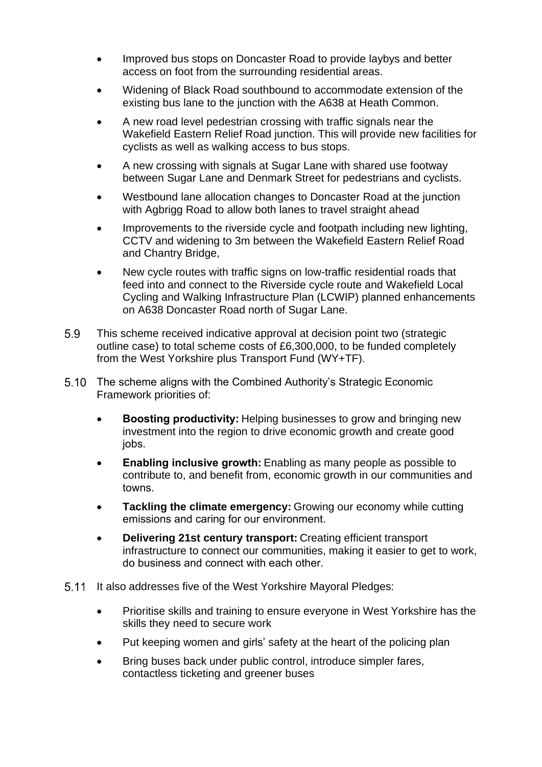- Improved bus stops on Doncaster Road to provide laybys and better access on foot from the surrounding residential areas.
- Widening of Black Road southbound to accommodate extension of the existing bus lane to the junction with the A638 at Heath Common.
- A new road level pedestrian crossing with traffic signals near the Wakefield Eastern Relief Road junction. This will provide new facilities for cyclists as well as walking access to bus stops.
- A new crossing with signals at Sugar Lane with shared use footway between Sugar Lane and Denmark Street for pedestrians and cyclists.
- Westbound lane allocation changes to Doncaster Road at the junction with Agbrigg Road to allow both lanes to travel straight ahead
- Improvements to the riverside cycle and footpath including new lighting, CCTV and widening to 3m between the Wakefield Eastern Relief Road and Chantry Bridge,
- New cycle routes with traffic signs on low-traffic residential roads that feed into and connect to the Riverside cycle route and Wakefield Local Cycling and Walking Infrastructure Plan (LCWIP) planned enhancements on A638 Doncaster Road north of Sugar Lane.

5.9 This scheme received indicative approval at decision point two (strategic outline case) to total scheme costs of £6,300,000, to be funded completely from the West Yorkshire plus Transport Fund (WY+TF).

5.10 The scheme aligns with the Combined Authority's Strategic Economic Framework priorities of:

- **Boosting productivity:** Helping businesses to grow and bringing new investment into the region to drive economic growth and create good jobs.
- **Enabling inclusive growth:** Enabling as many people as possible to contribute to, and benefit from, economic growth in our communities and towns.
- **Tackling the climate emergency:** Growing our economy while cutting emissions and caring for our environment.
- **Delivering 21st century transport:** Creating efficient transport infrastructure to connect our communities, making it easier to get to work, do business and connect with each other.

5.11 It also addresses five of the West Yorkshire Mayoral Pledges:

- Prioritise skills and training to ensure everyone in West Yorkshire has the skills they need to secure work
- Put keeping women and girls' safety at the heart of the policing plan
- Bring buses back under public control, introduce simpler fares, contactless ticketing and greener buses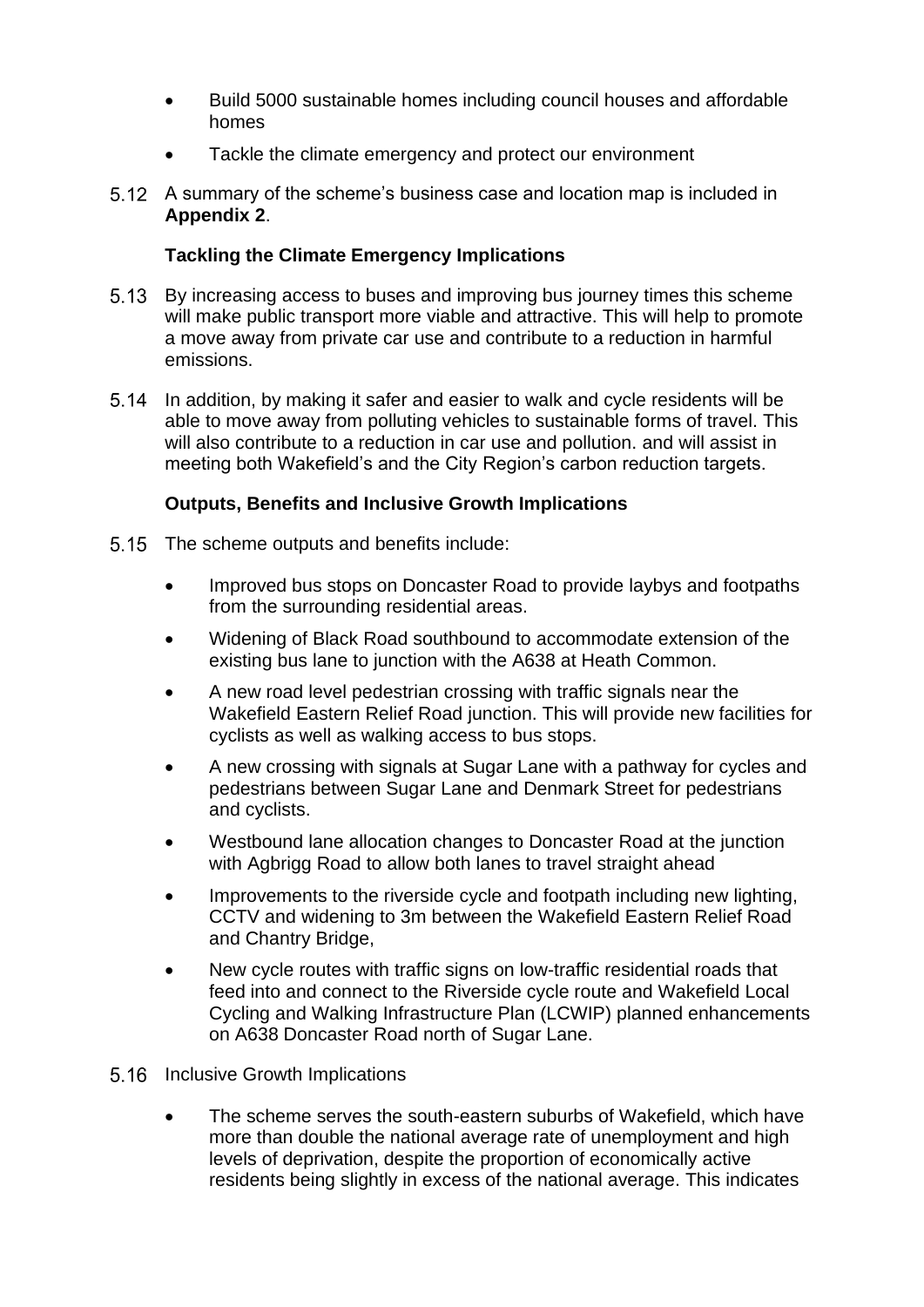- Build 5000 sustainable homes including council houses and affordable homes
- Tackle the climate emergency and protect our environment

5.12 A summary of the scheme's business case and location map is included in **Appendix 2**.

**Tackling the Climate Emergency Implications**

5.13 By increasing access to buses and improving bus journey times this scheme will make public transport more viable and attractive. This will help to promote a move away from private car use and contribute to a reduction in harmful emissions.

5.14 In addition, by making it safer and easier to walk and cycle residents will be able to move away from polluting vehicles to sustainable forms of travel. This will also contribute to a reduction in car use and pollution. and will assist in meeting both Wakefield's and the City Region's carbon reduction targets.

**Outputs, Benefits and Inclusive Growth Implications**

5.15 The scheme outputs and benefits include:

- Improved bus stops on Doncaster Road to provide laybys and footpaths from the surrounding residential areas.
- Widening of Black Road southbound to accommodate extension of the existing bus lane to junction with the A638 at Heath Common.
- A new road level pedestrian crossing with traffic signals near the Wakefield Eastern Relief Road junction. This will provide new facilities for cyclists as well as walking access to bus stops.
- A new crossing with signals at Sugar Lane with a pathway for cycles and pedestrians between Sugar Lane and Denmark Street for pedestrians and cyclists.
- Westbound lane allocation changes to Doncaster Road at the junction with Agbrigg Road to allow both lanes to travel straight ahead
- Improvements to the riverside cycle and footpath including new lighting, CCTV and widening to 3m between the Wakefield Eastern Relief Road and Chantry Bridge,
- New cycle routes with traffic signs on low-traffic residential roads that feed into and connect to the Riverside cycle route and Wakefield Local Cycling and Walking Infrastructure Plan (LCWIP) planned enhancements on A638 Doncaster Road north of Sugar Lane.

5.16 Inclusive Growth Implications

- The scheme serves the south-eastern suburbs of Wakefield, which have more than double the national average rate of unemployment and high levels of deprivation, despite the proportion of economically active residents being slightly in excess of the national average. This indicates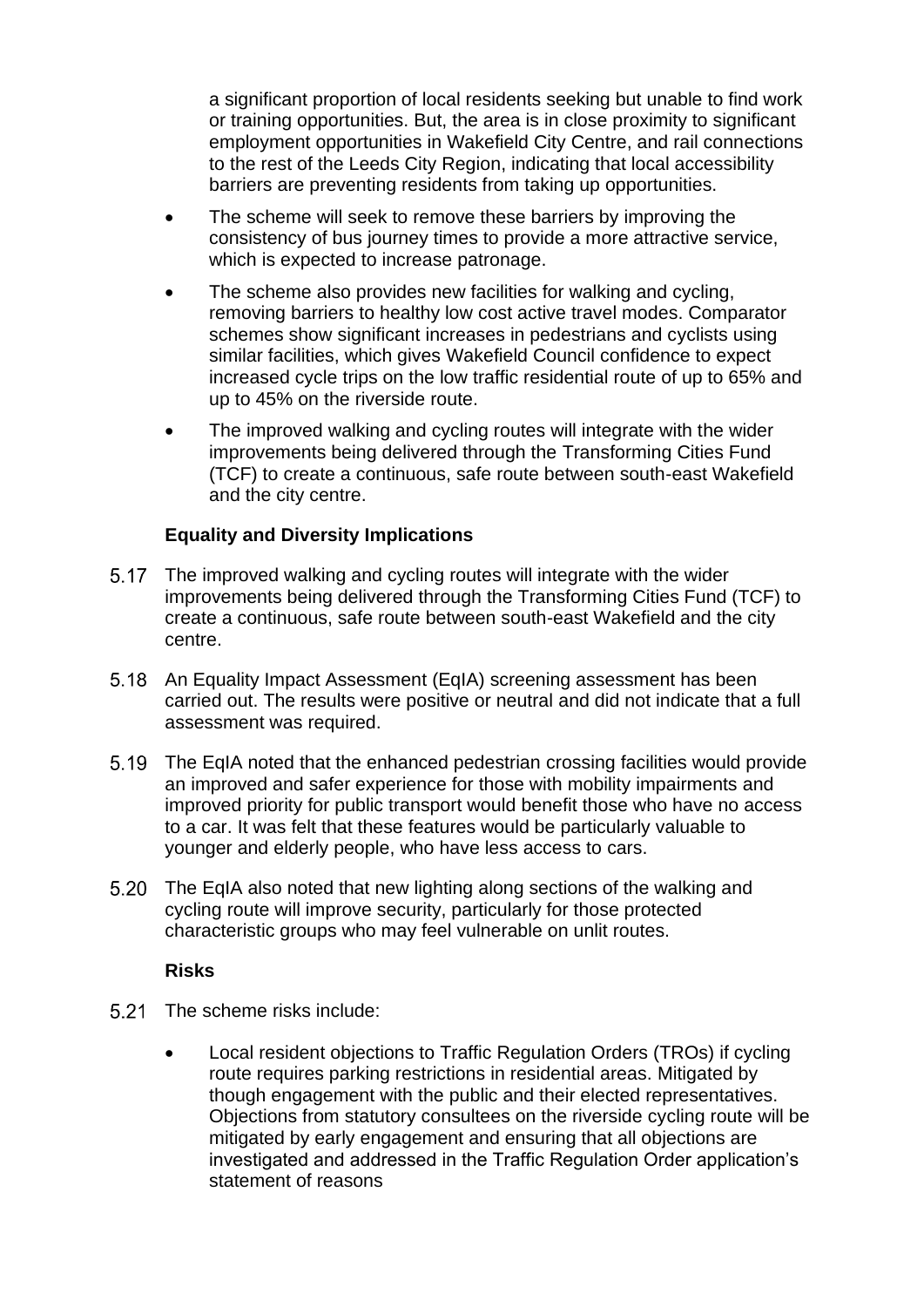a significant proportion of local residents seeking but unable to find work or training opportunities. But, the area is in close proximity to significant employment opportunities in Wakefield City Centre, and rail connections to the rest of the Leeds City Region, indicating that local accessibility barriers are preventing residents from taking up opportunities.

- The scheme will seek to remove these barriers by improving the consistency of bus journey times to provide a more attractive service, which is expected to increase patronage.
- The scheme also provides new facilities for walking and cycling, removing barriers to healthy low cost active travel modes. Comparator schemes show significant increases in pedestrians and cyclists using similar facilities, which gives Wakefield Council confidence to expect increased cycle trips on the low traffic residential route of up to 65% and up to 45% on the riverside route.
- The improved walking and cycling routes will integrate with the wider improvements being delivered through the Transforming Cities Fund (TCF) to create a continuous, safe route between south-east Wakefield and the city centre.

**Equality and Diversity Implications**

5.17 The improved walking and cycling routes will integrate with the wider improvements being delivered through the Transforming Cities Fund (TCF) to create a continuous, safe route between south-east Wakefield and the city centre.

5.18 An Equality Impact Assessment (EqIA) screening assessment has been carried out. The results were positive or neutral and did not indicate that a full assessment was required.

5.19 The EqIA noted that the enhanced pedestrian crossing facilities would provide an improved and safer experience for those with mobility impairments and improved priority for public transport would benefit those who have no access to a car. It was felt that these features would be particularly valuable to younger and elderly people, who have less access to cars.

5.20 The EqIA also noted that new lighting along sections of the walking and cycling route will improve security, particularly for those protected characteristic groups who may feel vulnerable on unlit routes.

**Risks**

5.21 The scheme risks include:

- Local resident objections to Traffic Regulation Orders (TROs) if cycling route requires parking restrictions in residential areas. Mitigated by though engagement with the public and their elected representatives. Objections from statutory consultees on the riverside cycling route will be mitigated by early engagement and ensuring that all objections are investigated and addressed in the Traffic Regulation Order application's statement of reasons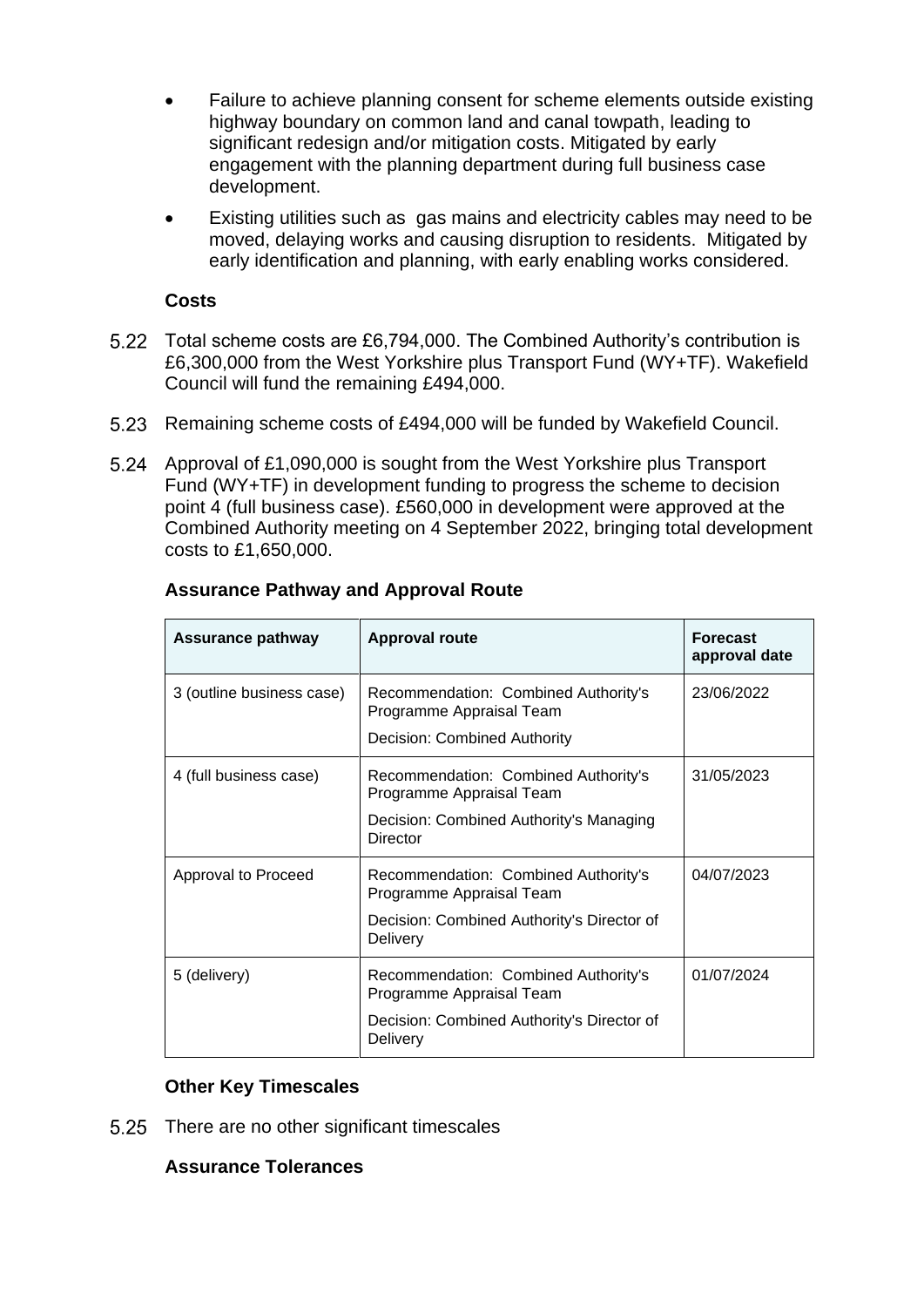- Failure to achieve planning consent for scheme elements outside existing highway boundary on common land and canal towpath, leading to significant redesign and/or mitigation costs. Mitigated by early engagement with the planning department during full business case development.
- Existing utilities such as gas mains and electricity cables may need to be moved, delaying works and causing disruption to residents. Mitigated by early identification and planning, with early enabling works considered.

**Costs**

5.22 Total scheme costs are £6,794,000. The Combined Authority's contribution is £6,300,000 from the West Yorkshire plus Transport Fund (WY+TF). Wakefield Council will fund the remaining £494,000.

5.23 Remaining scheme costs of £494,000 will be funded by Wakefield Council.

5.24 Approval of £1,090,000 is sought from the West Yorkshire plus Transport Fund (WY+TF) in development funding to progress the scheme to decision point 4 (full business case). £560,000 in development were approved at the Combined Authority meeting on 4 September 2022, bringing total development costs to £1,650,000.

**Assurance Pathway and Approval Route**

| Assurance pathway | Approval route | Forecast approval date |
|---|---|---|
| 3 (outline business case) | Recommendation: Combined Authority's Programme Appraisal Team<br>Decision: Combined Authority | 23/06/2022 |
| 4 (full business case) | Recommendation: Combined Authority's Programme Appraisal Team<br>Decision: Combined Authority's Managing Director | 31/05/2023 |
| Approval to Proceed | Recommendation: Combined Authority's Programme Appraisal Team<br>Decision: Combined Authority's Director of Delivery | 04/07/2023 |
| 5 (delivery) | Recommendation: Combined Authority's Programme Appraisal Team<br>Decision: Combined Authority's Director of Delivery | 01/07/2024 |

**Other Key Timescales**

5.25 There are no other significant timescales

**Assurance Tolerances**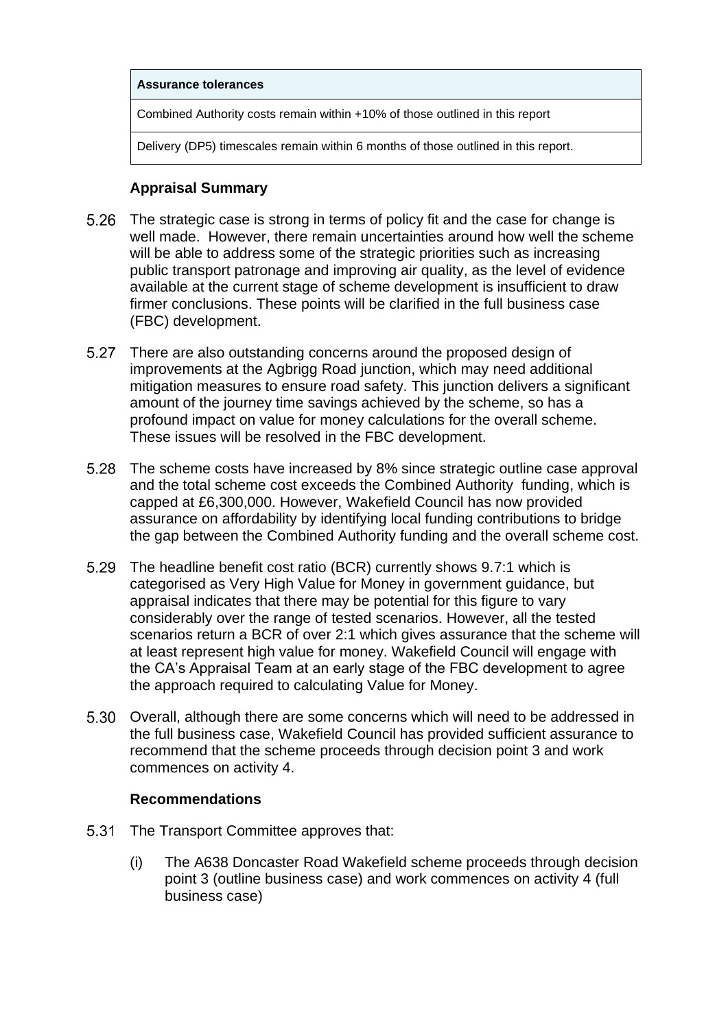| Assurance tolerances |
|---|
| Combined Authority costs remain within +10% of those outlined in this report |
| Delivery (DP5) timescales remain within 6 months of those outlined in this report. |

### Appraisal Summary

5.26 The strategic case is strong in terms of policy fit and the case for change is well made. However, there remain uncertainties around how well the scheme will be able to address some of the strategic priorities such as increasing public transport patronage and improving air quality, as the level of evidence available at the current stage of scheme development is insufficient to draw firmer conclusions. These points will be clarified in the full business case (FBC) development.

5.27 There are also outstanding concerns around the proposed design of improvements at the Agbrigg Road junction, which may need additional mitigation measures to ensure road safety. This junction delivers a significant amount of the journey time savings achieved by the scheme, so has a profound impact on value for money calculations for the overall scheme. These issues will be resolved in the FBC development.

5.28 The scheme costs have increased by 8% since strategic outline case approval and the total scheme cost exceeds the Combined Authority funding, which is capped at £6,300,000. However, Wakefield Council has now provided assurance on affordability by identifying local funding contributions to bridge the gap between the Combined Authority funding and the overall scheme cost.

5.29 The headline benefit cost ratio (BCR) currently shows 9.7:1 which is categorised as Very High Value for Money in government guidance, but appraisal indicates that there may be potential for this figure to vary considerably over the range of tested scenarios. However, all the tested scenarios return a BCR of over 2:1 which gives assurance that the scheme will at least represent high value for money. Wakefield Council will engage with the CA's Appraisal Team at an early stage of the FBC development to agree the approach required to calculating Value for Money.

5.30 Overall, although there are some concerns which will need to be addressed in the full business case, Wakefield Council has provided sufficient assurance to recommend that the scheme proceeds through decision point 3 and work commences on activity 4.

### Recommendations

5.31 The Transport Committee approves that:

(i) The A638 Doncaster Road Wakefield scheme proceeds through decision point 3 (outline business case) and work commences on activity 4 (full business case)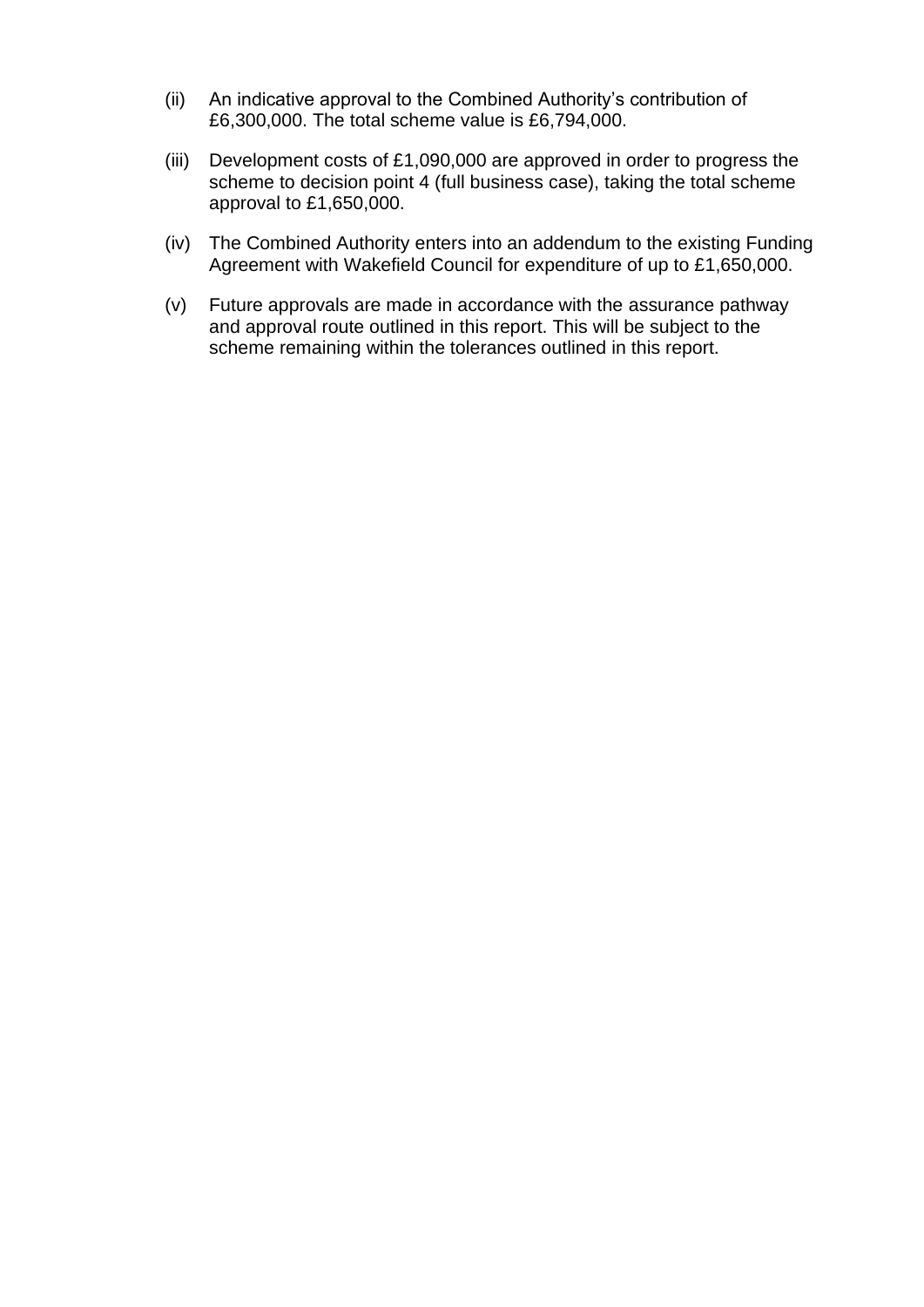(ii) An indicative approval to the Combined Authority's contribution of £6,300,000. The total scheme value is £6,794,000.

(iii) Development costs of £1,090,000 are approved in order to progress the scheme to decision point 4 (full business case), taking the total scheme approval to £1,650,000.

(iv) The Combined Authority enters into an addendum to the existing Funding Agreement with Wakefield Council for expenditure of up to £1,650,000.

(v) Future approvals are made in accordance with the assurance pathway and approval route outlined in this report. This will be subject to the scheme remaining within the tolerances outlined in this report.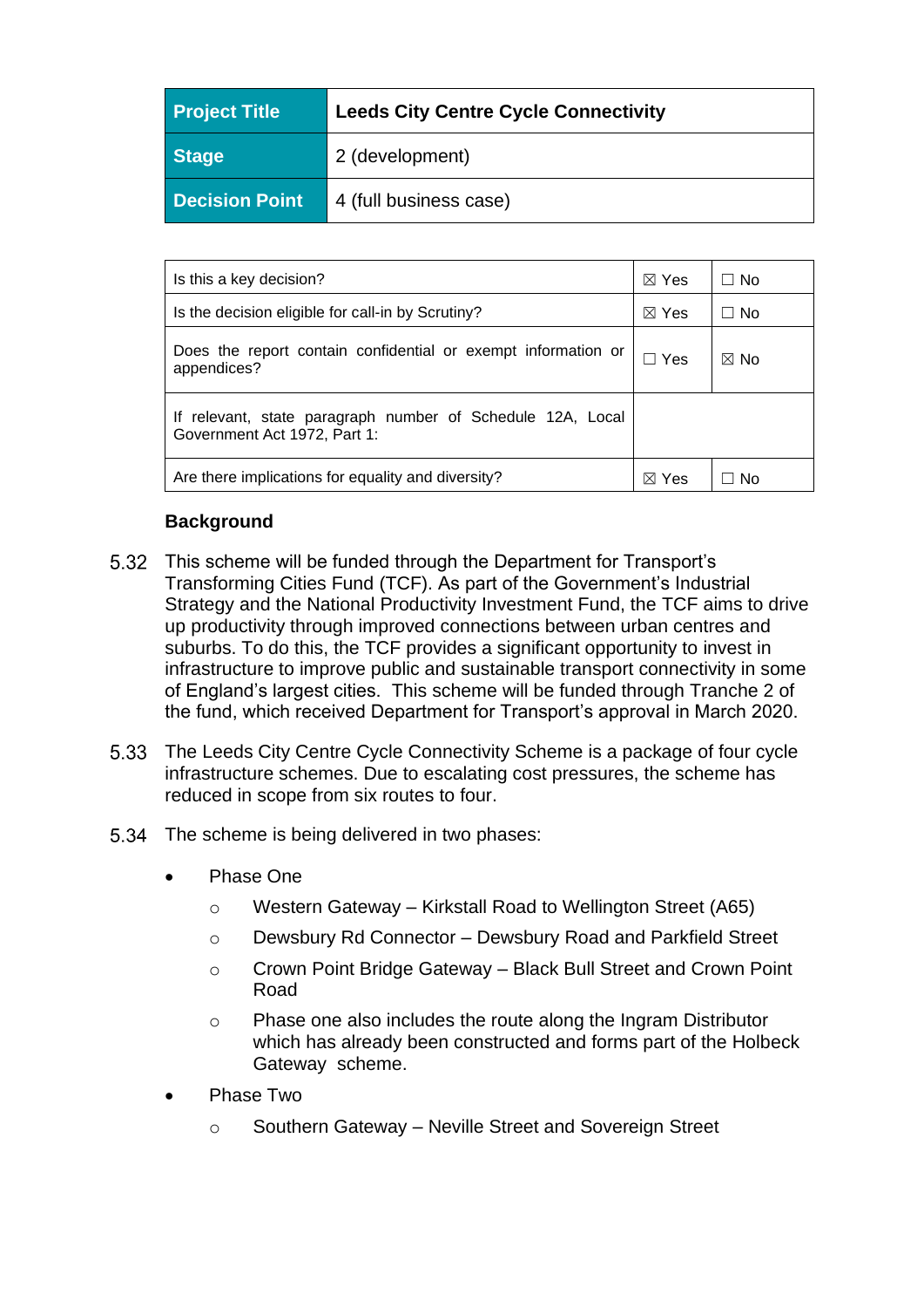| Project Title | Leeds City Centre Cycle Connectivity |
| --- | --- |
| Stage | 2 (development) |
| Decision Point | 4 (full business case) |

| | | |
| --- | --- | --- |
| Is this a key decision? | ☒ Yes | ☐ No |
| Is the decision eligible for call-in by Scrutiny? | ☒ Yes | ☐ No |
| Does the report contain confidential or exempt information or appendices? | ☐ Yes | ☒ No |
| If relevant, state paragraph number of Schedule 12A, Local Government Act 1972, Part 1: | | |
| Are there implications for equality and diversity? | ☒ Yes | ☐ No |

### Background

5.32 This scheme will be funded through the Department for Transport's Transforming Cities Fund (TCF). As part of the Government's Industrial Strategy and the National Productivity Investment Fund, the TCF aims to drive up productivity through improved connections between urban centres and suburbs. To do this, the TCF provides a significant opportunity to invest in infrastructure to improve public and sustainable transport connectivity in some of England's largest cities. This scheme will be funded through Tranche 2 of the fund, which received Department for Transport's approval in March 2020.

5.33 The Leeds City Centre Cycle Connectivity Scheme is a package of four cycle infrastructure schemes. Due to escalating cost pressures, the scheme has reduced in scope from six routes to four.

5.34 The scheme is being delivered in two phases:

- Phase One
  - Western Gateway – Kirkstall Road to Wellington Street (A65)
  - Dewsbury Rd Connector – Dewsbury Road and Parkfield Street
  - Crown Point Bridge Gateway – Black Bull Street and Crown Point Road
  - Phase one also includes the route along the Ingram Distributor which has already been constructed and forms part of the Holbeck Gateway scheme.
- Phase Two
  - Southern Gateway – Neville Street and Sovereign Street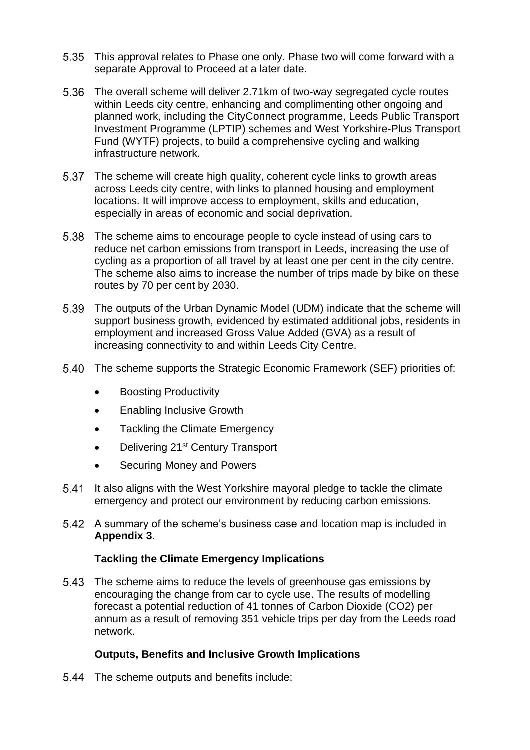5.35 This approval relates to Phase one only. Phase two will come forward with a separate Approval to Proceed at a later date.

5.36 The overall scheme will deliver 2.71km of two-way segregated cycle routes within Leeds city centre, enhancing and complimenting other ongoing and planned work, including the CityConnect programme, Leeds Public Transport Investment Programme (LPTIP) schemes and West Yorkshire-Plus Transport Fund (WYTF) projects, to build a comprehensive cycling and walking infrastructure network.

5.37 The scheme will create high quality, coherent cycle links to growth areas across Leeds city centre, with links to planned housing and employment locations. It will improve access to employment, skills and education, especially in areas of economic and social deprivation.

5.38 The scheme aims to encourage people to cycle instead of using cars to reduce net carbon emissions from transport in Leeds, increasing the use of cycling as a proportion of all travel by at least one per cent in the city centre. The scheme also aims to increase the number of trips made by bike on these routes by 70 per cent by 2030.

5.39 The outputs of the Urban Dynamic Model (UDM) indicate that the scheme will support business growth, evidenced by estimated additional jobs, residents in employment and increased Gross Value Added (GVA) as a result of increasing connectivity to and within Leeds City Centre.

5.40 The scheme supports the Strategic Economic Framework (SEF) priorities of:

- Boosting Productivity
- Enabling Inclusive Growth
- Tackling the Climate Emergency
- Delivering 21st Century Transport
- Securing Money and Powers

5.41 It also aligns with the West Yorkshire mayoral pledge to tackle the climate emergency and protect our environment by reducing carbon emissions.

5.42 A summary of the scheme's business case and location map is included in **Appendix 3**.

**Tackling the Climate Emergency Implications**

5.43 The scheme aims to reduce the levels of greenhouse gas emissions by encouraging the change from car to cycle use. The results of modelling forecast a potential reduction of 41 tonnes of Carbon Dioxide ($CO_2$) per annum as a result of removing 351 vehicle trips per day from the Leeds road network.

**Outputs, Benefits and Inclusive Growth Implications**

5.44 The scheme outputs and benefits include: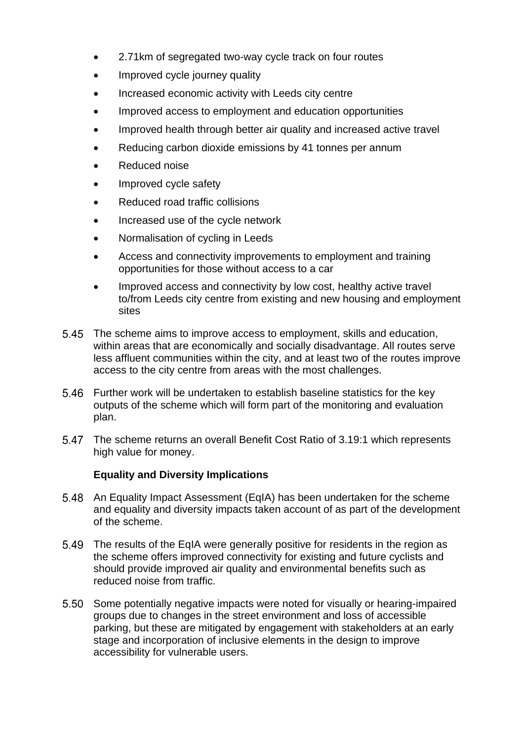- 2.71km of segregated two-way cycle track on four routes
- Improved cycle journey quality
- Increased economic activity with Leeds city centre
- Improved access to employment and education opportunities
- Improved health through better air quality and increased active travel
- Reducing carbon dioxide emissions by 41 tonnes per annum
- Reduced noise
- Improved cycle safety
- Reduced road traffic collisions
- Increased use of the cycle network
- Normalisation of cycling in Leeds
- Access and connectivity improvements to employment and training opportunities for those without access to a car
- Improved access and connectivity by low cost, healthy active travel to/from Leeds city centre from existing and new housing and employment sites

5.45 The scheme aims to improve access to employment, skills and education, within areas that are economically and socially disadvantage. All routes serve less affluent communities within the city, and at least two of the routes improve access to the city centre from areas with the most challenges.

5.46 Further work will be undertaken to establish baseline statistics for the key outputs of the scheme which will form part of the monitoring and evaluation plan.

5.47 The scheme returns an overall Benefit Cost Ratio of 3.19:1 which represents high value for money.

**Equality and Diversity Implications**

5.48 An Equality Impact Assessment (EqIA) has been undertaken for the scheme and equality and diversity impacts taken account of as part of the development of the scheme.

5.49 The results of the EqIA were generally positive for residents in the region as the scheme offers improved connectivity for existing and future cyclists and should provide improved air quality and environmental benefits such as reduced noise from traffic.

5.50 Some potentially negative impacts were noted for visually or hearing-impaired groups due to changes in the street environment and loss of accessible parking, but these are mitigated by engagement with stakeholders at an early stage and incorporation of inclusive elements in the design to improve accessibility for vulnerable users.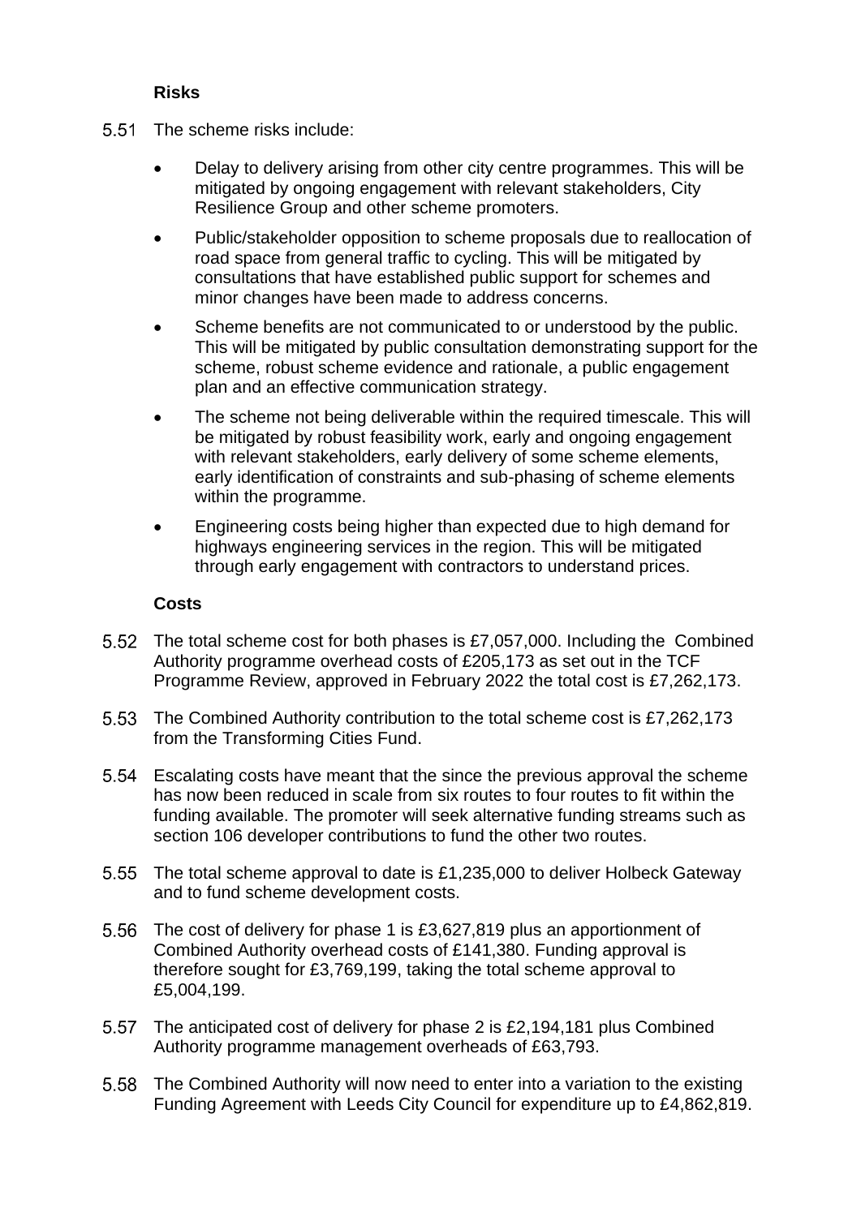**Risks**

5.51 The scheme risks include:

- Delay to delivery arising from other city centre programmes. This will be mitigated by ongoing engagement with relevant stakeholders, City Resilience Group and other scheme promoters.
- Public/stakeholder opposition to scheme proposals due to reallocation of road space from general traffic to cycling. This will be mitigated by consultations that have established public support for schemes and minor changes have been made to address concerns.
- Scheme benefits are not communicated to or understood by the public. This will be mitigated by public consultation demonstrating support for the scheme, robust scheme evidence and rationale, a public engagement plan and an effective communication strategy.
- The scheme not being deliverable within the required timescale. This will be mitigated by robust feasibility work, early and ongoing engagement with relevant stakeholders, early delivery of some scheme elements, early identification of constraints and sub-phasing of scheme elements within the programme.
- Engineering costs being higher than expected due to high demand for highways engineering services in the region. This will be mitigated through early engagement with contractors to understand prices.

**Costs**

5.52 The total scheme cost for both phases is £7,057,000. Including the Combined Authority programme overhead costs of £205,173 as set out in the TCF Programme Review, approved in February 2022 the total cost is £7,262,173.

5.53 The Combined Authority contribution to the total scheme cost is £7,262,173 from the Transforming Cities Fund.

5.54 Escalating costs have meant that the since the previous approval the scheme has now been reduced in scale from six routes to four routes to fit within the funding available. The promoter will seek alternative funding streams such as section 106 developer contributions to fund the other two routes.

5.55 The total scheme approval to date is £1,235,000 to deliver Holbeck Gateway and to fund scheme development costs.

5.56 The cost of delivery for phase 1 is £3,627,819 plus an apportionment of Combined Authority overhead costs of £141,380. Funding approval is therefore sought for £3,769,199, taking the total scheme approval to £5,004,199.

5.57 The anticipated cost of delivery for phase 2 is £2,194,181 plus Combined Authority programme management overheads of £63,793.

5.58 The Combined Authority will now need to enter into a variation to the existing Funding Agreement with Leeds City Council for expenditure up to £4,862,819.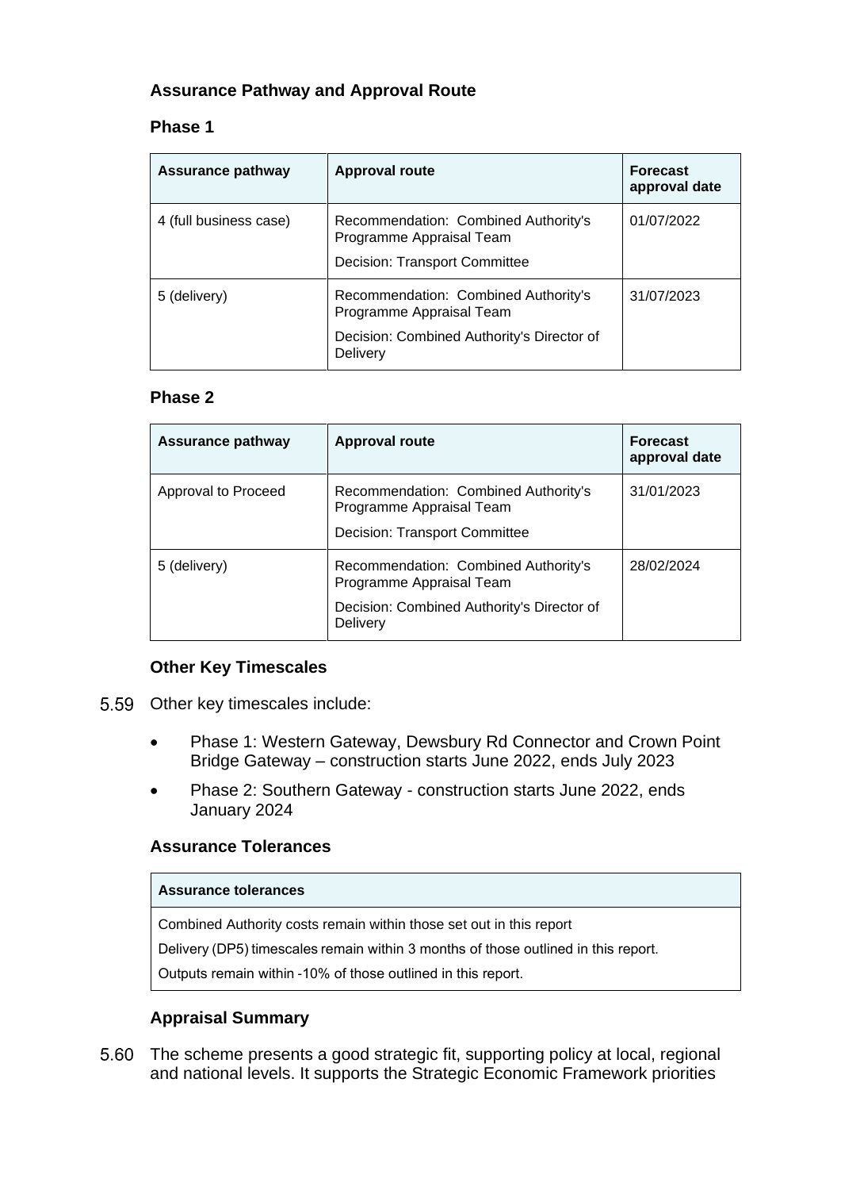### Assurance Pathway and Approval Route

#### Phase 1

| Assurance pathway | Approval route | Forecast approval date |
|---|---|---|
| 4 (full business case) | Recommendation: Combined Authority's Programme Appraisal Team<br>Decision: Transport Committee | 01/07/2022 |
| 5 (delivery) | Recommendation: Combined Authority's Programme Appraisal Team<br>Decision: Combined Authority's Director of Delivery | 31/07/2023 |

#### Phase 2

| Assurance pathway | Approval route | Forecast approval date |
|---|---|---|
| Approval to Proceed | Recommendation: Combined Authority's Programme Appraisal Team<br>Decision: Transport Committee | 31/01/2023 |
| 5 (delivery) | Recommendation: Combined Authority's Programme Appraisal Team<br>Decision: Combined Authority's Director of Delivery | 28/02/2024 |

### Other Key Timescales

5.59 Other key timescales include:

- Phase 1: Western Gateway, Dewsbury Rd Connector and Crown Point Bridge Gateway – construction starts June 2022, ends July 2023
- Phase 2: Southern Gateway - construction starts June 2022, ends January 2024

### Assurance Tolerances

| Assurance tolerances |
|---|
| Combined Authority costs remain within those set out in this report<br>Delivery (DP5) timescales remain within 3 months of those outlined in this report.<br>Outputs remain within -10% of those outlined in this report. |

### Appraisal Summary

5.60 The scheme presents a good strategic fit, supporting policy at local, regional and national levels. It supports the Strategic Economic Framework priorities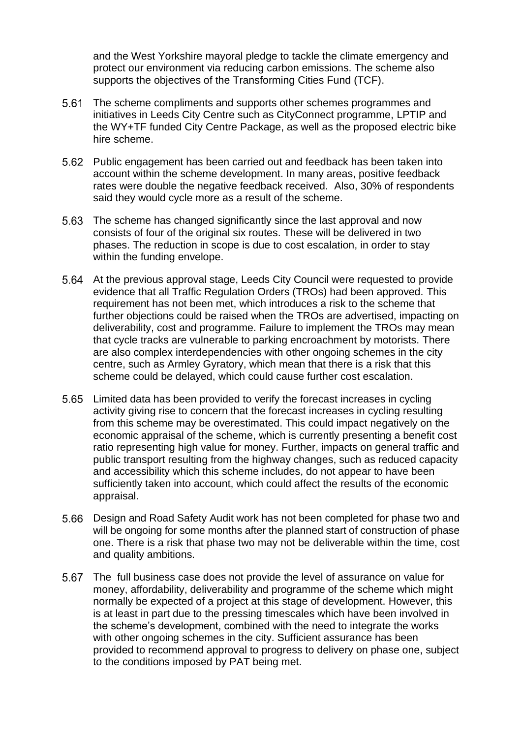and the West Yorkshire mayoral pledge to tackle the climate emergency and protect our environment via reducing carbon emissions. The scheme also supports the objectives of the Transforming Cities Fund (TCF).

5.61 The scheme compliments and supports other schemes programmes and initiatives in Leeds City Centre such as CityConnect programme, LPTIP and the WY+TF funded City Centre Package, as well as the proposed electric bike hire scheme.

5.62 Public engagement has been carried out and feedback has been taken into account within the scheme development. In many areas, positive feedback rates were double the negative feedback received. Also, 30% of respondents said they would cycle more as a result of the scheme.

5.63 The scheme has changed significantly since the last approval and now consists of four of the original six routes. These will be delivered in two phases. The reduction in scope is due to cost escalation, in order to stay within the funding envelope.

5.64 At the previous approval stage, Leeds City Council were requested to provide evidence that all Traffic Regulation Orders (TROs) had been approved. This requirement has not been met, which introduces a risk to the scheme that further objections could be raised when the TROs are advertised, impacting on deliverability, cost and programme. Failure to implement the TROs may mean that cycle tracks are vulnerable to parking encroachment by motorists. There are also complex interdependencies with other ongoing schemes in the city centre, such as Armley Gyratory, which mean that there is a risk that this scheme could be delayed, which could cause further cost escalation.

5.65 Limited data has been provided to verify the forecast increases in cycling activity giving rise to concern that the forecast increases in cycling resulting from this scheme may be overestimated. This could impact negatively on the economic appraisal of the scheme, which is currently presenting a benefit cost ratio representing high value for money. Further, impacts on general traffic and public transport resulting from the highway changes, such as reduced capacity and accessibility which this scheme includes, do not appear to have been sufficiently taken into account, which could affect the results of the economic appraisal.

5.66 Design and Road Safety Audit work has not been completed for phase two and will be ongoing for some months after the planned start of construction of phase one. There is a risk that phase two may not be deliverable within the time, cost and quality ambitions.

5.67 The full business case does not provide the level of assurance on value for money, affordability, deliverability and programme of the scheme which might normally be expected of a project at this stage of development. However, this is at least in part due to the pressing timescales which have been involved in the scheme's development, combined with the need to integrate the works with other ongoing schemes in the city. Sufficient assurance has been provided to recommend approval to progress to delivery on phase one, subject to the conditions imposed by PAT being met.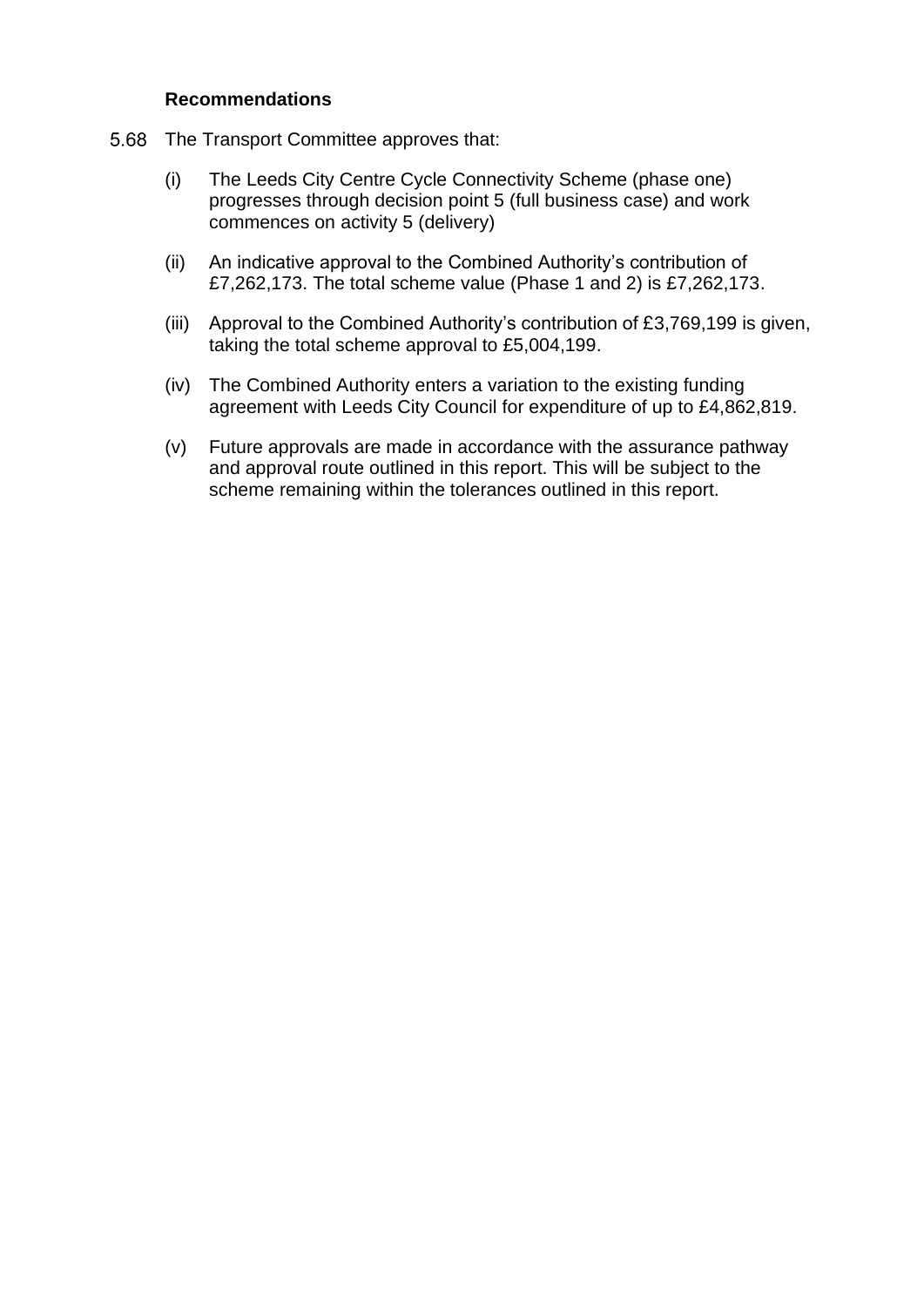**Recommendations**

5.68 The Transport Committee approves that:

(i) The Leeds City Centre Cycle Connectivity Scheme (phase one) progresses through decision point 5 (full business case) and work commences on activity 5 (delivery)

(ii) An indicative approval to the Combined Authority's contribution of £7,262,173. The total scheme value (Phase 1 and 2) is £7,262,173.

(iii) Approval to the Combined Authority's contribution of £3,769,199 is given, taking the total scheme approval to £5,004,199.

(iv) The Combined Authority enters a variation to the existing funding agreement with Leeds City Council for expenditure of up to £4,862,819.

(v) Future approvals are made in accordance with the assurance pathway and approval route outlined in this report. This will be subject to the scheme remaining within the tolerances outlined in this report.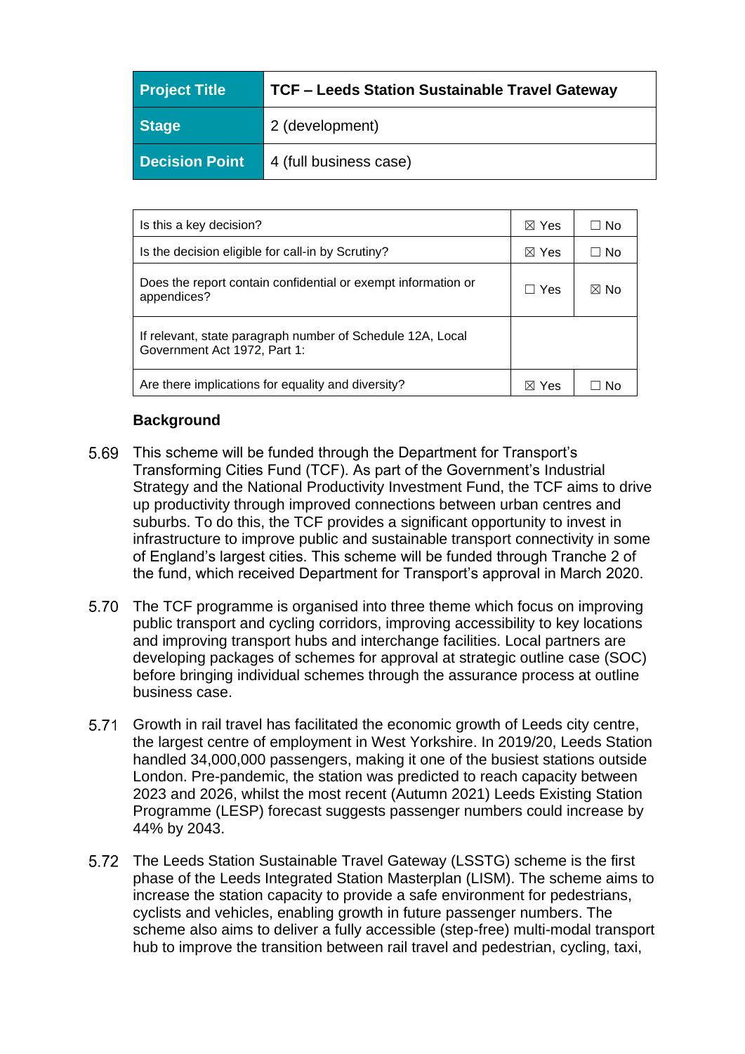| Project Title | TCF – Leeds Station Sustainable Travel Gateway |
|---|---|
| Stage | 2 (development) |
| Decision Point | 4 (full business case) |

| | | |
|---|---|---|
| Is this a key decision? | ☒ Yes | ☐ No |
| Is the decision eligible for call-in by Scrutiny? | ☒ Yes | ☐ No |
| Does the report contain confidential or exempt information or appendices? | ☐ Yes | ☒ No |
| If relevant, state paragraph number of Schedule 12A, Local Government Act 1972, Part 1: | | |
| Are there implications for equality and diversity? | ☒ Yes | ☐ No |

**Background**

5.69 This scheme will be funded through the Department for Transport's Transforming Cities Fund (TCF). As part of the Government's Industrial Strategy and the National Productivity Investment Fund, the TCF aims to drive up productivity through improved connections between urban centres and suburbs. To do this, the TCF provides a significant opportunity to invest in infrastructure to improve public and sustainable transport connectivity in some of England's largest cities. This scheme will be funded through Tranche 2 of the fund, which received Department for Transport's approval in March 2020.

5.70 The TCF programme is organised into three theme which focus on improving public transport and cycling corridors, improving accessibility to key locations and improving transport hubs and interchange facilities. Local partners are developing packages of schemes for approval at strategic outline case (SOC) before bringing individual schemes through the assurance process at outline business case.

5.71 Growth in rail travel has facilitated the economic growth of Leeds city centre, the largest centre of employment in West Yorkshire. In 2019/20, Leeds Station handled 34,000,000 passengers, making it one of the busiest stations outside London. Pre-pandemic, the station was predicted to reach capacity between 2023 and 2026, whilst the most recent (Autumn 2021) Leeds Existing Station Programme (LESP) forecast suggests passenger numbers could increase by 44% by 2043.

5.72 The Leeds Station Sustainable Travel Gateway (LSSTG) scheme is the first phase of the Leeds Integrated Station Masterplan (LISM). The scheme aims to increase the station capacity to provide a safe environment for pedestrians, cyclists and vehicles, enabling growth in future passenger numbers. The scheme also aims to deliver a fully accessible (step-free) multi-modal transport hub to improve the transition between rail travel and pedestrian, cycling, taxi,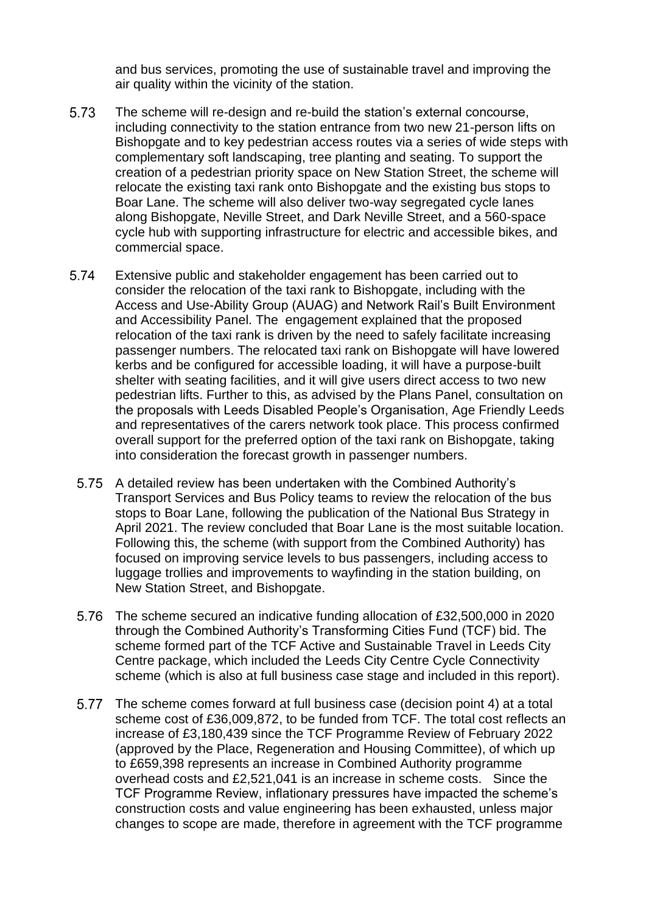and bus services, promoting the use of sustainable travel and improving the air quality within the vicinity of the station.

5.73 The scheme will re-design and re-build the station's external concourse, including connectivity to the station entrance from two new 21-person lifts on Bishopgate and to key pedestrian access routes via a series of wide steps with complementary soft landscaping, tree planting and seating. To support the creation of a pedestrian priority space on New Station Street, the scheme will relocate the existing taxi rank onto Bishopgate and the existing bus stops to Boar Lane. The scheme will also deliver two-way segregated cycle lanes along Bishopgate, Neville Street, and Dark Neville Street, and a 560-space cycle hub with supporting infrastructure for electric and accessible bikes, and commercial space.

5.74 Extensive public and stakeholder engagement has been carried out to consider the relocation of the taxi rank to Bishopgate, including with the Access and Use-Ability Group (AUAG) and Network Rail's Built Environment and Accessibility Panel. The engagement explained that the proposed relocation of the taxi rank is driven by the need to safely facilitate increasing passenger numbers. The relocated taxi rank on Bishopgate will have lowered kerbs and be configured for accessible loading, it will have a purpose-built shelter with seating facilities, and it will give users direct access to two new pedestrian lifts. Further to this, as advised by the Plans Panel, consultation on the proposals with Leeds Disabled People's Organisation, Age Friendly Leeds and representatives of the carers network took place. This process confirmed overall support for the preferred option of the taxi rank on Bishopgate, taking into consideration the forecast growth in passenger numbers.

5.75 A detailed review has been undertaken with the Combined Authority's Transport Services and Bus Policy teams to review the relocation of the bus stops to Boar Lane, following the publication of the National Bus Strategy in April 2021. The review concluded that Boar Lane is the most suitable location. Following this, the scheme (with support from the Combined Authority) has focused on improving service levels to bus passengers, including access to luggage trollies and improvements to wayfinding in the station building, on New Station Street, and Bishopgate.

5.76 The scheme secured an indicative funding allocation of £32,500,000 in 2020 through the Combined Authority's Transforming Cities Fund (TCF) bid. The scheme formed part of the TCF Active and Sustainable Travel in Leeds City Centre package, which included the Leeds City Centre Cycle Connectivity scheme (which is also at full business case stage and included in this report).

5.77 The scheme comes forward at full business case (decision point 4) at a total scheme cost of £36,009,872, to be funded from TCF. The total cost reflects an increase of £3,180,439 since the TCF Programme Review of February 2022 (approved by the Place, Regeneration and Housing Committee), of which up to £659,398 represents an increase in Combined Authority programme overhead costs and £2,521,041 is an increase in scheme costs. Since the TCF Programme Review, inflationary pressures have impacted the scheme's construction costs and value engineering has been exhausted, unless major changes to scope are made, therefore in agreement with the TCF programme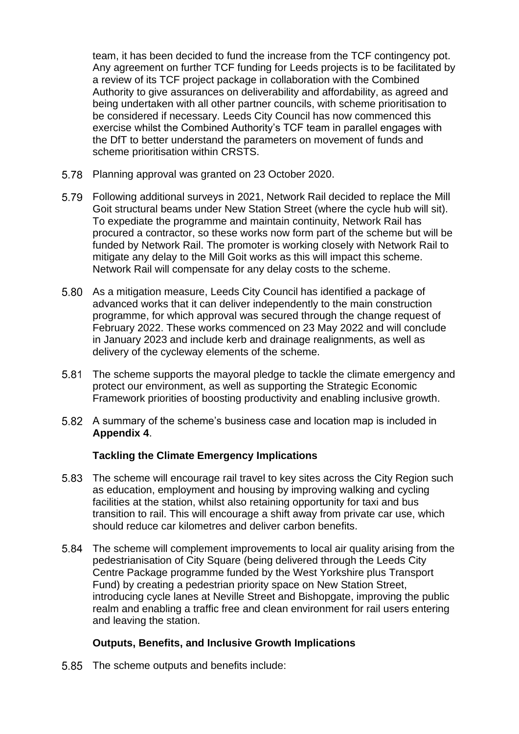team, it has been decided to fund the increase from the TCF contingency pot. Any agreement on further TCF funding for Leeds projects is to be facilitated by a review of its TCF project package in collaboration with the Combined Authority to give assurances on deliverability and affordability, as agreed and being undertaken with all other partner councils, with scheme prioritisation to be considered if necessary. Leeds City Council has now commenced this exercise whilst the Combined Authority's TCF team in parallel engages with the DfT to better understand the parameters on movement of funds and scheme prioritisation within CRSTS.

5.78 Planning approval was granted on 23 October 2020.

5.79 Following additional surveys in 2021, Network Rail decided to replace the Mill Goit structural beams under New Station Street (where the cycle hub will sit). To expediate the programme and maintain continuity, Network Rail has procured a contractor, so these works now form part of the scheme but will be funded by Network Rail. The promoter is working closely with Network Rail to mitigate any delay to the Mill Goit works as this will impact this scheme. Network Rail will compensate for any delay costs to the scheme.

5.80 As a mitigation measure, Leeds City Council has identified a package of advanced works that it can deliver independently to the main construction programme, for which approval was secured through the change request of February 2022. These works commenced on 23 May 2022 and will conclude in January 2023 and include kerb and drainage realignments, as well as delivery of the cycleway elements of the scheme.

5.81 The scheme supports the mayoral pledge to tackle the climate emergency and protect our environment, as well as supporting the Strategic Economic Framework priorities of boosting productivity and enabling inclusive growth.

5.82 A summary of the scheme's business case and location map is included in **Appendix 4**.

**Tackling the Climate Emergency Implications**

5.83 The scheme will encourage rail travel to key sites across the City Region such as education, employment and housing by improving walking and cycling facilities at the station, whilst also retaining opportunity for taxi and bus transition to rail. This will encourage a shift away from private car use, which should reduce car kilometres and deliver carbon benefits.

5.84 The scheme will complement improvements to local air quality arising from the pedestrianisation of City Square (being delivered through the Leeds City Centre Package programme funded by the West Yorkshire plus Transport Fund) by creating a pedestrian priority space on New Station Street, introducing cycle lanes at Neville Street and Bishopgate, improving the public realm and enabling a traffic free and clean environment for rail users entering and leaving the station.

**Outputs, Benefits, and Inclusive Growth Implications**

5.85 The scheme outputs and benefits include: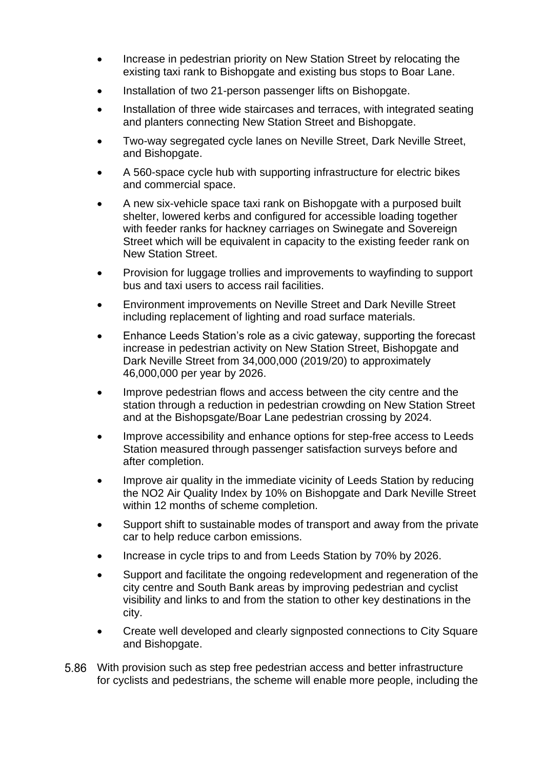- Increase in pedestrian priority on New Station Street by relocating the existing taxi rank to Bishopgate and existing bus stops to Boar Lane.
- Installation of two 21-person passenger lifts on Bishopgate.
- Installation of three wide staircases and terraces, with integrated seating and planters connecting New Station Street and Bishopgate.
- Two-way segregated cycle lanes on Neville Street, Dark Neville Street, and Bishopgate.
- A 560-space cycle hub with supporting infrastructure for electric bikes and commercial space.
- A new six-vehicle space taxi rank on Bishopgate with a purposed built shelter, lowered kerbs and configured for accessible loading together with feeder ranks for hackney carriages on Swinegate and Sovereign Street which will be equivalent in capacity to the existing feeder rank on New Station Street.
- Provision for luggage trollies and improvements to wayfinding to support bus and taxi users to access rail facilities.
- Environment improvements on Neville Street and Dark Neville Street including replacement of lighting and road surface materials.
- Enhance Leeds Station's role as a civic gateway, supporting the forecast increase in pedestrian activity on New Station Street, Bishopgate and Dark Neville Street from 34,000,000 (2019/20) to approximately 46,000,000 per year by 2026.
- Improve pedestrian flows and access between the city centre and the station through a reduction in pedestrian crowding on New Station Street and at the Bishopsgate/Boar Lane pedestrian crossing by 2024.
- Improve accessibility and enhance options for step-free access to Leeds Station measured through passenger satisfaction surveys before and after completion.
- Improve air quality in the immediate vicinity of Leeds Station by reducing the NO2 Air Quality Index by 10% on Bishopgate and Dark Neville Street within 12 months of scheme completion.
- Support shift to sustainable modes of transport and away from the private car to help reduce carbon emissions.
- Increase in cycle trips to and from Leeds Station by 70% by 2026.
- Support and facilitate the ongoing redevelopment and regeneration of the city centre and South Bank areas by improving pedestrian and cyclist visibility and links to and from the station to other key destinations in the city.
- Create well developed and clearly signposted connections to City Square and Bishopgate.

5.86 With provision such as step free pedestrian access and better infrastructure for cyclists and pedestrians, the scheme will enable more people, including the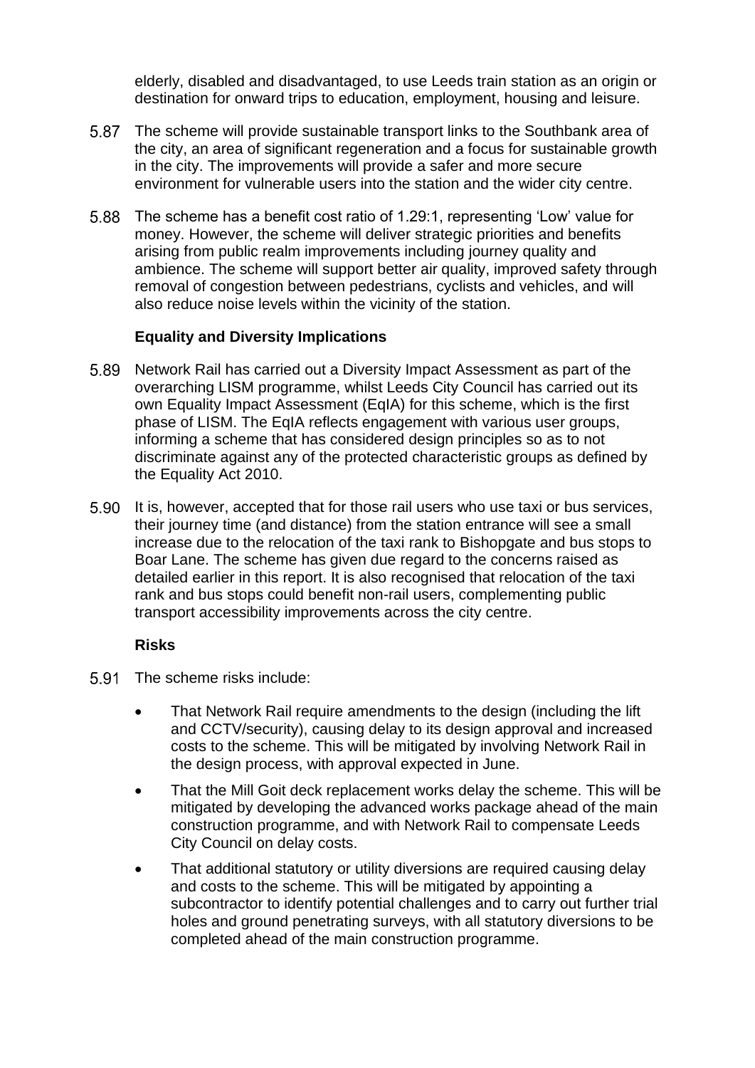elderly, disabled and disadvantaged, to use Leeds train station as an origin or destination for onward trips to education, employment, housing and leisure.

5.87 The scheme will provide sustainable transport links to the Southbank area of the city, an area of significant regeneration and a focus for sustainable growth in the city. The improvements will provide a safer and more secure environment for vulnerable users into the station and the wider city centre.

5.88 The scheme has a benefit cost ratio of 1.29:1, representing 'Low' value for money. However, the scheme will deliver strategic priorities and benefits arising from public realm improvements including journey quality and ambience. The scheme will support better air quality, improved safety through removal of congestion between pedestrians, cyclists and vehicles, and will also reduce noise levels within the vicinity of the station.

**Equality and Diversity Implications**

5.89 Network Rail has carried out a Diversity Impact Assessment as part of the overarching LISM programme, whilst Leeds City Council has carried out its own Equality Impact Assessment (EqIA) for this scheme, which is the first phase of LISM. The EqIA reflects engagement with various user groups, informing a scheme that has considered design principles so as to not discriminate against any of the protected characteristic groups as defined by the Equality Act 2010.

5.90 It is, however, accepted that for those rail users who use taxi or bus services, their journey time (and distance) from the station entrance will see a small increase due to the relocation of the taxi rank to Bishopgate and bus stops to Boar Lane. The scheme has given due regard to the concerns raised as detailed earlier in this report. It is also recognised that relocation of the taxi rank and bus stops could benefit non-rail users, complementing public transport accessibility improvements across the city centre.

**Risks**

5.91 The scheme risks include:

- That Network Rail require amendments to the design (including the lift and CCTV/security), causing delay to its design approval and increased costs to the scheme. This will be mitigated by involving Network Rail in the design process, with approval expected in June.
- That the Mill Goit deck replacement works delay the scheme. This will be mitigated by developing the advanced works package ahead of the main construction programme, and with Network Rail to compensate Leeds City Council on delay costs.
- That additional statutory or utility diversions are required causing delay and costs to the scheme. This will be mitigated by appointing a subcontractor to identify potential challenges and to carry out further trial holes and ground penetrating surveys, with all statutory diversions to be completed ahead of the main construction programme.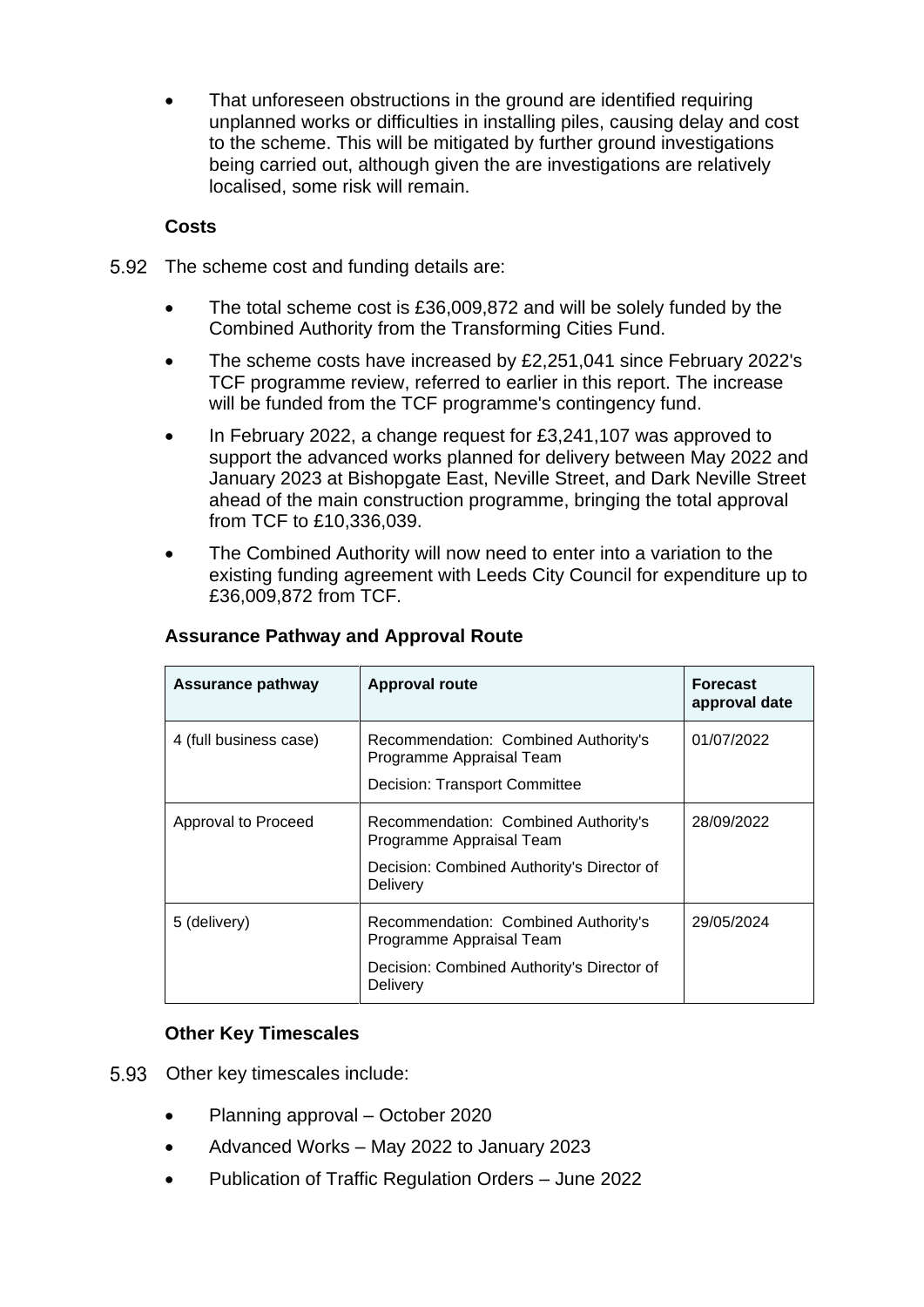- That unforeseen obstructions in the ground are identified requiring unplanned works or difficulties in installing piles, causing delay and cost to the scheme. This will be mitigated by further ground investigations being carried out, although given the are investigations are relatively localised, some risk will remain.

**Costs**

5.92 The scheme cost and funding details are:

- The total scheme cost is £36,009,872 and will be solely funded by the Combined Authority from the Transforming Cities Fund.
- The scheme costs have increased by £2,251,041 since February 2022's TCF programme review, referred to earlier in this report. The increase will be funded from the TCF programme's contingency fund.
- In February 2022, a change request for £3,241,107 was approved to support the advanced works planned for delivery between May 2022 and January 2023 at Bishopgate East, Neville Street, and Dark Neville Street ahead of the main construction programme, bringing the total approval from TCF to £10,336,039.
- The Combined Authority will now need to enter into a variation to the existing funding agreement with Leeds City Council for expenditure up to £36,009,872 from TCF.

**Assurance Pathway and Approval Route**

| Assurance pathway | Approval route | Forecast approval date |
|---|---|---|
| 4 (full business case) | Recommendation: Combined Authority's Programme Appraisal Team<br>Decision: Transport Committee | 01/07/2022 |
| Approval to Proceed | Recommendation: Combined Authority's Programme Appraisal Team<br>Decision: Combined Authority's Director of Delivery | 28/09/2022 |
| 5 (delivery) | Recommendation: Combined Authority's Programme Appraisal Team<br>Decision: Combined Authority's Director of Delivery | 29/05/2024 |

**Other Key Timescales**

5.93 Other key timescales include:

- Planning approval – October 2020
- Advanced Works – May 2022 to January 2023
- Publication of Traffic Regulation Orders – June 2022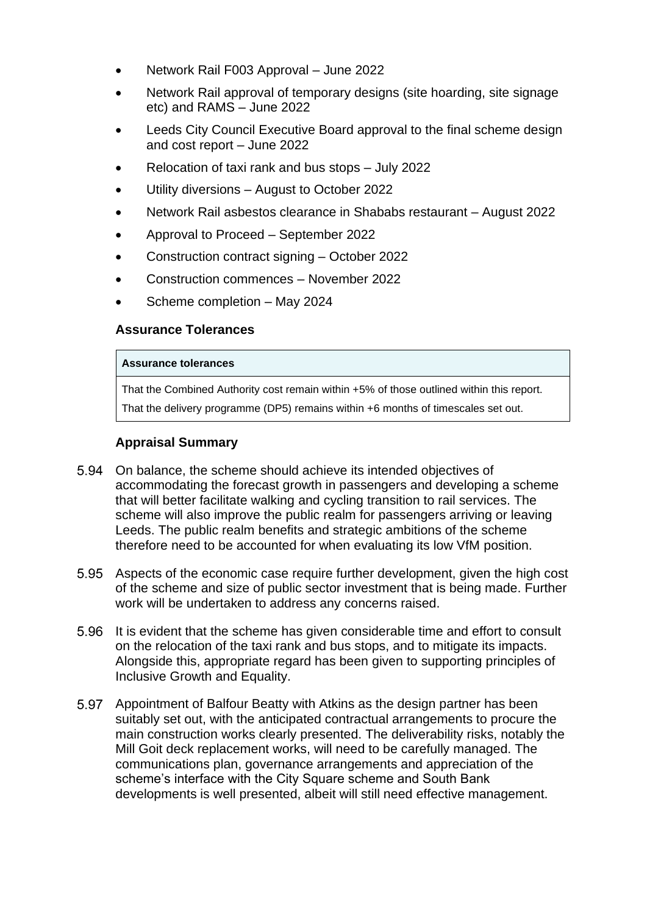- Network Rail F003 Approval – June 2022
- Network Rail approval of temporary designs (site hoarding, site signage etc) and RAMS – June 2022
- Leeds City Council Executive Board approval to the final scheme design and cost report – June 2022
- Relocation of taxi rank and bus stops – July 2022
- Utility diversions – August to October 2022
- Network Rail asbestos clearance in Shababs restaurant – August 2022
- Approval to Proceed – September 2022
- Construction contract signing – October 2022
- Construction commences – November 2022
- Scheme completion – May 2024

### Assurance Tolerances

| Assurance tolerances |
| --- |
| That the Combined Authority cost remain within +5% of those outlined within this report.<br>That the delivery programme (DP5) remains within +6 months of timescales set out. |

### Appraisal Summary

5.94 On balance, the scheme should achieve its intended objectives of accommodating the forecast growth in passengers and developing a scheme that will better facilitate walking and cycling transition to rail services. The scheme will also improve the public realm for passengers arriving or leaving Leeds. The public realm benefits and strategic ambitions of the scheme therefore need to be accounted for when evaluating its low VfM position.

5.95 Aspects of the economic case require further development, given the high cost of the scheme and size of public sector investment that is being made. Further work will be undertaken to address any concerns raised.

5.96 It is evident that the scheme has given considerable time and effort to consult on the relocation of the taxi rank and bus stops, and to mitigate its impacts. Alongside this, appropriate regard has been given to supporting principles of Inclusive Growth and Equality.

5.97 Appointment of Balfour Beatty with Atkins as the design partner has been suitably set out, with the anticipated contractual arrangements to procure the main construction works clearly presented. The deliverability risks, notably the Mill Goit deck replacement works, will need to be carefully managed. The communications plan, governance arrangements and appreciation of the scheme's interface with the City Square scheme and South Bank developments is well presented, albeit will still need effective management.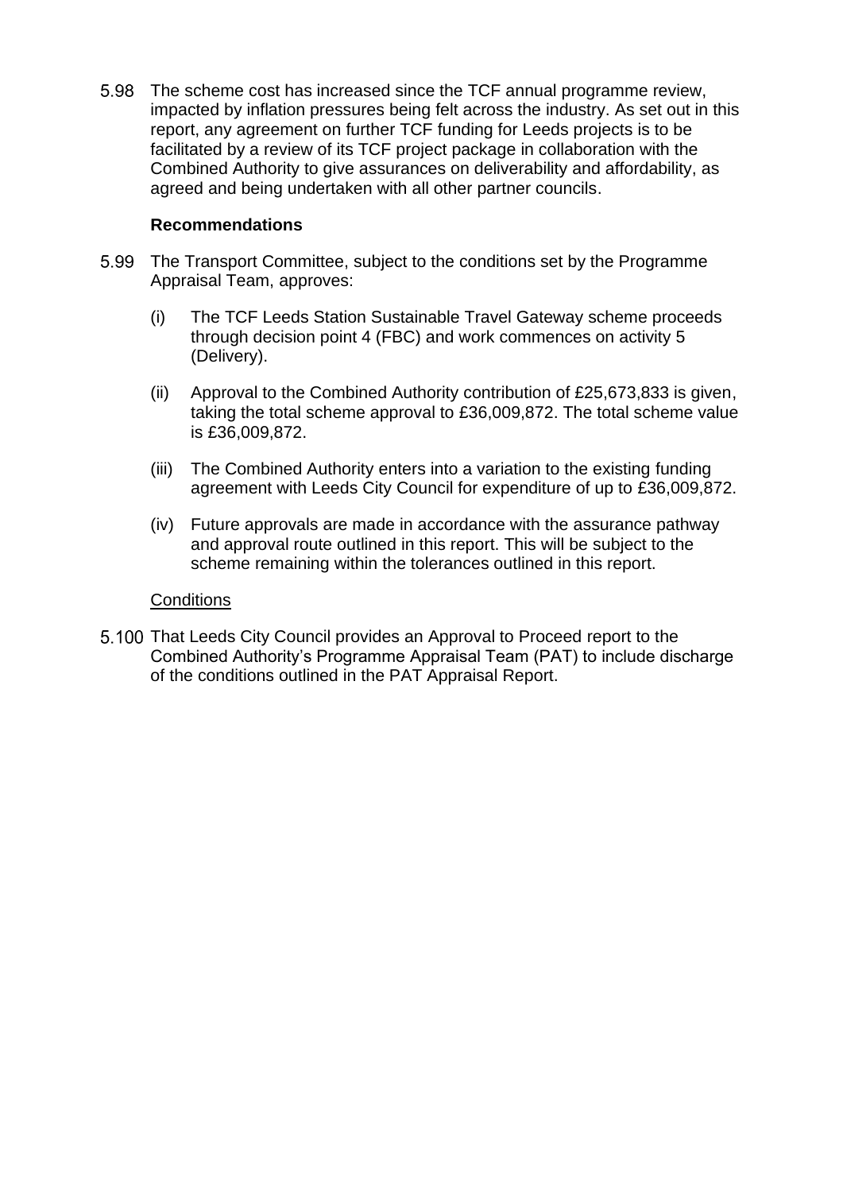5.98 The scheme cost has increased since the TCF annual programme review, impacted by inflation pressures being felt across the industry. As set out in this report, any agreement on further TCF funding for Leeds projects is to be facilitated by a review of its TCF project package in collaboration with the Combined Authority to give assurances on deliverability and affordability, as agreed and being undertaken with all other partner councils.

**Recommendations**

5.99 The Transport Committee, subject to the conditions set by the Programme Appraisal Team, approves:

(i) The TCF Leeds Station Sustainable Travel Gateway scheme proceeds through decision point 4 (FBC) and work commences on activity 5 (Delivery).

(ii) Approval to the Combined Authority contribution of £25,673,833 is given, taking the total scheme approval to £36,009,872. The total scheme value is £36,009,872.

(iii) The Combined Authority enters into a variation to the existing funding agreement with Leeds City Council for expenditure of up to £36,009,872.

(iv) Future approvals are made in accordance with the assurance pathway and approval route outlined in this report. This will be subject to the scheme remaining within the tolerances outlined in this report.

Conditions

5.100 That Leeds City Council provides an Approval to Proceed report to the Combined Authority's Programme Appraisal Team (PAT) to include discharge of the conditions outlined in the PAT Appraisal Report.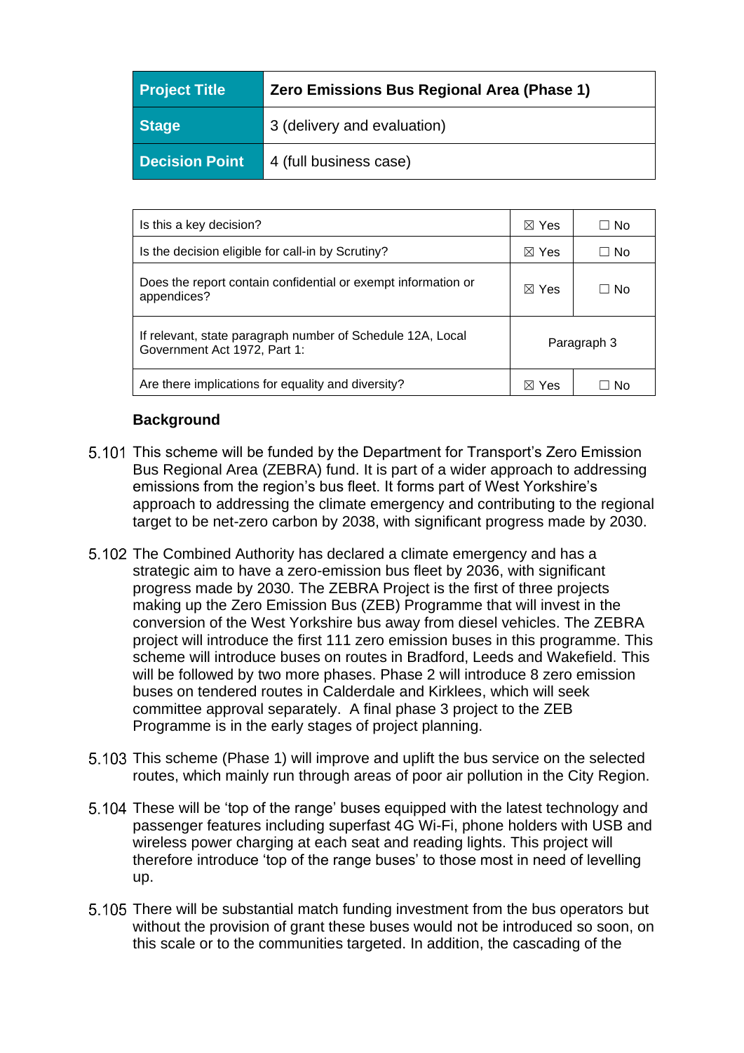| Project Title | Zero Emissions Bus Regional Area (Phase 1) |
| --- | --- |
| Stage | 3 (delivery and evaluation) |
| Decision Point | 4 (full business case) |

| | | |
| --- | --- | --- |
| Is this a key decision? | ☒ Yes | ☐ No |
| Is the decision eligible for call-in by Scrutiny? | ☒ Yes | ☐ No |
| Does the report contain confidential or exempt information or appendices? | ☒ Yes | ☐ No |
| If relevant, state paragraph number of Schedule 12A, Local Government Act 1972, Part 1: | Paragraph 3 | |
| Are there implications for equality and diversity? | ☒ Yes | ☐ No |

**Background**

5.101 This scheme will be funded by the Department for Transport's Zero Emission Bus Regional Area (ZEBRA) fund. It is part of a wider approach to addressing emissions from the region's bus fleet. It forms part of West Yorkshire's approach to addressing the climate emergency and contributing to the regional target to be net-zero carbon by 2038, with significant progress made by 2030.

5.102 The Combined Authority has declared a climate emergency and has a strategic aim to have a zero-emission bus fleet by 2036, with significant progress made by 2030. The ZEBRA Project is the first of three projects making up the Zero Emission Bus (ZEB) Programme that will invest in the conversion of the West Yorkshire bus away from diesel vehicles. The ZEBRA project will introduce the first 111 zero emission buses in this programme. This scheme will introduce buses on routes in Bradford, Leeds and Wakefield. This will be followed by two more phases. Phase 2 will introduce 8 zero emission buses on tendered routes in Calderdale and Kirklees, which will seek committee approval separately. A final phase 3 project to the ZEB Programme is in the early stages of project planning.

5.103 This scheme (Phase 1) will improve and uplift the bus service on the selected routes, which mainly run through areas of poor air pollution in the City Region.

5.104 These will be 'top of the range' buses equipped with the latest technology and passenger features including superfast 4G Wi-Fi, phone holders with USB and wireless power charging at each seat and reading lights. This project will therefore introduce 'top of the range buses' to those most in need of levelling up.

5.105 There will be substantial match funding investment from the bus operators but without the provision of grant these buses would not be introduced so soon, on this scale or to the communities targeted. In addition, the cascading of the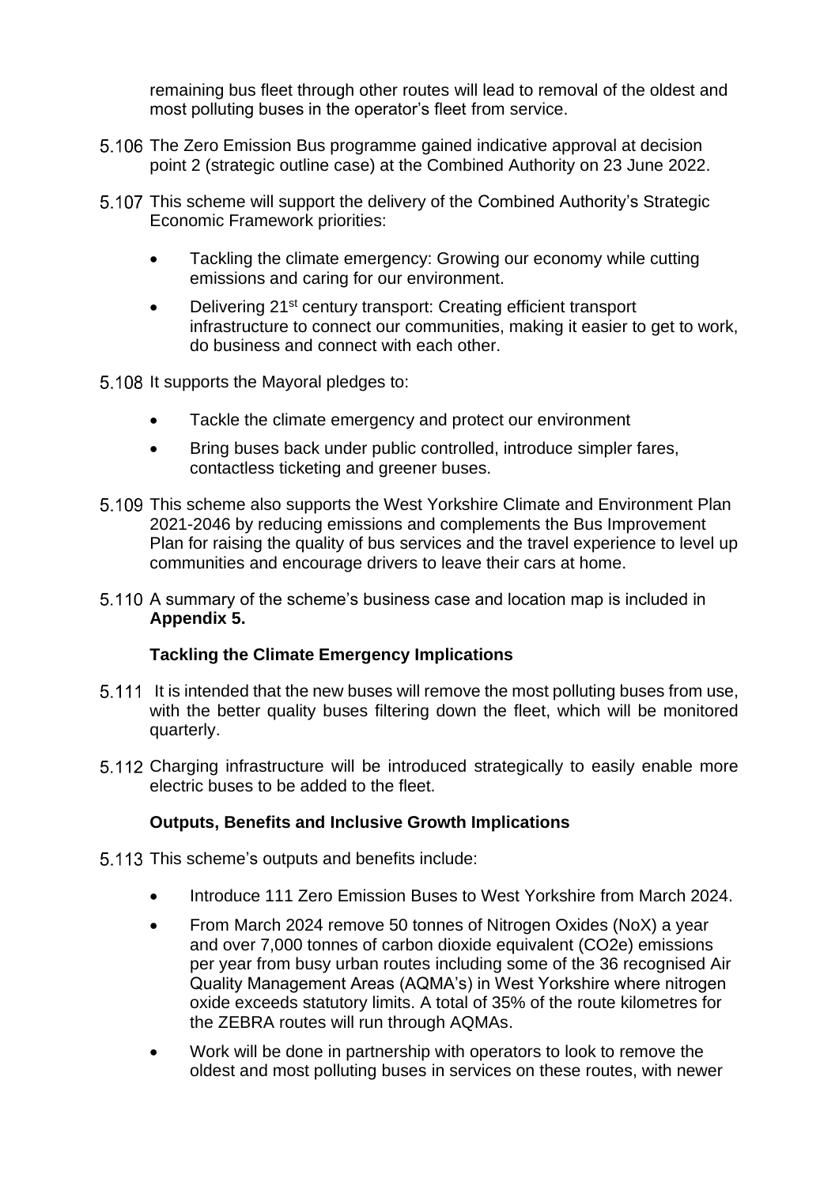remaining bus fleet through other routes will lead to removal of the oldest and most polluting buses in the operator's fleet from service.

5.106 The Zero Emission Bus programme gained indicative approval at decision point 2 (strategic outline case) at the Combined Authority on 23 June 2022.

5.107 This scheme will support the delivery of the Combined Authority's Strategic Economic Framework priorities:

- Tackling the climate emergency: Growing our economy while cutting emissions and caring for our environment.
- Delivering 21st century transport: Creating efficient transport infrastructure to connect our communities, making it easier to get to work, do business and connect with each other.

5.108 It supports the Mayoral pledges to:

- Tackle the climate emergency and protect our environment
- Bring buses back under public controlled, introduce simpler fares, contactless ticketing and greener buses.

5.109 This scheme also supports the West Yorkshire Climate and Environment Plan 2021-2046 by reducing emissions and complements the Bus Improvement Plan for raising the quality of bus services and the travel experience to level up communities and encourage drivers to leave their cars at home.

5.110 A summary of the scheme's business case and location map is included in **Appendix 5.**

**Tackling the Climate Emergency Implications**

5.111 It is intended that the new buses will remove the most polluting buses from use, with the better quality buses filtering down the fleet, which will be monitored quarterly.

5.112 Charging infrastructure will be introduced strategically to easily enable more electric buses to be added to the fleet.

**Outputs, Benefits and Inclusive Growth Implications**

5.113 This scheme's outputs and benefits include:

- Introduce 111 Zero Emission Buses to West Yorkshire from March 2024.
- From March 2024 remove 50 tonnes of Nitrogen Oxides (NoX) a year and over 7,000 tonnes of carbon dioxide equivalent ($CO_2e$) emissions per year from busy urban routes including some of the 36 recognised Air Quality Management Areas (AQMA's) in West Yorkshire where nitrogen oxide exceeds statutory limits. A total of 35% of the route kilometres for the ZEBRA routes will run through AQMAs.
- Work will be done in partnership with operators to look to remove the oldest and most polluting buses in services on these routes, with newer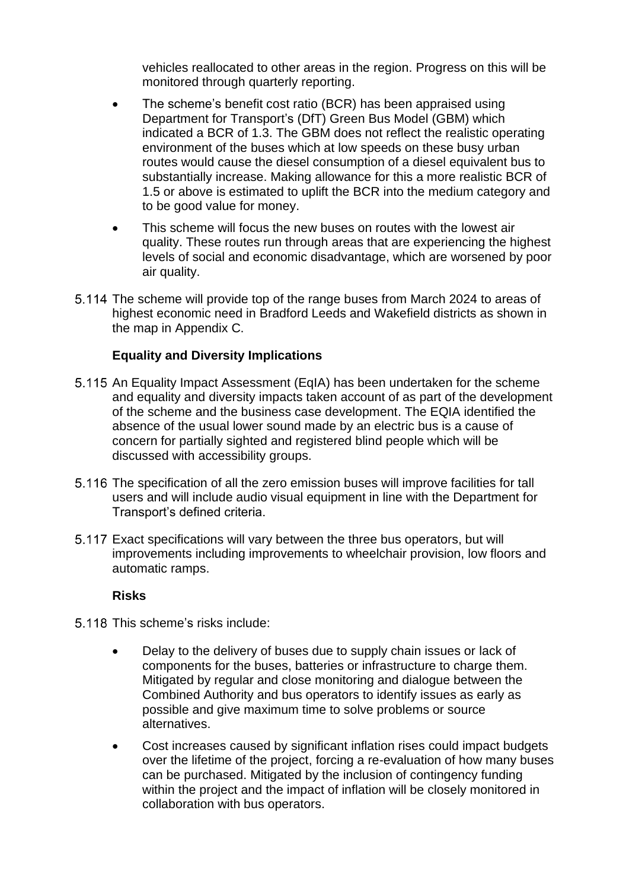vehicles reallocated to other areas in the region. Progress on this will be monitored through quarterly reporting.

- The scheme's benefit cost ratio (BCR) has been appraised using Department for Transport's (DfT) Green Bus Model (GBM) which indicated a BCR of 1.3. The GBM does not reflect the realistic operating environment of the buses which at low speeds on these busy urban routes would cause the diesel consumption of a diesel equivalent bus to substantially increase. Making allowance for this a more realistic BCR of 1.5 or above is estimated to uplift the BCR into the medium category and to be good value for money.
- This scheme will focus the new buses on routes with the lowest air quality. These routes run through areas that are experiencing the highest levels of social and economic disadvantage, which are worsened by poor air quality.

5.114 The scheme will provide top of the range buses from March 2024 to areas of highest economic need in Bradford Leeds and Wakefield districts as shown in the map in Appendix C.

**Equality and Diversity Implications**

5.115 An Equality Impact Assessment (EqIA) has been undertaken for the scheme and equality and diversity impacts taken account of as part of the development of the scheme and the business case development. The EQIA identified the absence of the usual lower sound made by an electric bus is a cause of concern for partially sighted and registered blind people which will be discussed with accessibility groups.

5.116 The specification of all the zero emission buses will improve facilities for tall users and will include audio visual equipment in line with the Department for Transport's defined criteria.

5.117 Exact specifications will vary between the three bus operators, but will improvements including improvements to wheelchair provision, low floors and automatic ramps.

**Risks**

5.118 This scheme's risks include:

- Delay to the delivery of buses due to supply chain issues or lack of components for the buses, batteries or infrastructure to charge them. Mitigated by regular and close monitoring and dialogue between the Combined Authority and bus operators to identify issues as early as possible and give maximum time to solve problems or source alternatives.
- Cost increases caused by significant inflation rises could impact budgets over the lifetime of the project, forcing a re-evaluation of how many buses can be purchased. Mitigated by the inclusion of contingency funding within the project and the impact of inflation will be closely monitored in collaboration with bus operators.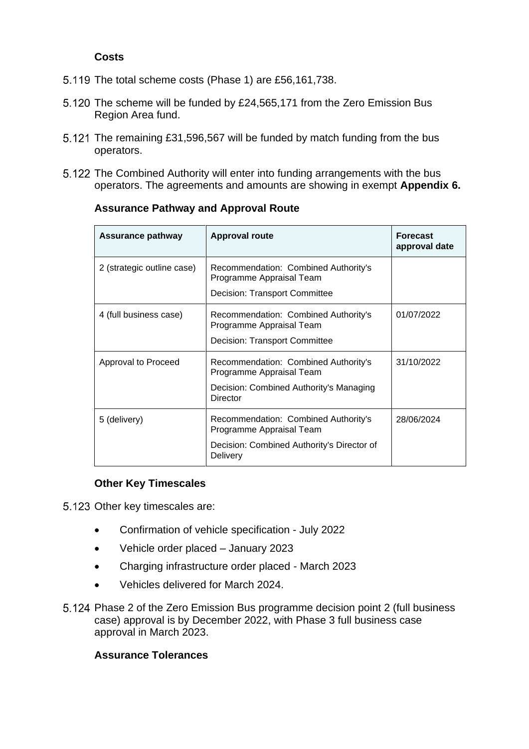### Costs

5.119 The total scheme costs (Phase 1) are £56,161,738.

5.120 The scheme will be funded by £24,565,171 from the Zero Emission Bus Region Area fund.

5.121 The remaining £31,596,567 will be funded by match funding from the bus operators.

5.122 The Combined Authority will enter into funding arrangements with the bus operators. The agreements and amounts are showing in exempt **Appendix 6.**

### Assurance Pathway and Approval Route

| Assurance pathway | Approval route | Forecast approval date |
|---|---|---|
| 2 (strategic outline case) | Recommendation: Combined Authority's Programme Appraisal Team<br>Decision: Transport Committee | |
| 4 (full business case) | Recommendation: Combined Authority's Programme Appraisal Team<br>Decision: Transport Committee | 01/07/2022 |
| Approval to Proceed | Recommendation: Combined Authority's Programme Appraisal Team<br>Decision: Combined Authority's Managing Director | 31/10/2022 |
| 5 (delivery) | Recommendation: Combined Authority's Programme Appraisal Team<br>Decision: Combined Authority's Director of Delivery | 28/06/2024 |

### Other Key Timescales

5.123 Other key timescales are:

- Confirmation of vehicle specification - July 2022
- Vehicle order placed – January 2023
- Charging infrastructure order placed - March 2023
- Vehicles delivered for March 2024.

5.124 Phase 2 of the Zero Emission Bus programme decision point 2 (full business case) approval is by December 2022, with Phase 3 full business case approval in March 2023.

### Assurance Tolerances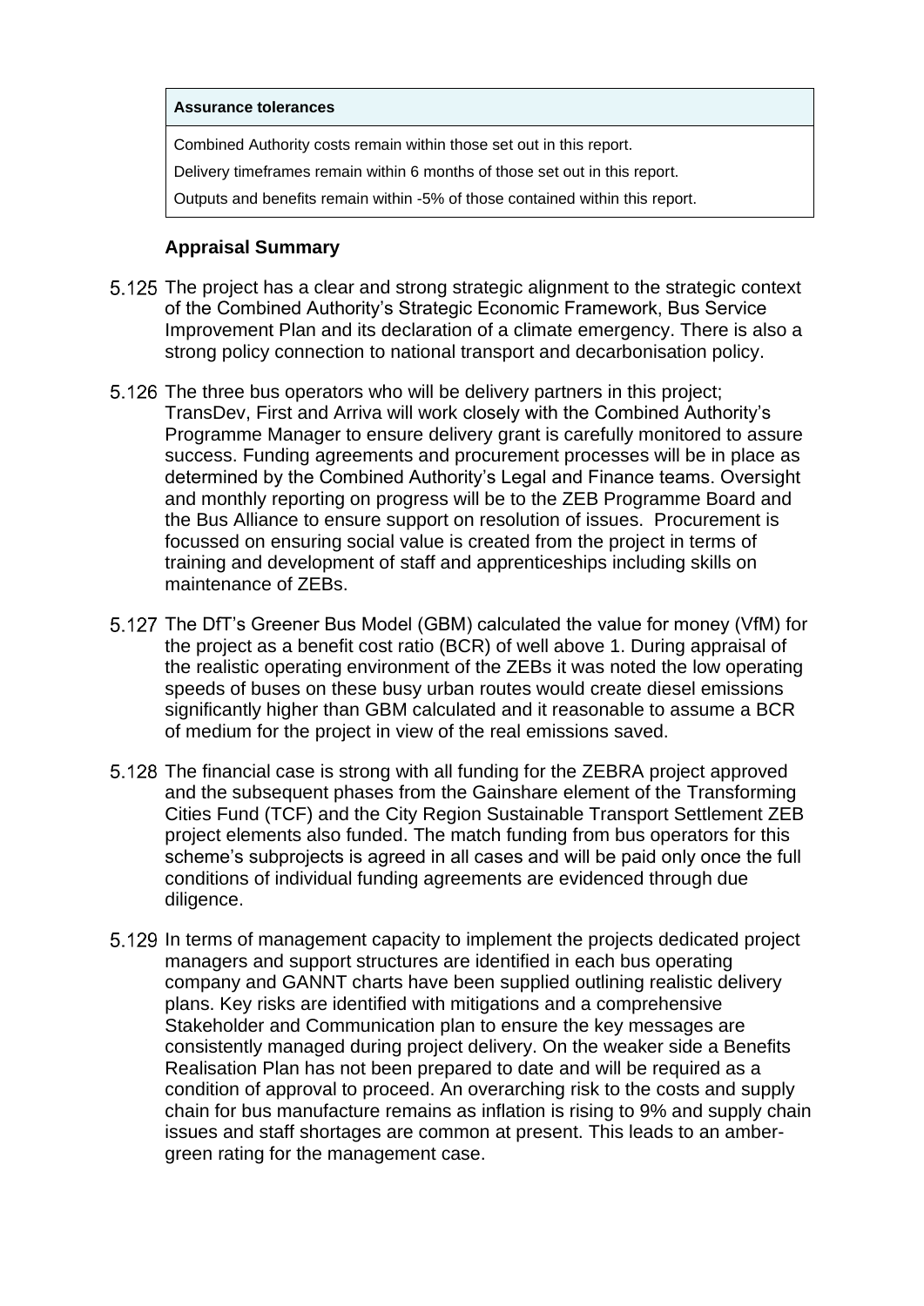| Assurance tolerances |
|---|
| Combined Authority costs remain within those set out in this report. |
| Delivery timeframes remain within 6 months of those set out in this report. |
| Outputs and benefits remain within -5% of those contained within this report. |

**Appraisal Summary**

5.125 The project has a clear and strong strategic alignment to the strategic context of the Combined Authority's Strategic Economic Framework, Bus Service Improvement Plan and its declaration of a climate emergency. There is also a strong policy connection to national transport and decarbonisation policy.

5.126 The three bus operators who will be delivery partners in this project; TransDev, First and Arriva will work closely with the Combined Authority's Programme Manager to ensure delivery grant is carefully monitored to assure success. Funding agreements and procurement processes will be in place as determined by the Combined Authority's Legal and Finance teams. Oversight and monthly reporting on progress will be to the ZEB Programme Board and the Bus Alliance to ensure support on resolution of issues. Procurement is focussed on ensuring social value is created from the project in terms of training and development of staff and apprenticeships including skills on maintenance of ZEBs.

5.127 The DfT's Greener Bus Model (GBM) calculated the value for money (VfM) for the project as a benefit cost ratio (BCR) of well above 1. During appraisal of the realistic operating environment of the ZEBs it was noted the low operating speeds of buses on these busy urban routes would create diesel emissions significantly higher than GBM calculated and it reasonable to assume a BCR of medium for the project in view of the real emissions saved.

5.128 The financial case is strong with all funding for the ZEBRA project approved and the subsequent phases from the Gainshare element of the Transforming Cities Fund (TCF) and the City Region Sustainable Transport Settlement ZEB project elements also funded. The match funding from bus operators for this scheme's subprojects is agreed in all cases and will be paid only once the full conditions of individual funding agreements are evidenced through due diligence.

5.129 In terms of management capacity to implement the projects dedicated project managers and support structures are identified in each bus operating company and GANNT charts have been supplied outlining realistic delivery plans. Key risks are identified with mitigations and a comprehensive Stakeholder and Communication plan to ensure the key messages are consistently managed during project delivery. On the weaker side a Benefits Realisation Plan has not been prepared to date and will be required as a condition of approval to proceed. An overarching risk to the costs and supply chain for bus manufacture remains as inflation is rising to 9% and supply chain issues and staff shortages are common at present. This leads to an amber-green rating for the management case.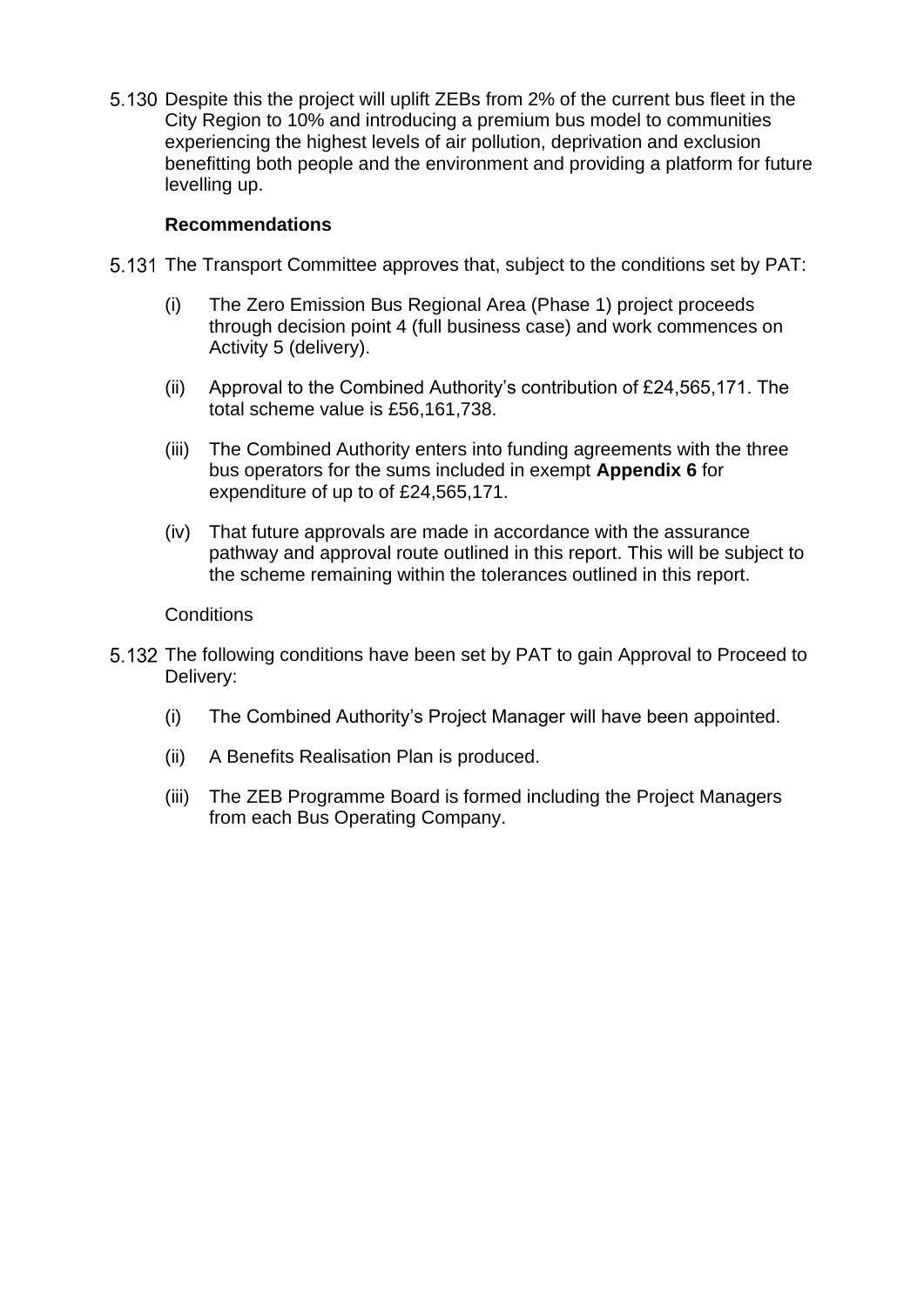5.130 Despite this the project will uplift ZEBs from 2% of the current bus fleet in the City Region to 10% and introducing a premium bus model to communities experiencing the highest levels of air pollution, deprivation and exclusion benefitting both people and the environment and providing a platform for future levelling up.

**Recommendations**

5.131 The Transport Committee approves that, subject to the conditions set by PAT:

(i) The Zero Emission Bus Regional Area (Phase 1) project proceeds through decision point 4 (full business case) and work commences on Activity 5 (delivery).

(ii) Approval to the Combined Authority's contribution of £24,565,171. The total scheme value is £56,161,738.

(iii) The Combined Authority enters into funding agreements with the three bus operators for the sums included in exempt **Appendix 6** for expenditure of up to of £24,565,171.

(iv) That future approvals are made in accordance with the assurance pathway and approval route outlined in this report. This will be subject to the scheme remaining within the tolerances outlined in this report.

Conditions

5.132 The following conditions have been set by PAT to gain Approval to Proceed to Delivery:

(i) The Combined Authority's Project Manager will have been appointed.

(ii) A Benefits Realisation Plan is produced.

(iii) The ZEB Programme Board is formed including the Project Managers from each Bus Operating Company.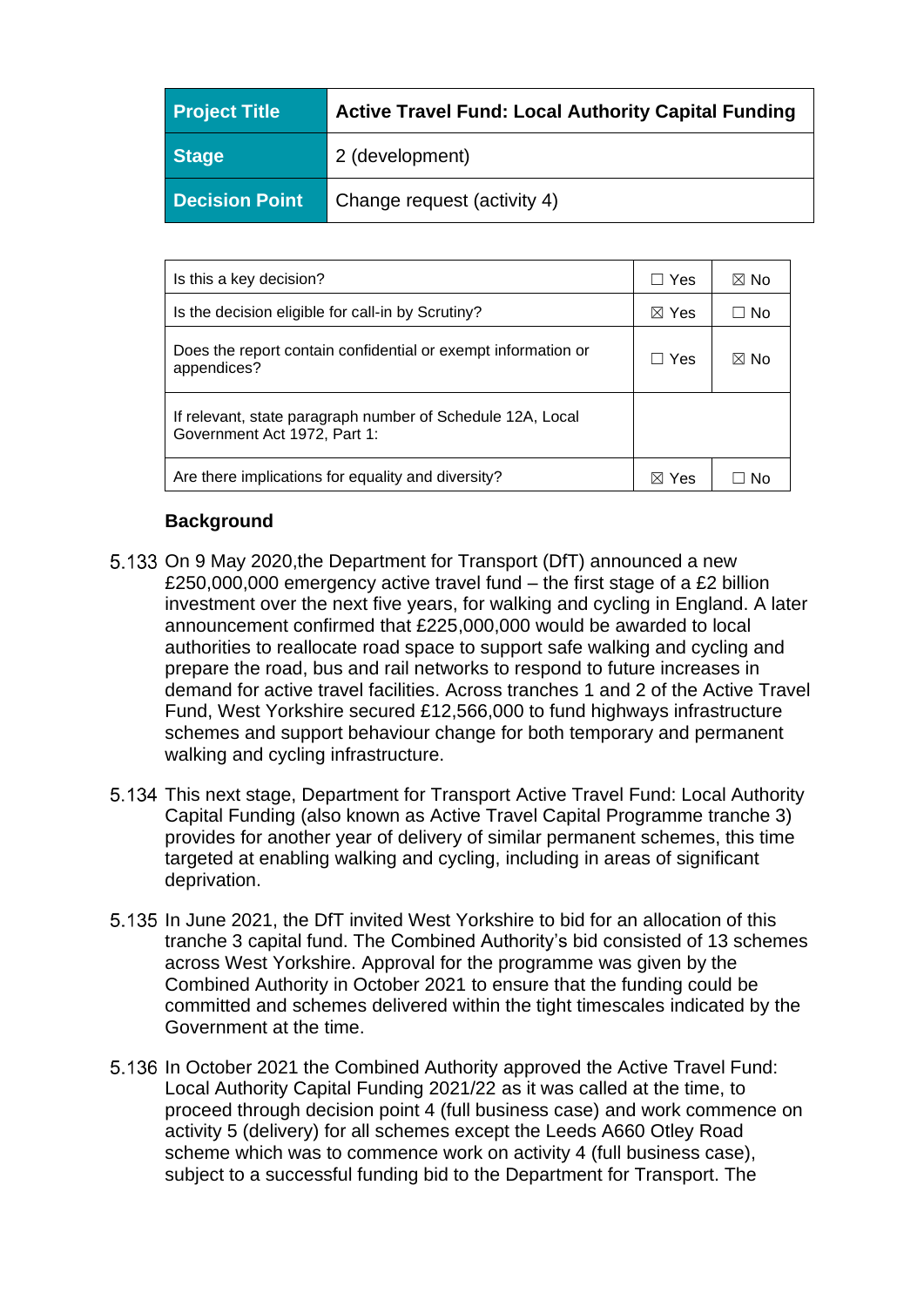| Project Title | Active Travel Fund: Local Authority Capital Funding |
| --- | --- |
| Stage | 2 (development) |
| Decision Point | Change request (activity 4) |

| | | |
| --- | --- | --- |
| Is this a key decision? | ☐ Yes | ☒ No |
| Is the decision eligible for call-in by Scrutiny? | ☒ Yes | ☐ No |
| Does the report contain confidential or exempt information or appendices? | ☐ Yes | ☒ No |
| If relevant, state paragraph number of Schedule 12A, Local Government Act 1972, Part 1: | | |
| Are there implications for equality and diversity? | ☒ Yes | ☐ No |

**Background**

5.133 On 9 May 2020,the Department for Transport (DfT) announced a new £250,000,000 emergency active travel fund – the first stage of a £2 billion investment over the next five years, for walking and cycling in England. A later announcement confirmed that £225,000,000 would be awarded to local authorities to reallocate road space to support safe walking and cycling and prepare the road, bus and rail networks to respond to future increases in demand for active travel facilities. Across tranches 1 and 2 of the Active Travel Fund, West Yorkshire secured £12,566,000 to fund highways infrastructure schemes and support behaviour change for both temporary and permanent walking and cycling infrastructure.

5.134 This next stage, Department for Transport Active Travel Fund: Local Authority Capital Funding (also known as Active Travel Capital Programme tranche 3) provides for another year of delivery of similar permanent schemes, this time targeted at enabling walking and cycling, including in areas of significant deprivation.

5.135 In June 2021, the DfT invited West Yorkshire to bid for an allocation of this tranche 3 capital fund. The Combined Authority's bid consisted of 13 schemes across West Yorkshire. Approval for the programme was given by the Combined Authority in October 2021 to ensure that the funding could be committed and schemes delivered within the tight timescales indicated by the Government at the time.

5.136 In October 2021 the Combined Authority approved the Active Travel Fund: Local Authority Capital Funding 2021/22 as it was called at the time, to proceed through decision point 4 (full business case) and work commence on activity 5 (delivery) for all schemes except the Leeds A660 Otley Road scheme which was to commence work on activity 4 (full business case), subject to a successful funding bid to the Department for Transport. The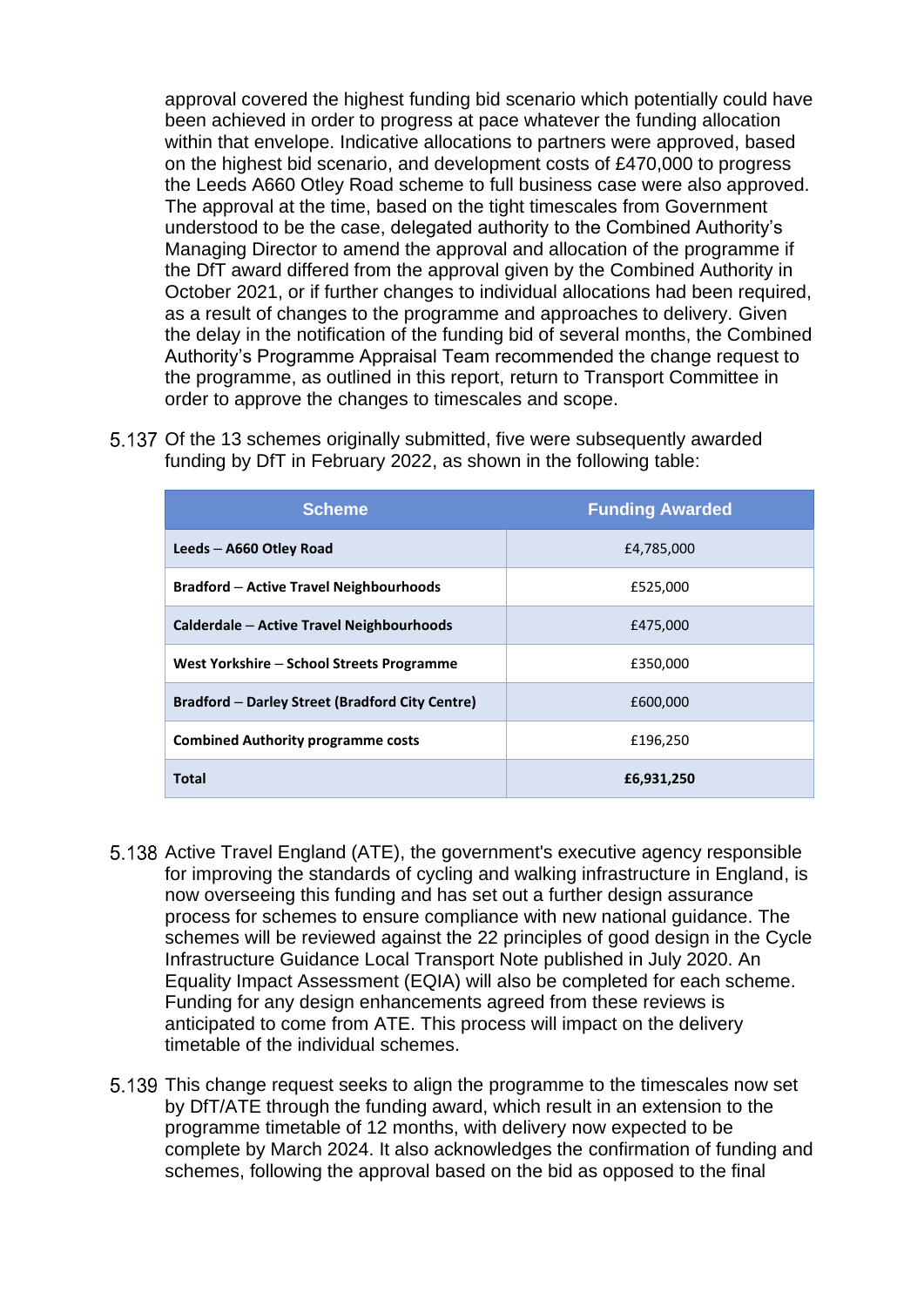approval covered the highest funding bid scenario which potentially could have been achieved in order to progress at pace whatever the funding allocation within that envelope. Indicative allocations to partners were approved, based on the highest bid scenario, and development costs of £470,000 to progress the Leeds A660 Otley Road scheme to full business case were also approved. The approval at the time, based on the tight timescales from Government understood to be the case, delegated authority to the Combined Authority's Managing Director to amend the approval and allocation of the programme if the DfT award differed from the approval given by the Combined Authority in October 2021, or if further changes to individual allocations had been required, as a result of changes to the programme and approaches to delivery. Given the delay in the notification of the funding bid of several months, the Combined Authority's Programme Appraisal Team recommended the change request to the programme, as outlined in this report, return to Transport Committee in order to approve the changes to timescales and scope.

5.137 Of the 13 schemes originally submitted, five were subsequently awarded funding by DfT in February 2022, as shown in the following table:

| Scheme | Funding Awarded |
|---|---|
| **Leeds – A660 Otley Road** | £4,785,000 |
| **Bradford – Active Travel Neighbourhoods** | £525,000 |
| **Calderdale – Active Travel Neighbourhoods** | £475,000 |
| **West Yorkshire – School Streets Programme** | £350,000 |
| **Bradford – Darley Street (Bradford City Centre)** | £600,000 |
| **Combined Authority programme costs** | £196,250 |
| **Total** | **£6,931,250** |

5.138 Active Travel England (ATE), the government's executive agency responsible for improving the standards of cycling and walking infrastructure in England, is now overseeing this funding and has set out a further design assurance process for schemes to ensure compliance with new national guidance. The schemes will be reviewed against the 22 principles of good design in the Cycle Infrastructure Guidance Local Transport Note published in July 2020. An Equality Impact Assessment (EQIA) will also be completed for each scheme. Funding for any design enhancements agreed from these reviews is anticipated to come from ATE. This process will impact on the delivery timetable of the individual schemes.

5.139 This change request seeks to align the programme to the timescales now set by DfT/ATE through the funding award, which result in an extension to the programme timetable of 12 months, with delivery now expected to be complete by March 2024. It also acknowledges the confirmation of funding and schemes, following the approval based on the bid as opposed to the final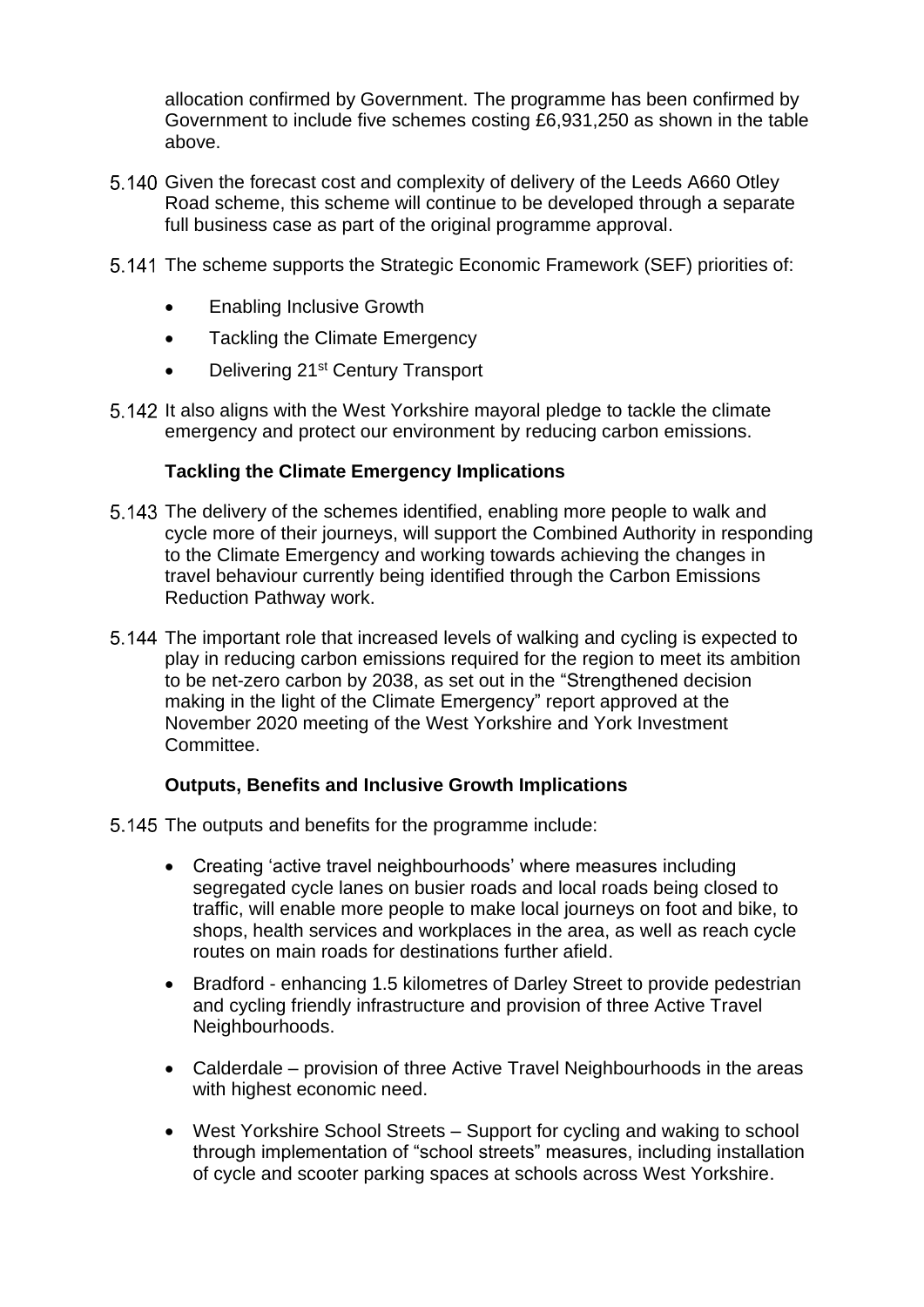allocation confirmed by Government. The programme has been confirmed by Government to include five schemes costing £6,931,250 as shown in the table above.

5.140 Given the forecast cost and complexity of delivery of the Leeds A660 Otley Road scheme, this scheme will continue to be developed through a separate full business case as part of the original programme approval.

5.141 The scheme supports the Strategic Economic Framework (SEF) priorities of:

- Enabling Inclusive Growth
- Tackling the Climate Emergency
- Delivering 21st Century Transport

5.142 It also aligns with the West Yorkshire mayoral pledge to tackle the climate emergency and protect our environment by reducing carbon emissions.

**Tackling the Climate Emergency Implications**

5.143 The delivery of the schemes identified, enabling more people to walk and cycle more of their journeys, will support the Combined Authority in responding to the Climate Emergency and working towards achieving the changes in travel behaviour currently being identified through the Carbon Emissions Reduction Pathway work.

5.144 The important role that increased levels of walking and cycling is expected to play in reducing carbon emissions required for the region to meet its ambition to be net-zero carbon by 2038, as set out in the "Strengthened decision making in the light of the Climate Emergency" report approved at the November 2020 meeting of the West Yorkshire and York Investment Committee.

**Outputs, Benefits and Inclusive Growth Implications**

5.145 The outputs and benefits for the programme include:

- Creating 'active travel neighbourhoods' where measures including segregated cycle lanes on busier roads and local roads being closed to traffic, will enable more people to make local journeys on foot and bike, to shops, health services and workplaces in the area, as well as reach cycle routes on main roads for destinations further afield.
- Bradford - enhancing 1.5 kilometres of Darley Street to provide pedestrian and cycling friendly infrastructure and provision of three Active Travel Neighbourhoods.
- Calderdale – provision of three Active Travel Neighbourhoods in the areas with highest economic need.
- West Yorkshire School Streets – Support for cycling and waking to school through implementation of "school streets" measures, including installation of cycle and scooter parking spaces at schools across West Yorkshire.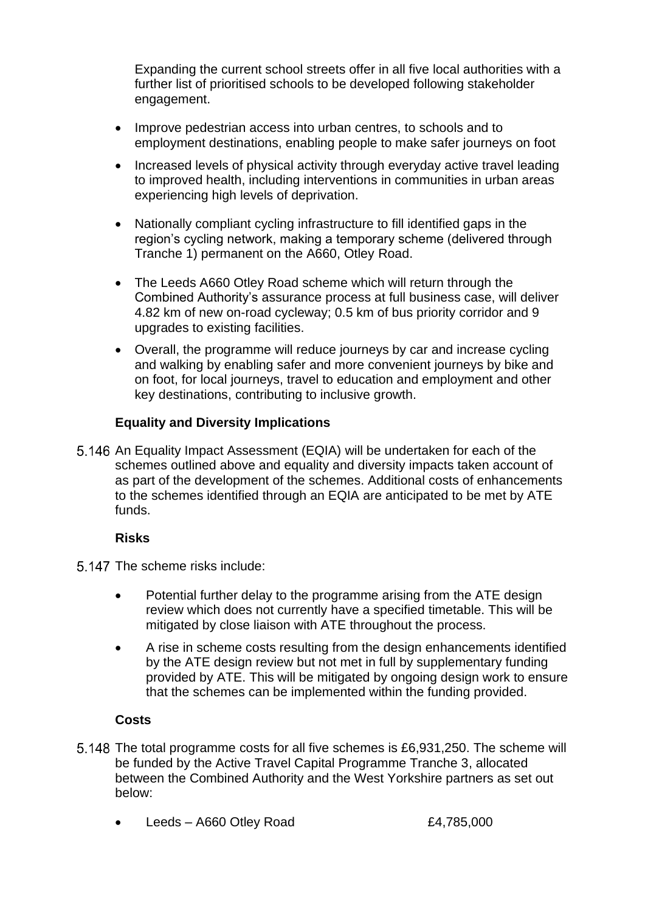Expanding the current school streets offer in all five local authorities with a further list of prioritised schools to be developed following stakeholder engagement.

- Improve pedestrian access into urban centres, to schools and to employment destinations, enabling people to make safer journeys on foot
- Increased levels of physical activity through everyday active travel leading to improved health, including interventions in communities in urban areas experiencing high levels of deprivation.
- Nationally compliant cycling infrastructure to fill identified gaps in the region's cycling network, making a temporary scheme (delivered through Tranche 1) permanent on the A660, Otley Road.
- The Leeds A660 Otley Road scheme which will return through the Combined Authority's assurance process at full business case, will deliver 4.82 km of new on-road cycleway; 0.5 km of bus priority corridor and 9 upgrades to existing facilities.
- Overall, the programme will reduce journeys by car and increase cycling and walking by enabling safer and more convenient journeys by bike and on foot, for local journeys, travel to education and employment and other key destinations, contributing to inclusive growth.

**Equality and Diversity Implications**

5.146 An Equality Impact Assessment (EQIA) will be undertaken for each of the schemes outlined above and equality and diversity impacts taken account of as part of the development of the schemes. Additional costs of enhancements to the schemes identified through an EQIA are anticipated to be met by ATE funds.

**Risks**

5.147 The scheme risks include:

- Potential further delay to the programme arising from the ATE design review which does not currently have a specified timetable. This will be mitigated by close liaison with ATE throughout the process.
- A rise in scheme costs resulting from the design enhancements identified by the ATE design review but not met in full by supplementary funding provided by ATE. This will be mitigated by ongoing design work to ensure that the schemes can be implemented within the funding provided.

**Costs**

5.148 The total programme costs for all five schemes is £6,931,250. The scheme will be funded by the Active Travel Capital Programme Tranche 3, allocated between the Combined Authority and the West Yorkshire partners as set out below:

- Leeds – A660 Otley Road £4,785,000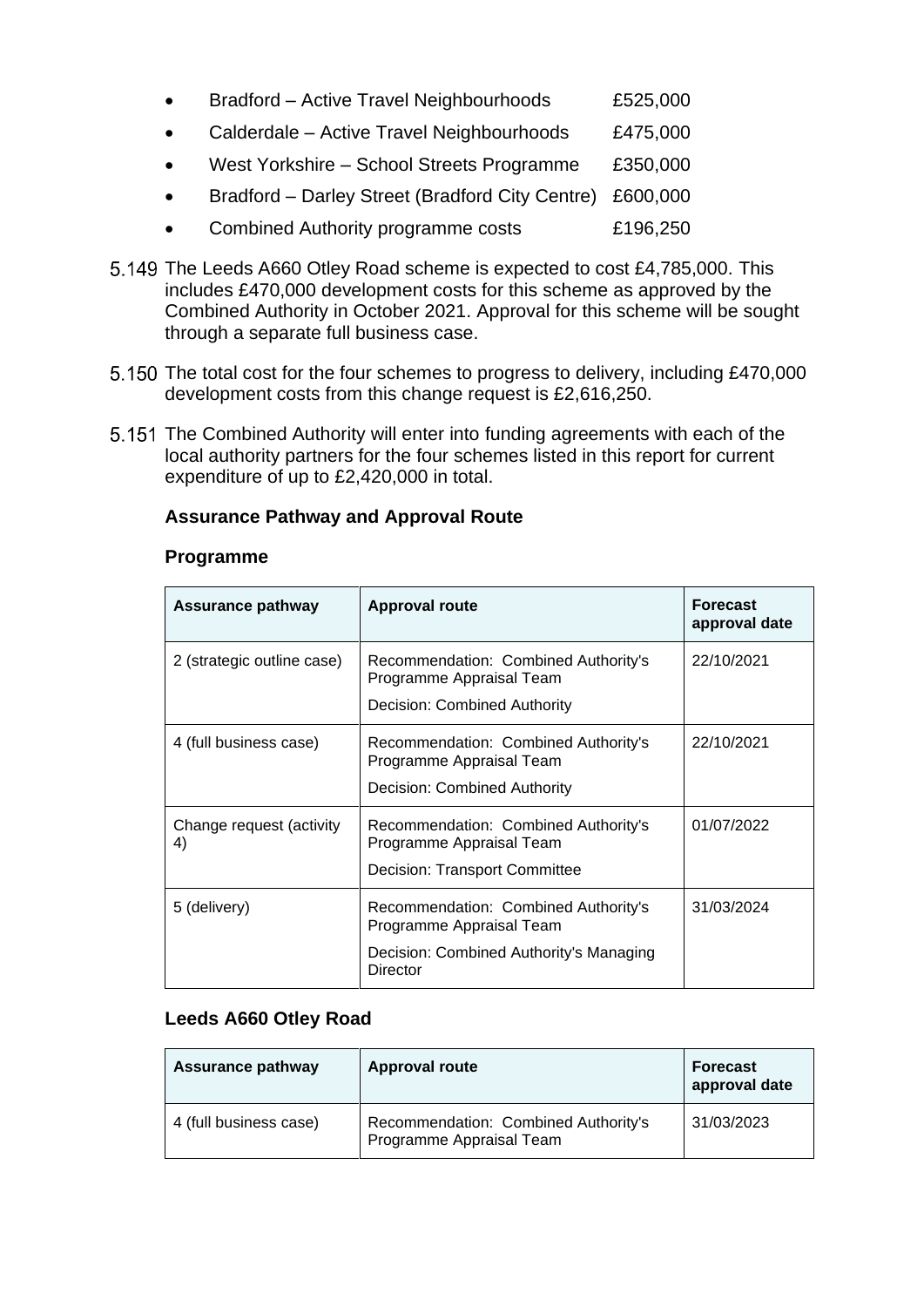- Bradford – Active Travel Neighbourhoods £525,000
- Calderdale – Active Travel Neighbourhoods £475,000
- West Yorkshire – School Streets Programme £350,000
- Bradford – Darley Street (Bradford City Centre) £600,000
- Combined Authority programme costs £196,250

5.149 The Leeds A660 Otley Road scheme is expected to cost £4,785,000. This includes £470,000 development costs for this scheme as approved by the Combined Authority in October 2021. Approval for this scheme will be sought through a separate full business case.

5.150 The total cost for the four schemes to progress to delivery, including £470,000 development costs from this change request is £2,616,250.

5.151 The Combined Authority will enter into funding agreements with each of the local authority partners for the four schemes listed in this report for current expenditure of up to £2,420,000 in total.

**Assurance Pathway and Approval Route**

**Programme**

| Assurance pathway | Approval route | Forecast approval date |
|---|---|---|
| 2 (strategic outline case) | Recommendation: Combined Authority's Programme Appraisal Team<br>Decision: Combined Authority | 22/10/2021 |
| 4 (full business case) | Recommendation: Combined Authority's Programme Appraisal Team<br>Decision: Combined Authority | 22/10/2021 |
| Change request (activity 4) | Recommendation: Combined Authority's Programme Appraisal Team<br>Decision: Transport Committee | 01/07/2022 |
| 5 (delivery) | Recommendation: Combined Authority's Programme Appraisal Team<br>Decision: Combined Authority's Managing Director | 31/03/2024 |

**Leeds A660 Otley Road**

| Assurance pathway | Approval route | Forecast approval date |
|---|---|---|
| 4 (full business case) | Recommendation: Combined Authority's Programme Appraisal Team | 31/03/2023 |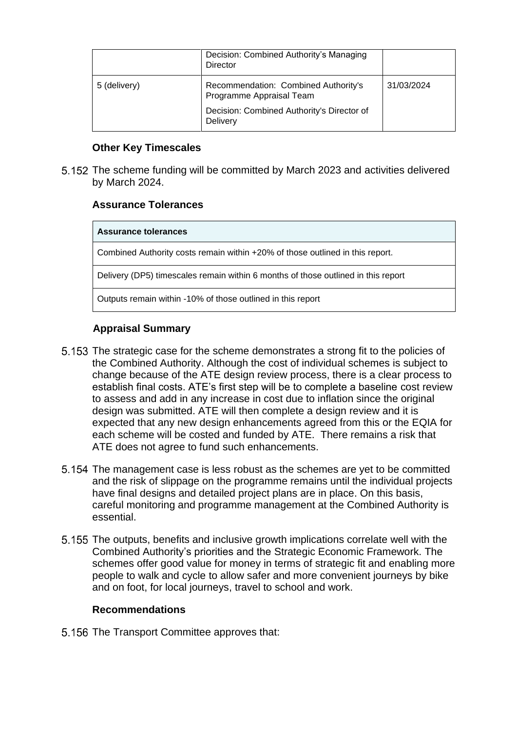| | Decision: Combined Authority's Managing Director | |
|---|---|---|
| 5 (delivery) | Recommendation: Combined Authority's Programme Appraisal Team<br><br>Decision: Combined Authority's Director of Delivery | 31/03/2024 |

**Other Key Timescales**

5.152 The scheme funding will be committed by March 2023 and activities delivered by March 2024.

**Assurance Tolerances**

| Assurance tolerances |
|---|
| Combined Authority costs remain within +20% of those outlined in this report. |
| Delivery (DP5) timescales remain within 6 months of those outlined in this report |
| Outputs remain within -10% of those outlined in this report |

**Appraisal Summary**

5.153 The strategic case for the scheme demonstrates a strong fit to the policies of the Combined Authority. Although the cost of individual schemes is subject to change because of the ATE design review process, there is a clear process to establish final costs. ATE's first step will be to complete a baseline cost review to assess and add in any increase in cost due to inflation since the original design was submitted. ATE will then complete a design review and it is expected that any new design enhancements agreed from this or the EQIA for each scheme will be costed and funded by ATE. There remains a risk that ATE does not agree to fund such enhancements.

5.154 The management case is less robust as the schemes are yet to be committed and the risk of slippage on the programme remains until the individual projects have final designs and detailed project plans are in place. On this basis, careful monitoring and programme management at the Combined Authority is essential.

5.155 The outputs, benefits and inclusive growth implications correlate well with the Combined Authority's priorities and the Strategic Economic Framework. The schemes offer good value for money in terms of strategic fit and enabling more people to walk and cycle to allow safer and more convenient journeys by bike and on foot, for local journeys, travel to school and work.

**Recommendations**

5.156 The Transport Committee approves that: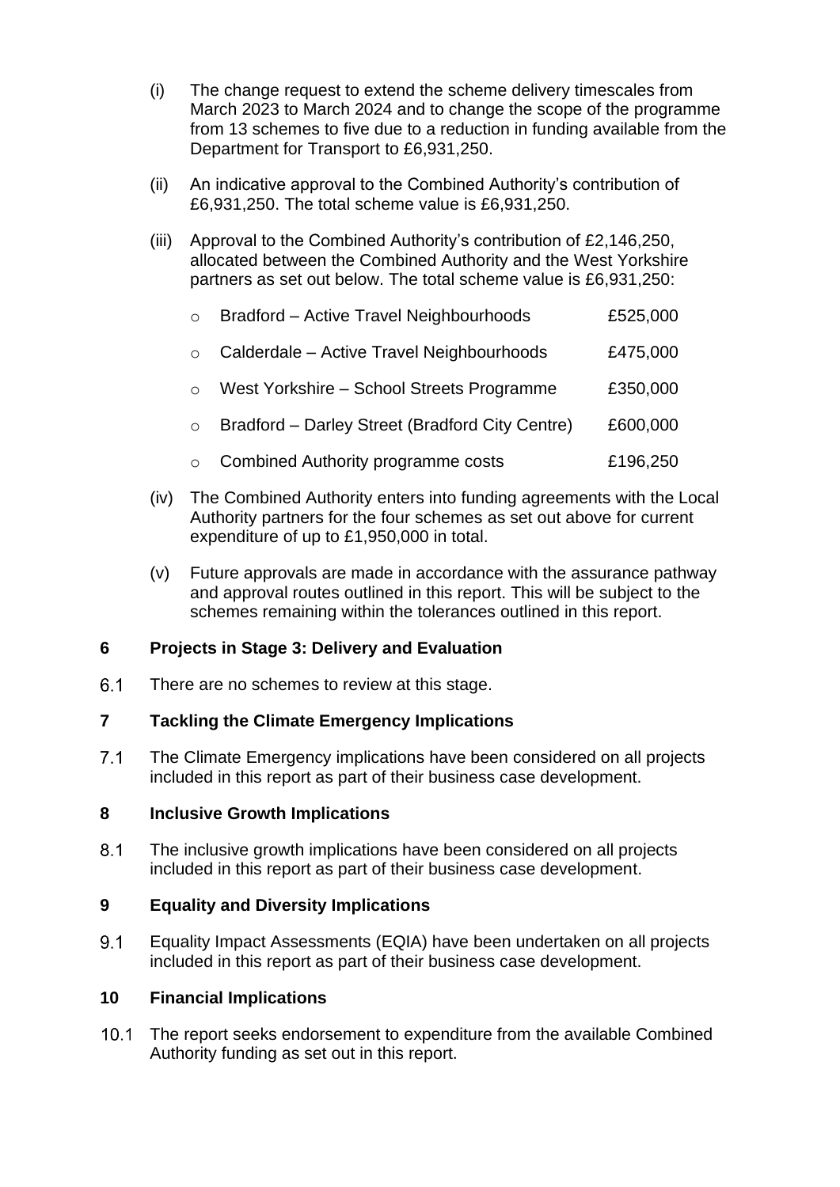(i) The change request to extend the scheme delivery timescales from March 2023 to March 2024 and to change the scope of the programme from 13 schemes to five due to a reduction in funding available from the Department for Transport to £6,931,250.

(ii) An indicative approval to the Combined Authority's contribution of £6,931,250. The total scheme value is £6,931,250.

(iii) Approval to the Combined Authority's contribution of £2,146,250, allocated between the Combined Authority and the West Yorkshire partners as set out below. The total scheme value is £6,931,250:

- Bradford – Active Travel Neighbourhoods £525,000
- Calderdale – Active Travel Neighbourhoods £475,000
- West Yorkshire – School Streets Programme £350,000
- Bradford – Darley Street (Bradford City Centre) £600,000
- Combined Authority programme costs £196,250

(iv) The Combined Authority enters into funding agreements with the Local Authority partners for the four schemes as set out above for current expenditure of up to £1,950,000 in total.

(v) Future approvals are made in accordance with the assurance pathway and approval routes outlined in this report. This will be subject to the schemes remaining within the tolerances outlined in this report.

## 6 Projects in Stage 3: Delivery and Evaluation

6.1 There are no schemes to review at this stage.

## 7 Tackling the Climate Emergency Implications

7.1 The Climate Emergency implications have been considered on all projects included in this report as part of their business case development.

## 8 Inclusive Growth Implications

8.1 The inclusive growth implications have been considered on all projects included in this report as part of their business case development.

## 9 Equality and Diversity Implications

9.1 Equality Impact Assessments (EQIA) have been undertaken on all projects included in this report as part of their business case development.

## 10 Financial Implications

10.1 The report seeks endorsement to expenditure from the available Combined Authority funding as set out in this report.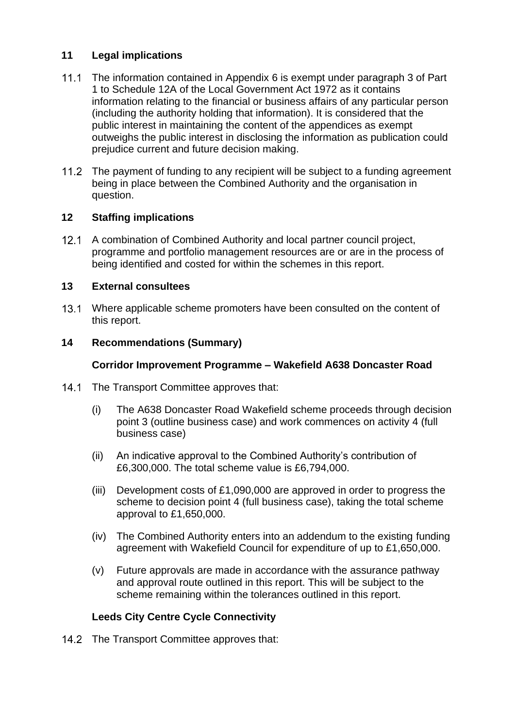## 11 Legal implications

11.1 The information contained in Appendix 6 is exempt under paragraph 3 of Part 1 to Schedule 12A of the Local Government Act 1972 as it contains information relating to the financial or business affairs of any particular person (including the authority holding that information). It is considered that the public interest in maintaining the content of the appendices as exempt outweighs the public interest in disclosing the information as publication could prejudice current and future decision making.

11.2 The payment of funding to any recipient will be subject to a funding agreement being in place between the Combined Authority and the organisation in question.

## 12 Staffing implications

12.1 A combination of Combined Authority and local partner council project, programme and portfolio management resources are or are in the process of being identified and costed for within the schemes in this report.

## 13 External consultees

13.1 Where applicable scheme promoters have been consulted on the content of this report.

## 14 Recommendations (Summary)

### Corridor Improvement Programme – Wakefield A638 Doncaster Road

14.1 The Transport Committee approves that:

(i) The A638 Doncaster Road Wakefield scheme proceeds through decision point 3 (outline business case) and work commences on activity 4 (full business case)

(ii) An indicative approval to the Combined Authority's contribution of £6,300,000. The total scheme value is £6,794,000.

(iii) Development costs of £1,090,000 are approved in order to progress the scheme to decision point 4 (full business case), taking the total scheme approval to £1,650,000.

(iv) The Combined Authority enters into an addendum to the existing funding agreement with Wakefield Council for expenditure of up to £1,650,000.

(v) Future approvals are made in accordance with the assurance pathway and approval route outlined in this report. This will be subject to the scheme remaining within the tolerances outlined in this report.

### Leeds City Centre Cycle Connectivity

14.2 The Transport Committee approves that: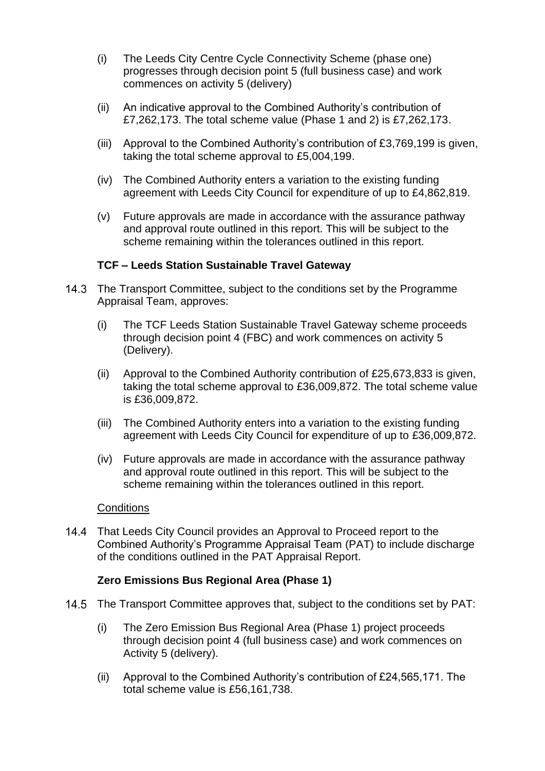(i) The Leeds City Centre Cycle Connectivity Scheme (phase one) progresses through decision point 5 (full business case) and work commences on activity 5 (delivery)

(ii) An indicative approval to the Combined Authority's contribution of £7,262,173. The total scheme value (Phase 1 and 2) is £7,262,173.

(iii) Approval to the Combined Authority's contribution of £3,769,199 is given, taking the total scheme approval to £5,004,199.

(iv) The Combined Authority enters a variation to the existing funding agreement with Leeds City Council for expenditure of up to £4,862,819.

(v) Future approvals are made in accordance with the assurance pathway and approval route outlined in this report. This will be subject to the scheme remaining within the tolerances outlined in this report.

**TCF – Leeds Station Sustainable Travel Gateway**

14.3 The Transport Committee, subject to the conditions set by the Programme Appraisal Team, approves:

(i) The TCF Leeds Station Sustainable Travel Gateway scheme proceeds through decision point 4 (FBC) and work commences on activity 5 (Delivery).

(ii) Approval to the Combined Authority contribution of £25,673,833 is given, taking the total scheme approval to £36,009,872. The total scheme value is £36,009,872.

(iii) The Combined Authority enters into a variation to the existing funding agreement with Leeds City Council for expenditure of up to £36,009,872.

(iv) Future approvals are made in accordance with the assurance pathway and approval route outlined in this report. This will be subject to the scheme remaining within the tolerances outlined in this report.

Conditions

14.4 That Leeds City Council provides an Approval to Proceed report to the Combined Authority's Programme Appraisal Team (PAT) to include discharge of the conditions outlined in the PAT Appraisal Report.

**Zero Emissions Bus Regional Area (Phase 1)**

14.5 The Transport Committee approves that, subject to the conditions set by PAT:

(i) The Zero Emission Bus Regional Area (Phase 1) project proceeds through decision point 4 (full business case) and work commences on Activity 5 (delivery).

(ii) Approval to the Combined Authority's contribution of £24,565,171. The total scheme value is £56,161,738.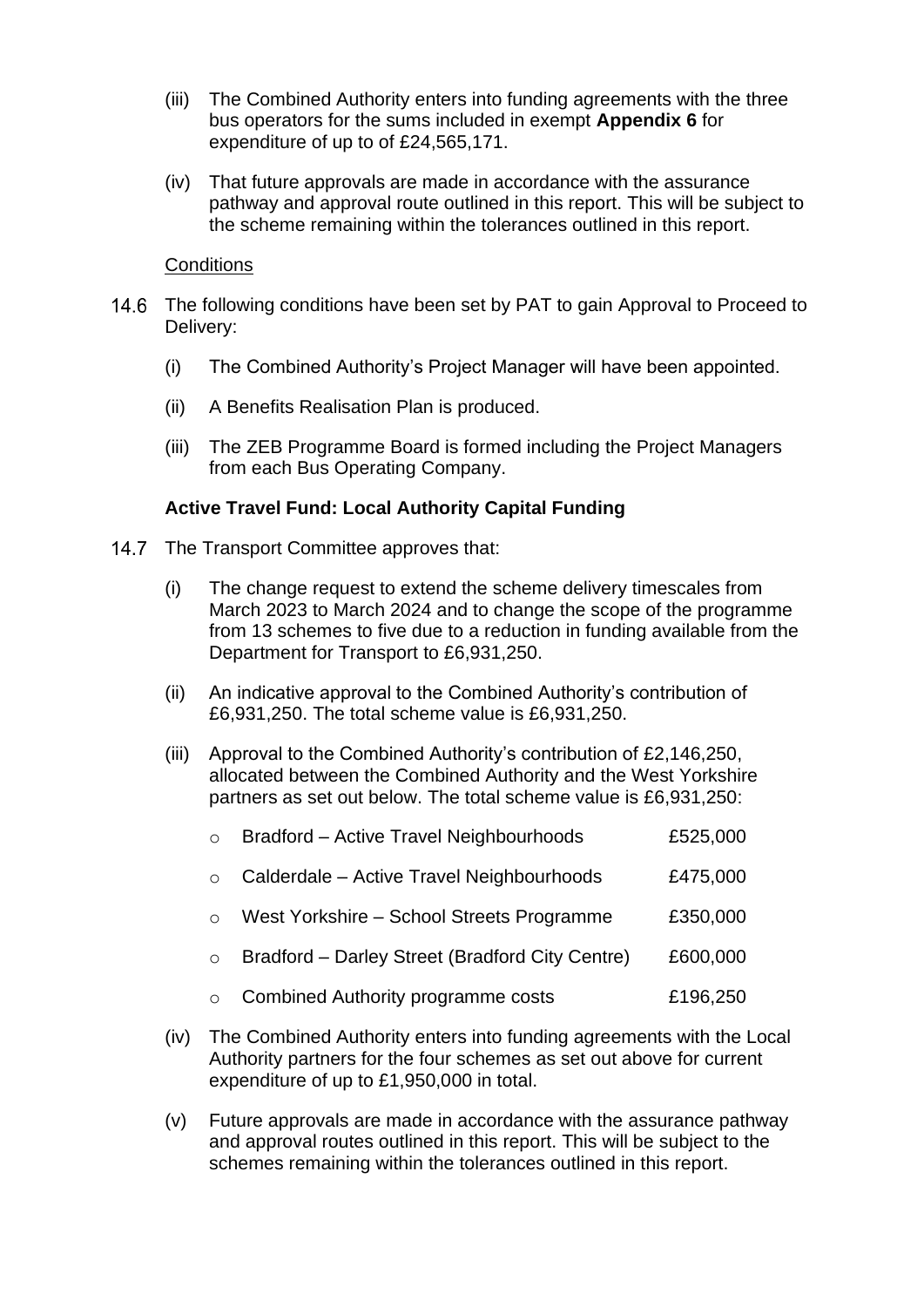(iii) The Combined Authority enters into funding agreements with the three bus operators for the sums included in exempt **Appendix 6** for expenditure of up to of £24,565,171.

(iv) That future approvals are made in accordance with the assurance pathway and approval route outlined in this report. This will be subject to the scheme remaining within the tolerances outlined in this report.

Conditions

14.6 The following conditions have been set by PAT to gain Approval to Proceed to Delivery:

(i) The Combined Authority's Project Manager will have been appointed.

(ii) A Benefits Realisation Plan is produced.

(iii) The ZEB Programme Board is formed including the Project Managers from each Bus Operating Company.

**Active Travel Fund: Local Authority Capital Funding**

14.7 The Transport Committee approves that:

(i) The change request to extend the scheme delivery timescales from March 2023 to March 2024 and to change the scope of the programme from 13 schemes to five due to a reduction in funding available from the Department for Transport to £6,931,250.

(ii) An indicative approval to the Combined Authority's contribution of £6,931,250. The total scheme value is £6,931,250.

(iii) Approval to the Combined Authority's contribution of £2,146,250, allocated between the Combined Authority and the West Yorkshire partners as set out below. The total scheme value is £6,931,250:

- Bradford – Active Travel Neighbourhoods £525,000
- Calderdale – Active Travel Neighbourhoods £475,000
- West Yorkshire – School Streets Programme £350,000
- Bradford – Darley Street (Bradford City Centre) £600,000
- Combined Authority programme costs £196,250

(iv) The Combined Authority enters into funding agreements with the Local Authority partners for the four schemes as set out above for current expenditure of up to £1,950,000 in total.

(v) Future approvals are made in accordance with the assurance pathway and approval routes outlined in this report. This will be subject to the schemes remaining within the tolerances outlined in this report.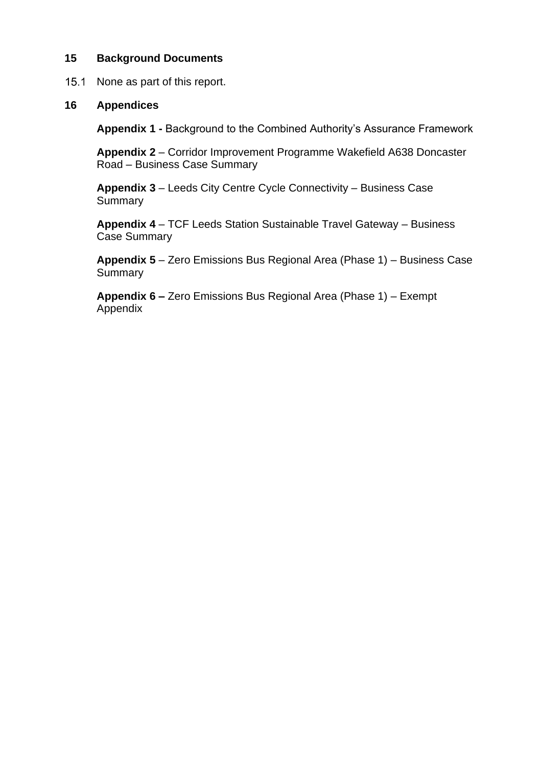## 15 Background Documents

15.1 None as part of this report.

## 16 Appendices

**Appendix 1 -** Background to the Combined Authority's Assurance Framework

**Appendix 2** – Corridor Improvement Programme Wakefield A638 Doncaster Road – Business Case Summary

**Appendix 3** – Leeds City Centre Cycle Connectivity – Business Case Summary

**Appendix 4** – TCF Leeds Station Sustainable Travel Gateway – Business Case Summary

**Appendix 5** – Zero Emissions Bus Regional Area (Phase 1) – Business Case Summary

**Appendix 6 –** Zero Emissions Bus Regional Area (Phase 1) – Exempt Appendix